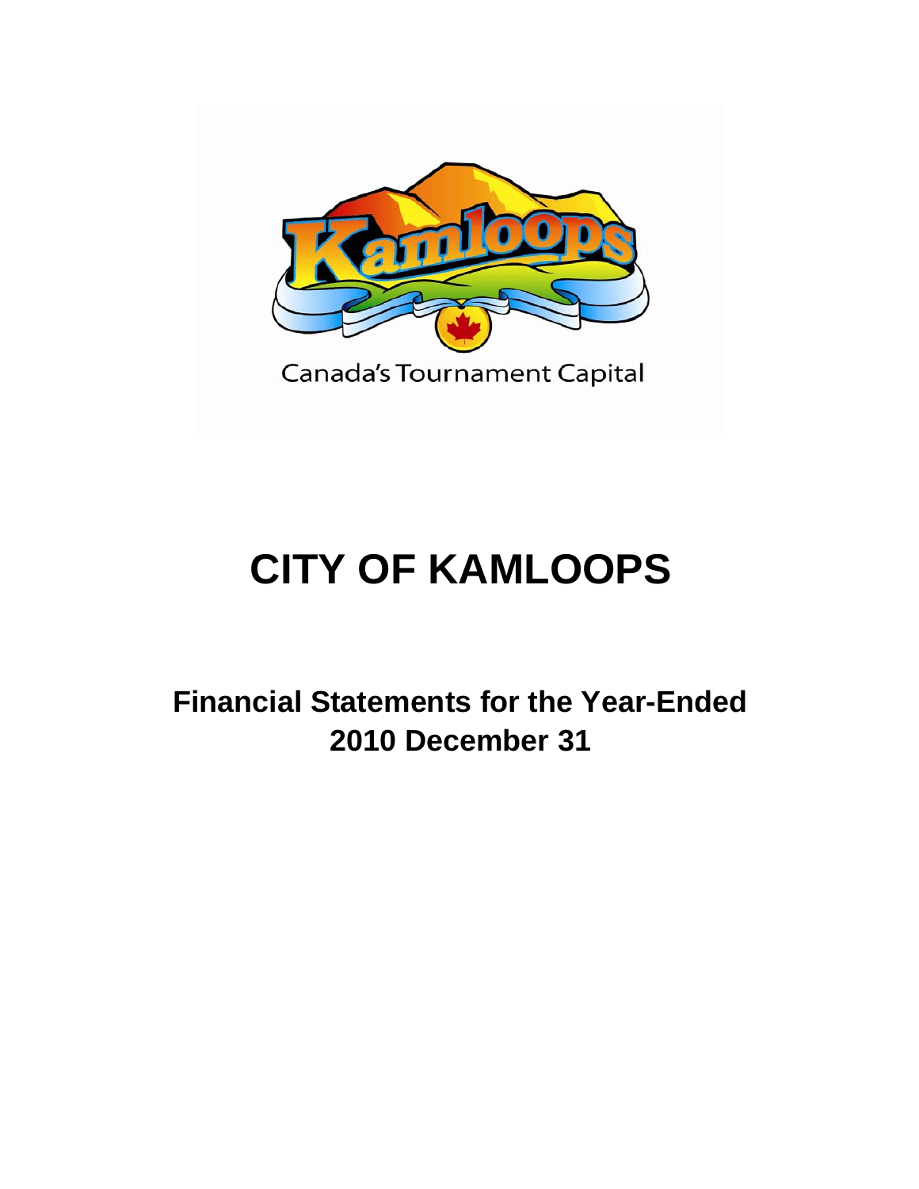Canada's Tournament Capital

# CITY OF KAMLOOPS

## Financial Statements for the Year-Ended 2010 December 31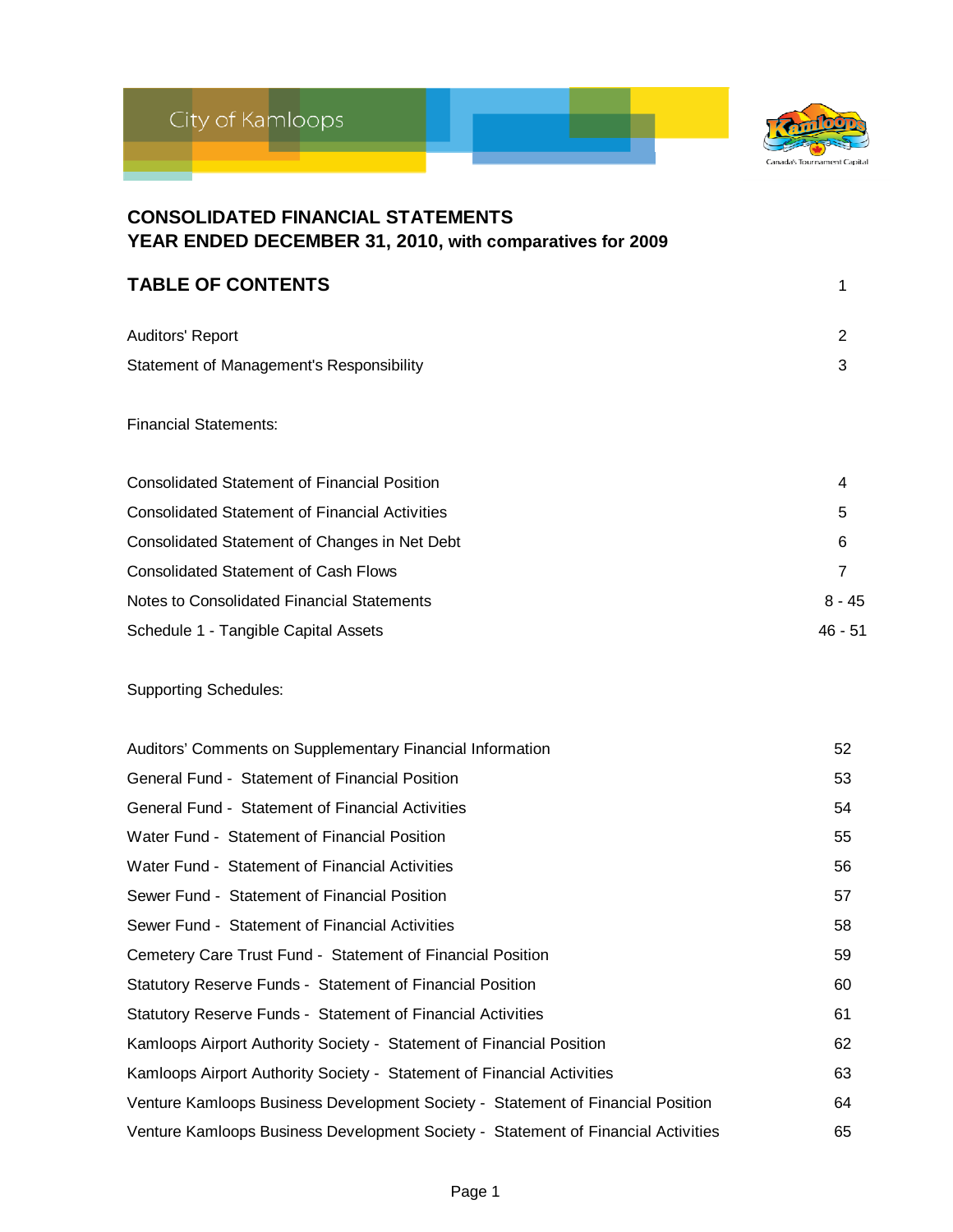City of Kamloops

# CONSOLIDATED FINANCIAL STATEMENTS
## YEAR ENDED DECEMBER 31, 2010, with comparatives for 2009

## TABLE OF CONTENTS 1

| | |
|---|---|
| Auditors' Report | 2 |
| Statement of Management's Responsibility | 3 |

Financial Statements:

| | |
|---|---|
| Consolidated Statement of Financial Position | 4 |
| Consolidated Statement of Financial Activities | 5 |
| Consolidated Statement of Changes in Net Debt | 6 |
| Consolidated Statement of Cash Flows | 7 |
| Notes to Consolidated Financial Statements | 8 - 45 |
| Schedule 1 - Tangible Capital Assets | 46 - 51 |

Supporting Schedules:

| | |
|---|---|
| Auditors' Comments on Supplementary Financial Information | 52 |
| General Fund - Statement of Financial Position | 53 |
| General Fund - Statement of Financial Activities | 54 |
| Water Fund - Statement of Financial Position | 55 |
| Water Fund - Statement of Financial Activities | 56 |
| Sewer Fund - Statement of Financial Position | 57 |
| Sewer Fund - Statement of Financial Activities | 58 |
| Cemetery Care Trust Fund - Statement of Financial Position | 59 |
| Statutory Reserve Funds - Statement of Financial Position | 60 |
| Statutory Reserve Funds - Statement of Financial Activities | 61 |
| Kamloops Airport Authority Society - Statement of Financial Position | 62 |
| Kamloops Airport Authority Society - Statement of Financial Activities | 63 |
| Venture Kamloops Business Development Society - Statement of Financial Position | 64 |
| Venture Kamloops Business Development Society - Statement of Financial Activities | 65 |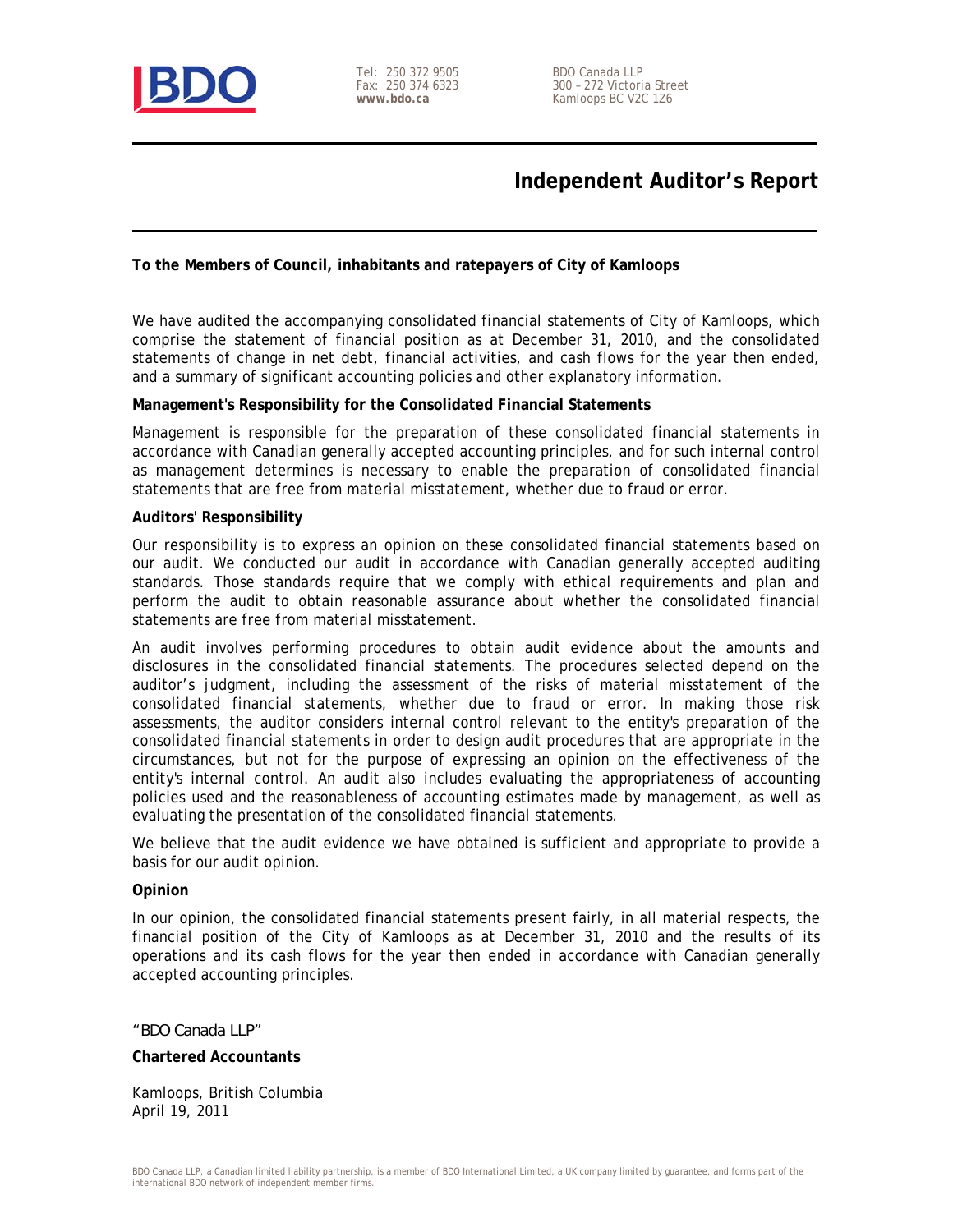Tel: 250 372 9505
Fax: 250 374 6323
**www.bdo.ca**

BDO Canada LLP
300 – 272 Victoria Street
Kamloops BC V2C 1Z6

# Independent Auditor's Report

**To the Members of Council, inhabitants and ratepayers of City of Kamloops**

We have audited the accompanying consolidated financial statements of City of Kamloops, which comprise the statement of financial position as at December 31, 2010, and the consolidated statements of change in net debt, financial activities, and cash flows for the year then ended, and a summary of significant accounting policies and other explanatory information.

**Management's Responsibility for the Consolidated Financial Statements**

Management is responsible for the preparation of these consolidated financial statements in accordance with Canadian generally accepted accounting principles, and for such internal control as management determines is necessary to enable the preparation of consolidated financial statements that are free from material misstatement, whether due to fraud or error.

**Auditors' Responsibility**

Our responsibility is to express an opinion on these consolidated financial statements based on our audit. We conducted our audit in accordance with Canadian generally accepted auditing standards. Those standards require that we comply with ethical requirements and plan and perform the audit to obtain reasonable assurance about whether the consolidated financial statements are free from material misstatement.

An audit involves performing procedures to obtain audit evidence about the amounts and disclosures in the consolidated financial statements. The procedures selected depend on the auditor's judgment, including the assessment of the risks of material misstatement of the consolidated financial statements, whether due to fraud or error. In making those risk assessments, the auditor considers internal control relevant to the entity's preparation of the consolidated financial statements in order to design audit procedures that are appropriate in the circumstances, but not for the purpose of expressing an opinion on the effectiveness of the entity's internal control. An audit also includes evaluating the appropriateness of accounting policies used and the reasonableness of accounting estimates made by management, as well as evaluating the presentation of the consolidated financial statements.

We believe that the audit evidence we have obtained is sufficient and appropriate to provide a basis for our audit opinion.

**Opinion**

In our opinion, the consolidated financial statements present fairly, in all material respects, the financial position of the City of Kamloops as at December 31, 2010 and the results of its operations and its cash flows for the year then ended in accordance with Canadian generally accepted accounting principles.

"BDO Canada LLP"

**Chartered Accountants**

Kamloops, British Columbia
April 19, 2011

BDO Canada LLP, a Canadian limited liability partnership, is a member of BDO International Limited, a UK company limited by guarantee, and forms part of the international BDO network of independent member firms.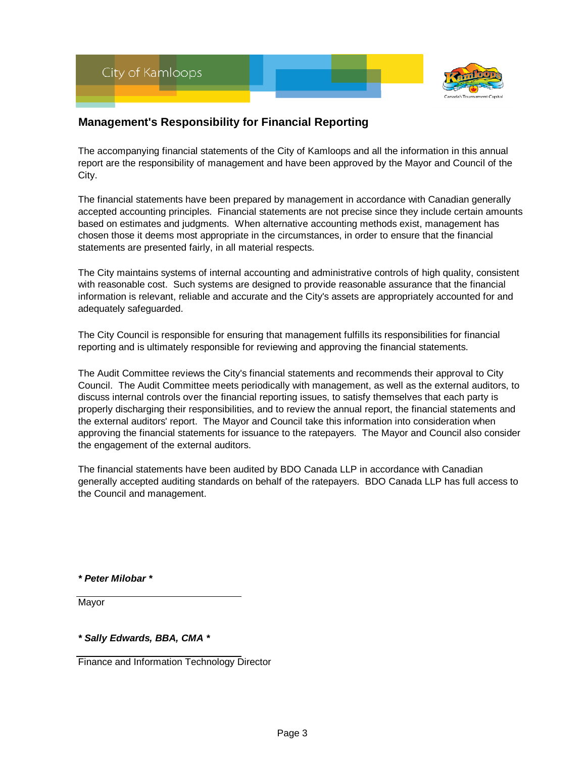City of Kamloops

## Management's Responsibility for Financial Reporting

The accompanying financial statements of the City of Kamloops and all the information in this annual report are the responsibility of management and have been approved by the Mayor and Council of the City.

The financial statements have been prepared by management in accordance with Canadian generally accepted accounting principles. Financial statements are not precise since they include certain amounts based on estimates and judgments. When alternative accounting methods exist, management has chosen those it deems most appropriate in the circumstances, in order to ensure that the financial statements are presented fairly, in all material respects.

The City maintains systems of internal accounting and administrative controls of high quality, consistent with reasonable cost. Such systems are designed to provide reasonable assurance that the financial information is relevant, reliable and accurate and the City's assets are appropriately accounted for and adequately safeguarded.

The City Council is responsible for ensuring that management fulfills its responsibilities for financial reporting and is ultimately responsible for reviewing and approving the financial statements.

The Audit Committee reviews the City's financial statements and recommends their approval to City Council. The Audit Committee meets periodically with management, as well as the external auditors, to discuss internal controls over the financial reporting issues, to satisfy themselves that each party is properly discharging their responsibilities, and to review the annual report, the financial statements and the external auditors' report. The Mayor and Council take this information into consideration when approving the financial statements for issuance to the ratepayers. The Mayor and Council also consider the engagement of the external auditors.

The financial statements have been audited by BDO Canada LLP in accordance with Canadian generally accepted auditing standards on behalf of the ratepayers. BDO Canada LLP has full access to the Council and management.

***\* Peter Milobar \****

Mayor

***\* Sally Edwards, BBA, CMA \****

Finance and Information Technology Director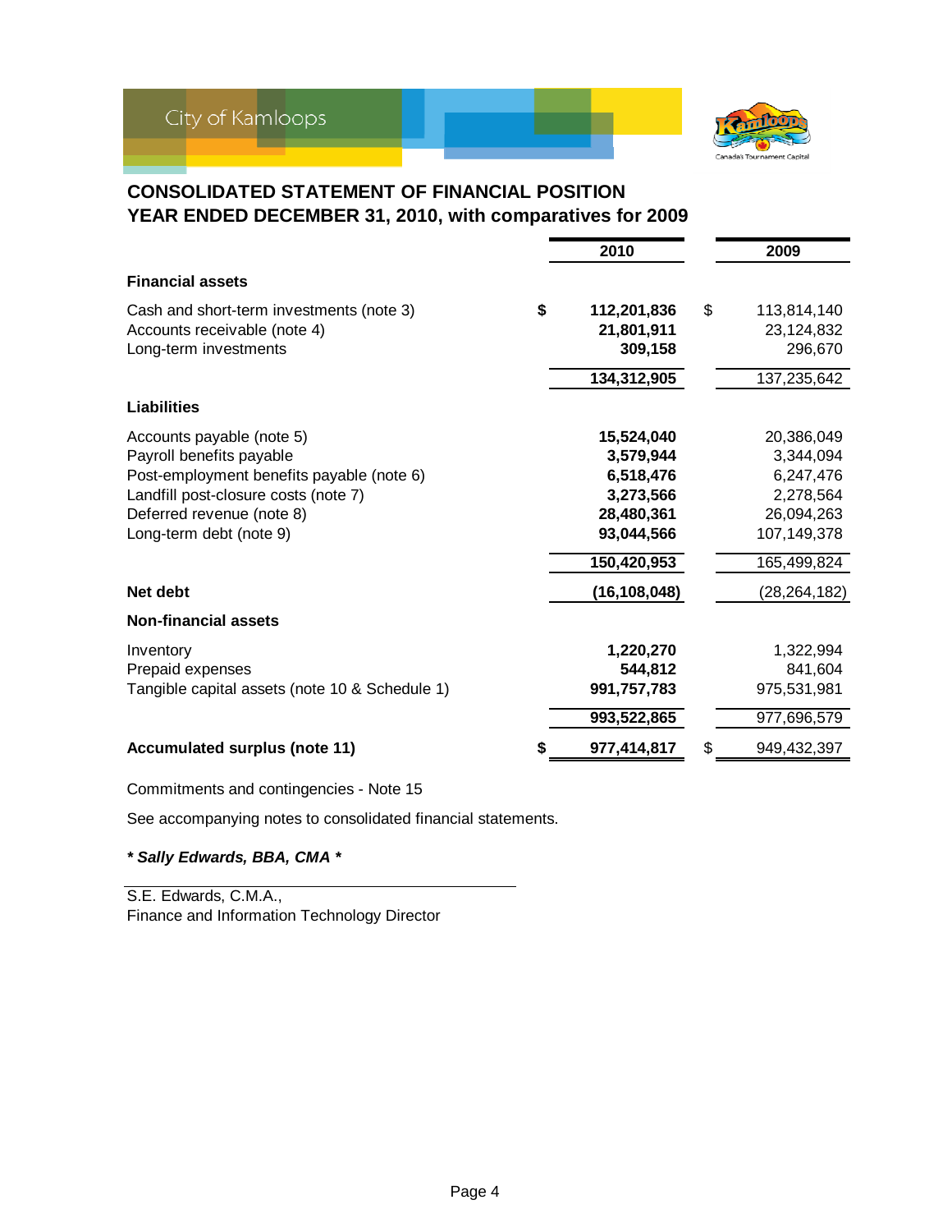City of Kamloops

## CONSOLIDATED STATEMENT OF FINANCIAL POSITION
## YEAR ENDED DECEMBER 31, 2010, with comparatives for 2009

| | 2010 | 2009 |
|---|---|---|
| **Financial assets** | | |
| Cash and short-term investments (note 3) | **$ 112,201,836** | $ 113,814,140 |
| Accounts receivable (note 4) | **21,801,911** | 23,124,832 |
| Long-term investments | **309,158** | 296,670 |
| | **134,312,905** | 137,235,642 |
| **Liabilities** | | |
| Accounts payable (note 5) | **15,524,040** | 20,386,049 |
| Payroll benefits payable | **3,579,944** | 3,344,094 |
| Post-employment benefits payable (note 6) | **6,518,476** | 6,247,476 |
| Landfill post-closure costs (note 7) | **3,273,566** | 2,278,564 |
| Deferred revenue (note 8) | **28,480,361** | 26,094,263 |
| Long-term debt (note 9) | **93,044,566** | 107,149,378 |
| | **150,420,953** | 165,499,824 |
| **Net debt** | **(16,108,048)** | (28,264,182) |
| **Non-financial assets** | | |
| Inventory | **1,220,270** | 1,322,994 |
| Prepaid expenses | **544,812** | 841,604 |
| Tangible capital assets (note 10 & Schedule 1) | **991,757,783** | 975,531,981 |
| | **993,522,865** | 977,696,579 |
| **Accumulated surplus (note 11)** | **$ 977,414,817** | $ 949,432,397 |

Commitments and contingencies - Note 15

See accompanying notes to consolidated financial statements.

***\* Sally Edwards, BBA, CMA \****

S.E. Edwards, C.M.A.,
Finance and Information Technology Director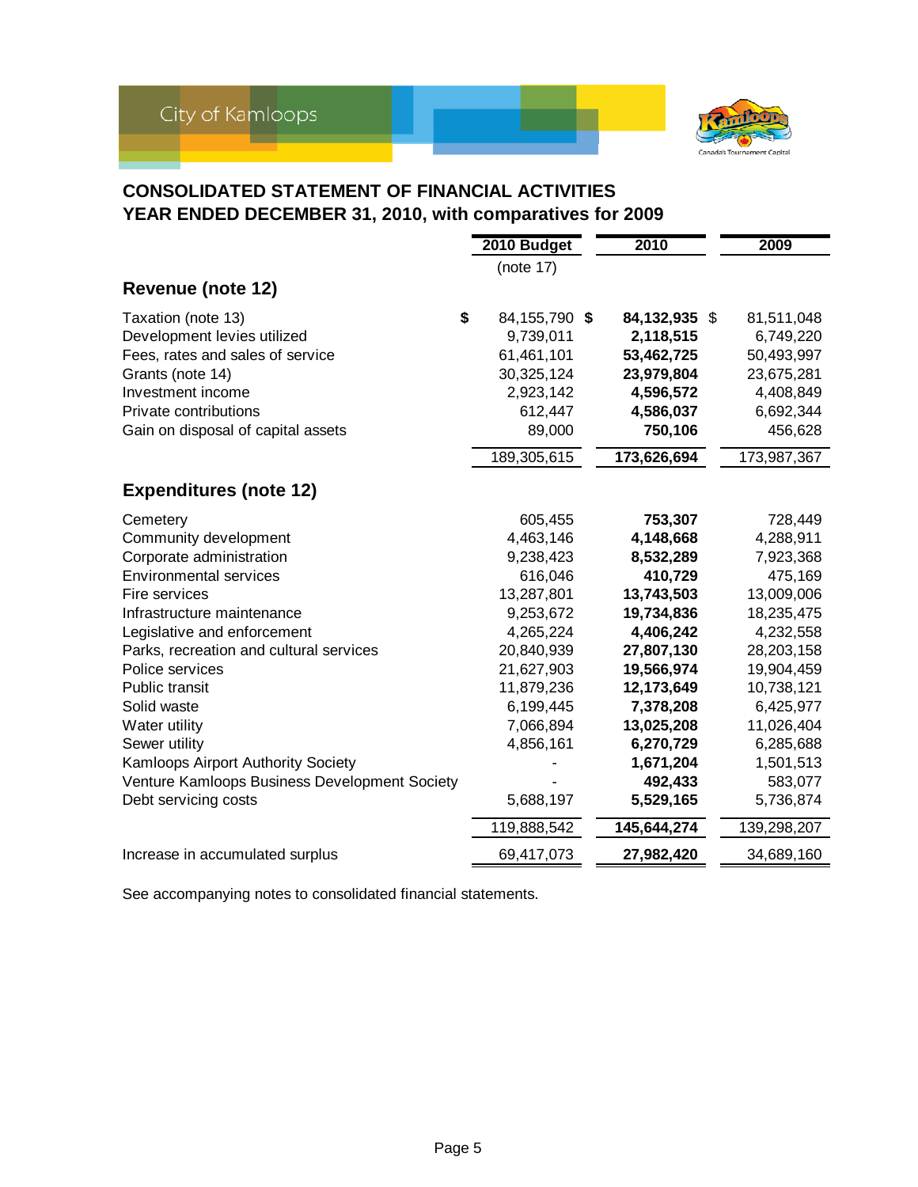City of Kamloops

# CONSOLIDATED STATEMENT OF FINANCIAL ACTIVITIES
## YEAR ENDED DECEMBER 31, 2010, with comparatives for 2009

| | 2010 Budget | 2010 | 2009 |
|---|---|---|---|
| | (note 17) | | |
| **Revenue (note 12)** | | | |
| Taxation (note 13) | $ 84,155,790 | $ **84,132,935** | $ 81,511,048 |
| Development levies utilized | 9,739,011 | **2,118,515** | 6,749,220 |
| Fees, rates and sales of service | 61,461,101 | **53,462,725** | 50,493,997 |
| Grants (note 14) | 30,325,124 | **23,979,804** | 23,675,281 |
| Investment income | 2,923,142 | **4,596,572** | 4,408,849 |
| Private contributions | 612,447 | **4,586,037** | 6,692,344 |
| Gain on disposal of capital assets | 89,000 | **750,106** | 456,628 |
| | 189,305,615 | **173,626,694** | 173,987,367 |
| **Expenditures (note 12)** | | | |
| Cemetery | 605,455 | **753,307** | 728,449 |
| Community development | 4,463,146 | **4,148,668** | 4,288,911 |
| Corporate administration | 9,238,423 | **8,532,289** | 7,923,368 |
| Environmental services | 616,046 | **410,729** | 475,169 |
| Fire services | 13,287,801 | **13,743,503** | 13,009,006 |
| Infrastructure maintenance | 9,253,672 | **19,734,836** | 18,235,475 |
| Legislative and enforcement | 4,265,224 | **4,406,242** | 4,232,558 |
| Parks, recreation and cultural services | 20,840,939 | **27,807,130** | 28,203,158 |
| Police services | 21,627,903 | **19,566,974** | 19,904,459 |
| Public transit | 11,879,236 | **12,173,649** | 10,738,121 |
| Solid waste | 6,199,445 | **7,378,208** | 6,425,977 |
| Water utility | 7,066,894 | **13,025,208** | 11,026,404 |
| Sewer utility | 4,856,161 | **6,270,729** | 6,285,688 |
| Kamloops Airport Authority Society | - | **1,671,204** | 1,501,513 |
| Venture Kamloops Business Development Society | - | **492,433** | 583,077 |
| Debt servicing costs | 5,688,197 | **5,529,165** | 5,736,874 |
| | 119,888,542 | **145,644,274** | 139,298,207 |
| Increase in accumulated surplus | 69,417,073 | **27,982,420** | 34,689,160 |

See accompanying notes to consolidated financial statements.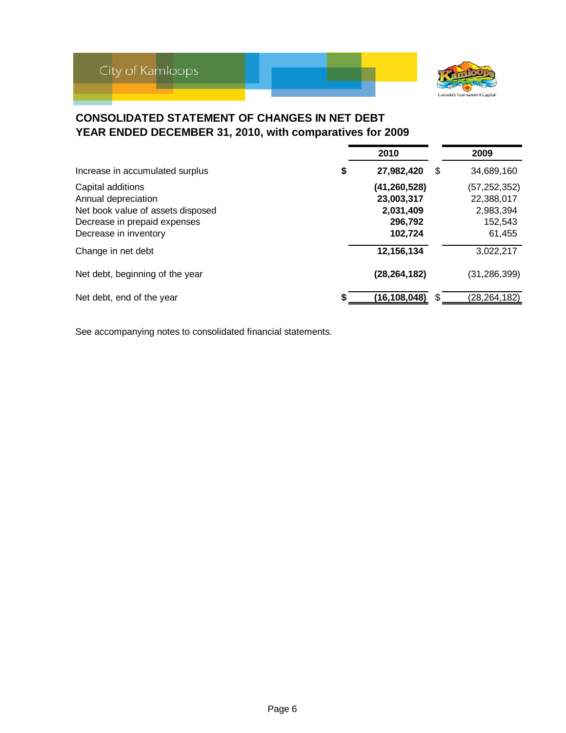City of Kamloops

## CONSOLIDATED STATEMENT OF CHANGES IN NET DEBT
## YEAR ENDED DECEMBER 31, 2010, with comparatives for 2009

| | 2010 | 2009 |
|---|---|---|
| Increase in accumulated surplus | **$ 27,982,420** | $ 34,689,160 |
| Capital additions | **(41,260,528)** | (57,252,352) |
| Annual depreciation | **23,003,317** | 22,388,017 |
| Net book value of assets disposed | **2,031,409** | 2,983,394 |
| Decrease in prepaid expenses | **296,792** | 152,543 |
| Decrease in inventory | **102,724** | 61,455 |
| Change in net debt | **12,156,134** | 3,022,217 |
| Net debt, beginning of the year | **(28,264,182)** | (31,286,399) |
| Net debt, end of the year | **$ (16,108,048)** | $ (28,264,182) |

See accompanying notes to consolidated financial statements.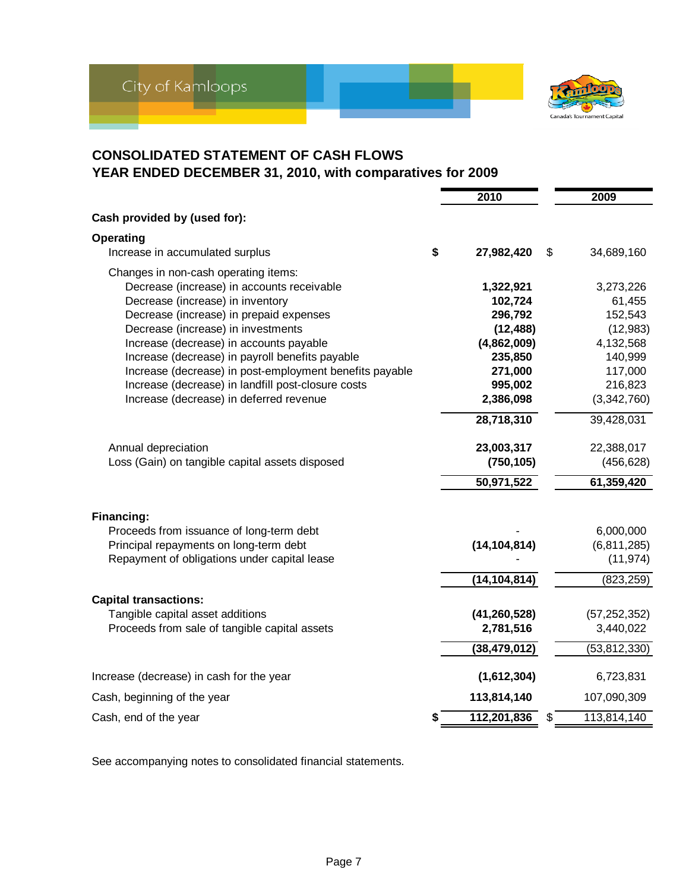# CONSOLIDATED STATEMENT OF CASH FLOWS
## YEAR ENDED DECEMBER 31, 2010, with comparatives for 2009

| | 2010 | 2009 |
|---|---|---|
| **Cash provided by (used for):** | | |
| **Operating** | | |
| Increase in accumulated surplus | $ **27,982,420** | $ 34,689,160 |
| Changes in non-cash operating items: | | |
| Decrease (increase) in accounts receivable | **1,322,921** | 3,273,226 |
| Decrease (increase) in inventory | **102,724** | 61,455 |
| Decrease (increase) in prepaid expenses | **296,792** | 152,543 |
| Decrease (increase) in investments | **(12,488)** | (12,983) |
| Increase (decrease) in accounts payable | **(4,862,009)** | 4,132,568 |
| Increase (decrease) in payroll benefits payable | **235,850** | 140,999 |
| Increase (decrease) in post-employment benefits payable | **271,000** | 117,000 |
| Increase (decrease) in landfill post-closure costs | **995,002** | 216,823 |
| Increase (decrease) in deferred revenue | **2,386,098** | (3,342,760) |
| | **28,718,310** | 39,428,031 |
| Annual depreciation | **23,003,317** | 22,388,017 |
| Loss (Gain) on tangible capital assets disposed | **(750,105)** | (456,628) |
| | **50,971,522** | **61,359,420** |
| **Financing:** | | |
| Proceeds from issuance of long-term debt | - | 6,000,000 |
| Principal repayments on long-term debt | **(14,104,814)** | (6,811,285) |
| Repayment of obligations under capital lease | - | (11,974) |
| | **(14,104,814)** | (823,259) |
| **Capital transactions:** | | |
| Tangible capital asset additions | **(41,260,528)** | (57,252,352) |
| Proceeds from sale of tangible capital assets | **2,781,516** | 3,440,022 |
| | **(38,479,012)** | (53,812,330) |
| Increase (decrease) in cash for the year | **(1,612,304)** | 6,723,831 |
| Cash, beginning of the year | **113,814,140** | 107,090,309 |
| Cash, end of the year | $ **112,201,836** | $ 113,814,140 |

See accompanying notes to consolidated financial statements.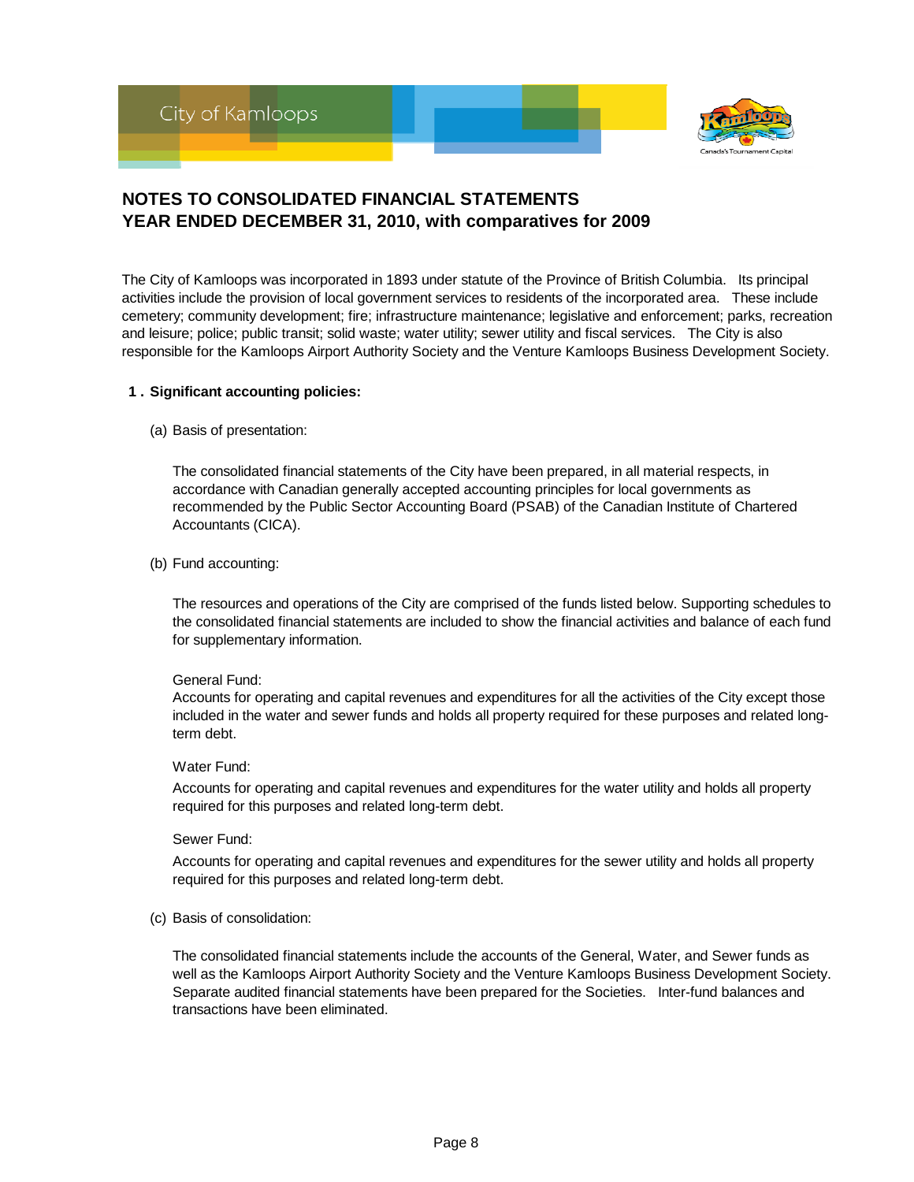# NOTES TO CONSOLIDATED FINANCIAL STATEMENTS
# YEAR ENDED DECEMBER 31, 2010, with comparatives for 2009

The City of Kamloops was incorporated in 1893 under statute of the Province of British Columbia. Its principal activities include the provision of local government services to residents of the incorporated area. These include cemetery; community development; fire; infrastructure maintenance; legislative and enforcement; parks, recreation and leisure; police; public transit; solid waste; water utility; sewer utility and fiscal services. The City is also responsible for the Kamloops Airport Authority Society and the Venture Kamloops Business Development Society.

## 1 . Significant accounting policies:

(a) Basis of presentation:

The consolidated financial statements of the City have been prepared, in all material respects, in accordance with Canadian generally accepted accounting principles for local governments as recommended by the Public Sector Accounting Board (PSAB) of the Canadian Institute of Chartered Accountants (CICA).

(b) Fund accounting:

The resources and operations of the City are comprised of the funds listed below. Supporting schedules to the consolidated financial statements are included to show the financial activities and balance of each fund for supplementary information.

General Fund:
Accounts for operating and capital revenues and expenditures for all the activities of the City except those included in the water and sewer funds and holds all property required for these purposes and related long-term debt.

Water Fund:
Accounts for operating and capital revenues and expenditures for the water utility and holds all property required for this purposes and related long-term debt.

Sewer Fund:
Accounts for operating and capital revenues and expenditures for the sewer utility and holds all property required for this purposes and related long-term debt.

(c) Basis of consolidation:

The consolidated financial statements include the accounts of the General, Water, and Sewer funds as well as the Kamloops Airport Authority Society and the Venture Kamloops Business Development Society. Separate audited financial statements have been prepared for the Societies. Inter-fund balances and transactions have been eliminated.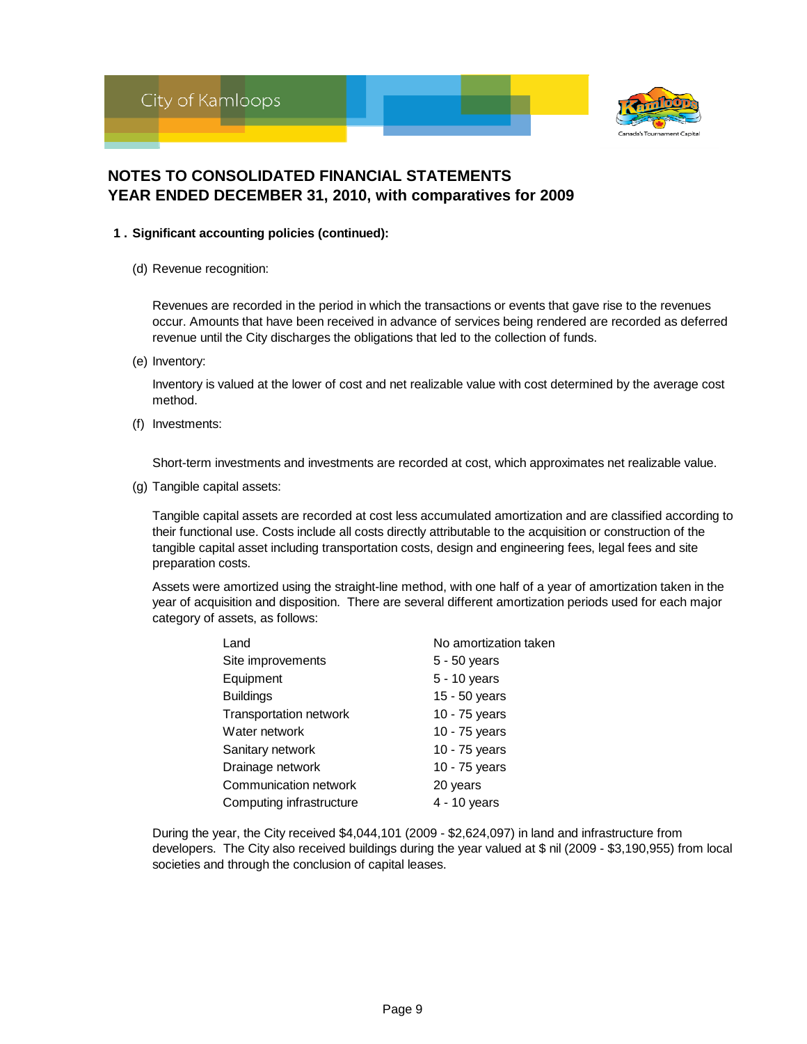## NOTES TO CONSOLIDATED FINANCIAL STATEMENTS
## YEAR ENDED DECEMBER 31, 2010, with comparatives for 2009

### 1 . Significant accounting policies (continued):

(d) Revenue recognition:

Revenues are recorded in the period in which the transactions or events that gave rise to the revenues occur. Amounts that have been received in advance of services being rendered are recorded as deferred revenue until the City discharges the obligations that led to the collection of funds.

(e) Inventory:

Inventory is valued at the lower of cost and net realizable value with cost determined by the average cost method.

(f) Investments:

Short-term investments and investments are recorded at cost, which approximates net realizable value.

(g) Tangible capital assets:

Tangible capital assets are recorded at cost less accumulated amortization and are classified according to their functional use. Costs include all costs directly attributable to the acquisition or construction of the tangible capital asset including transportation costs, design and engineering fees, legal fees and site preparation costs.

Assets were amortized using the straight-line method, with one half of a year of amortization taken in the year of acquisition and disposition. There are several different amortization periods used for each major category of assets, as follows:

| Asset | Amortization period |
|---|---|
| Land | No amortization taken |
| Site improvements | 5 - 50 years |
| Equipment | 5 - 10 years |
| Buildings | 15 - 50 years |
| Transportation network | 10 - 75 years |
| Water network | 10 - 75 years |
| Sanitary network | 10 - 75 years |
| Drainage network | 10 - 75 years |
| Communication network | 20 years |
| Computing infrastructure | 4 - 10 years |

During the year, the City received $4,044,101 (2009 - $2,624,097) in land and infrastructure from developers. The City also received buildings during the year valued at $ nil (2009 - $3,190,955) from local societies and through the conclusion of capital leases.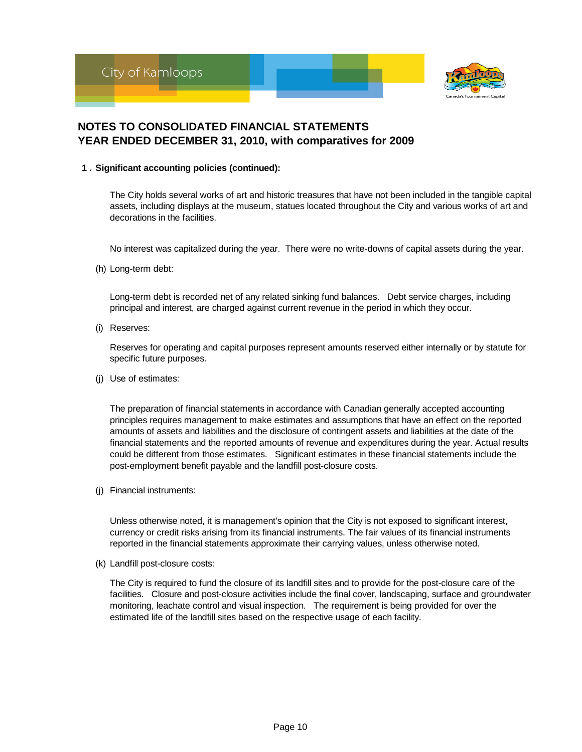# NOTES TO CONSOLIDATED FINANCIAL STATEMENTS
# YEAR ENDED DECEMBER 31, 2010, with comparatives for 2009

**1 . Significant accounting policies (continued):**

The City holds several works of art and historic treasures that have not been included in the tangible capital assets, including displays at the museum, statues located throughout the City and various works of art and decorations in the facilities.

No interest was capitalized during the year. There were no write-downs of capital assets during the year.

(h) Long-term debt:

Long-term debt is recorded net of any related sinking fund balances. Debt service charges, including principal and interest, are charged against current revenue in the period in which they occur.

(i) Reserves:

Reserves for operating and capital purposes represent amounts reserved either internally or by statute for specific future purposes.

(j) Use of estimates:

The preparation of financial statements in accordance with Canadian generally accepted accounting principles requires management to make estimates and assumptions that have an effect on the reported amounts of assets and liabilities and the disclosure of contingent assets and liabilities at the date of the financial statements and the reported amounts of revenue and expenditures during the year. Actual results could be different from those estimates. Significant estimates in these financial statements include the post-employment benefit payable and the landfill post-closure costs.

(j) Financial instruments:

Unless otherwise noted, it is management's opinion that the City is not exposed to significant interest, currency or credit risks arising from its financial instruments. The fair values of its financial instruments reported in the financial statements approximate their carrying values, unless otherwise noted.

(k) Landfill post-closure costs:

The City is required to fund the closure of its landfill sites and to provide for the post-closure care of the facilities. Closure and post-closure activities include the final cover, landscaping, surface and groundwater monitoring, leachate control and visual inspection. The requirement is being provided for over the estimated life of the landfill sites based on the respective usage of each facility.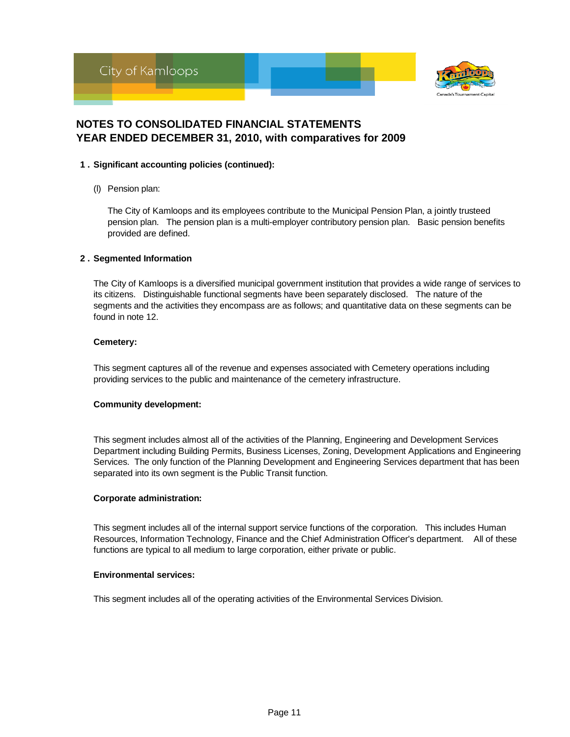# NOTES TO CONSOLIDATED FINANCIAL STATEMENTS
# YEAR ENDED DECEMBER 31, 2010, with comparatives for 2009

## 1 . Significant accounting policies (continued):

(l) Pension plan:

The City of Kamloops and its employees contribute to the Municipal Pension Plan, a jointly trusteed pension plan. The pension plan is a multi-employer contributory pension plan. Basic pension benefits provided are defined.

## 2 . Segmented Information

The City of Kamloops is a diversified municipal government institution that provides a wide range of services to its citizens. Distinguishable functional segments have been separately disclosed. The nature of the segments and the activities they encompass are as follows; and quantitative data on these segments can be found in note 12.

**Cemetery:**

This segment captures all of the revenue and expenses associated with Cemetery operations including providing services to the public and maintenance of the cemetery infrastructure.

**Community development:**

This segment includes almost all of the activities of the Planning, Engineering and Development Services Department including Building Permits, Business Licenses, Zoning, Development Applications and Engineering Services. The only function of the Planning Development and Engineering Services department that has been separated into its own segment is the Public Transit function.

**Corporate administration:**

This segment includes all of the internal support service functions of the corporation. This includes Human Resources, Information Technology, Finance and the Chief Administration Officer's department. All of these functions are typical to all medium to large corporation, either private or public.

**Environmental services:**

This segment includes all of the operating activities of the Environmental Services Division.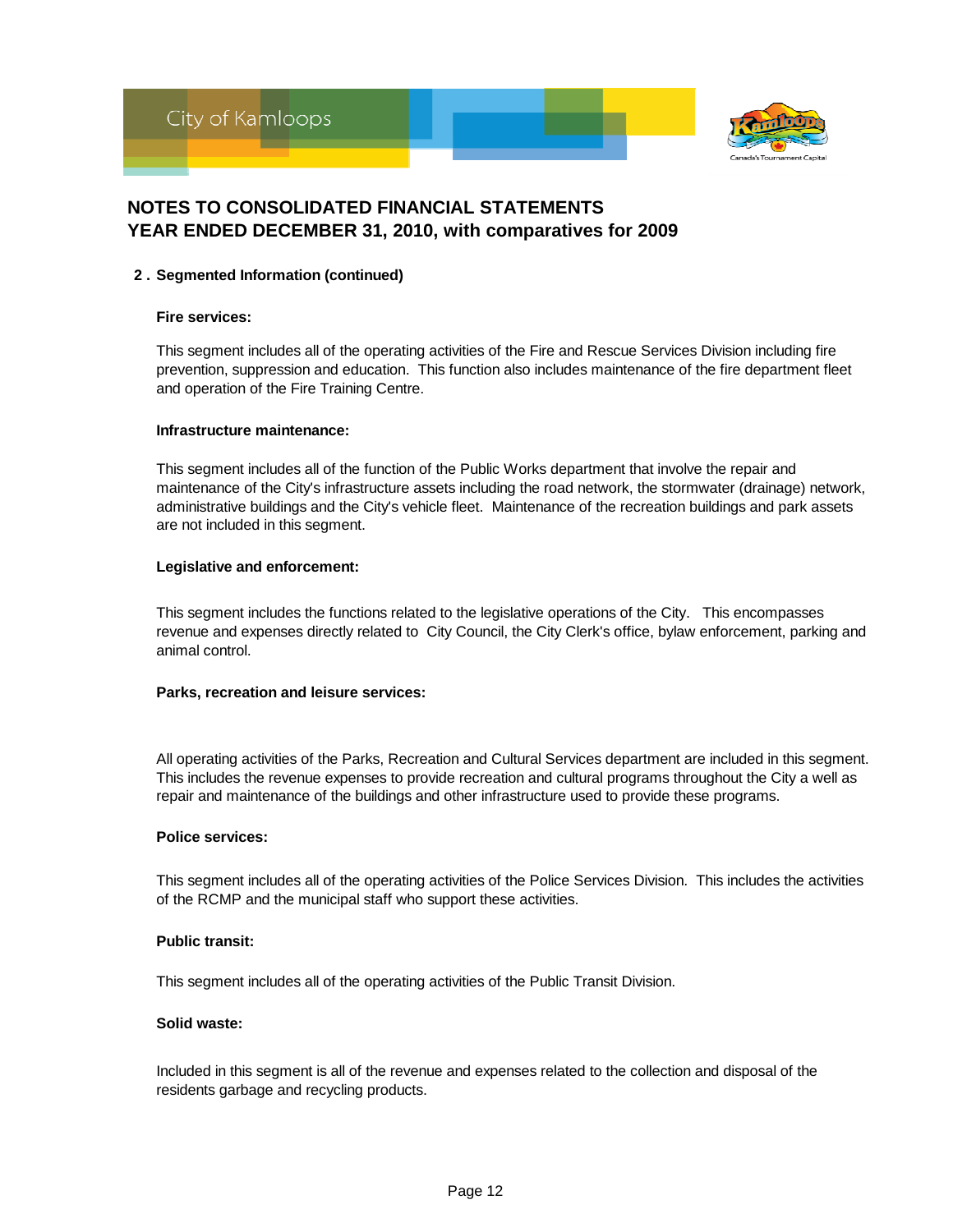# NOTES TO CONSOLIDATED FINANCIAL STATEMENTS
# YEAR ENDED DECEMBER 31, 2010, with comparatives for 2009

## 2 . Segmented Information (continued)

### Fire services:

This segment includes all of the operating activities of the Fire and Rescue Services Division including fire prevention, suppression and education. This function also includes maintenance of the fire department fleet and operation of the Fire Training Centre.

### Infrastructure maintenance:

This segment includes all of the function of the Public Works department that involve the repair and maintenance of the City's infrastructure assets including the road network, the stormwater (drainage) network, administrative buildings and the City's vehicle fleet. Maintenance of the recreation buildings and park assets are not included in this segment.

### Legislative and enforcement:

This segment includes the functions related to the legislative operations of the City. This encompasses revenue and expenses directly related to City Council, the City Clerk's office, bylaw enforcement, parking and animal control.

### Parks, recreation and leisure services:

All operating activities of the Parks, Recreation and Cultural Services department are included in this segment. This includes the revenue expenses to provide recreation and cultural programs throughout the City a well as repair and maintenance of the buildings and other infrastructure used to provide these programs.

### Police services:

This segment includes all of the operating activities of the Police Services Division. This includes the activities of the RCMP and the municipal staff who support these activities.

### Public transit:

This segment includes all of the operating activities of the Public Transit Division.

### Solid waste:

Included in this segment is all of the revenue and expenses related to the collection and disposal of the residents garbage and recycling products.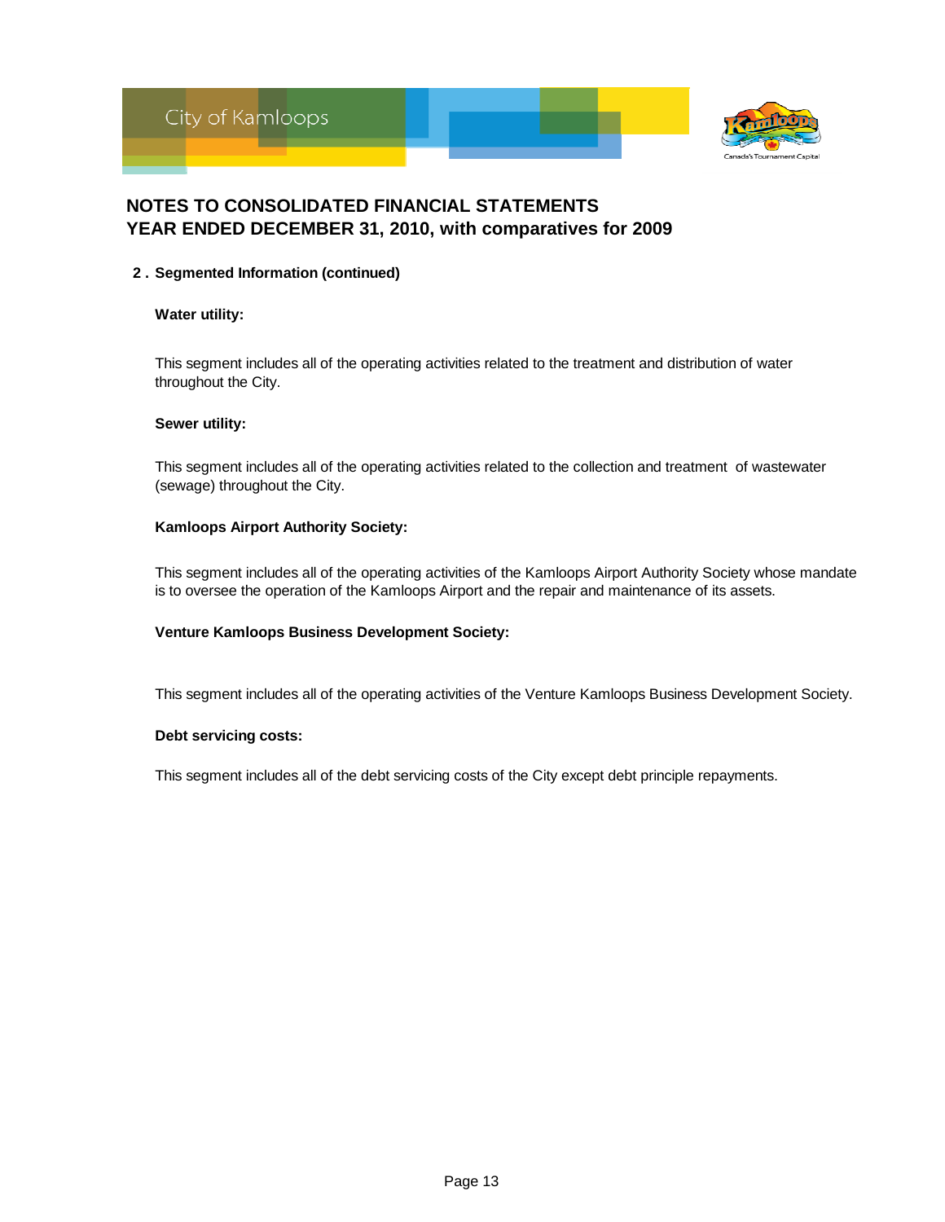# NOTES TO CONSOLIDATED FINANCIAL STATEMENTS
# YEAR ENDED DECEMBER 31, 2010, with comparatives for 2009

## 2 . Segmented Information (continued)

**Water utility:**

This segment includes all of the operating activities related to the treatment and distribution of water throughout the City.

**Sewer utility:**

This segment includes all of the operating activities related to the collection and treatment of wastewater (sewage) throughout the City.

**Kamloops Airport Authority Society:**

This segment includes all of the operating activities of the Kamloops Airport Authority Society whose mandate is to oversee the operation of the Kamloops Airport and the repair and maintenance of its assets.

**Venture Kamloops Business Development Society:**

This segment includes all of the operating activities of the Venture Kamloops Business Development Society.

**Debt servicing costs:**

This segment includes all of the debt servicing costs of the City except debt principle repayments.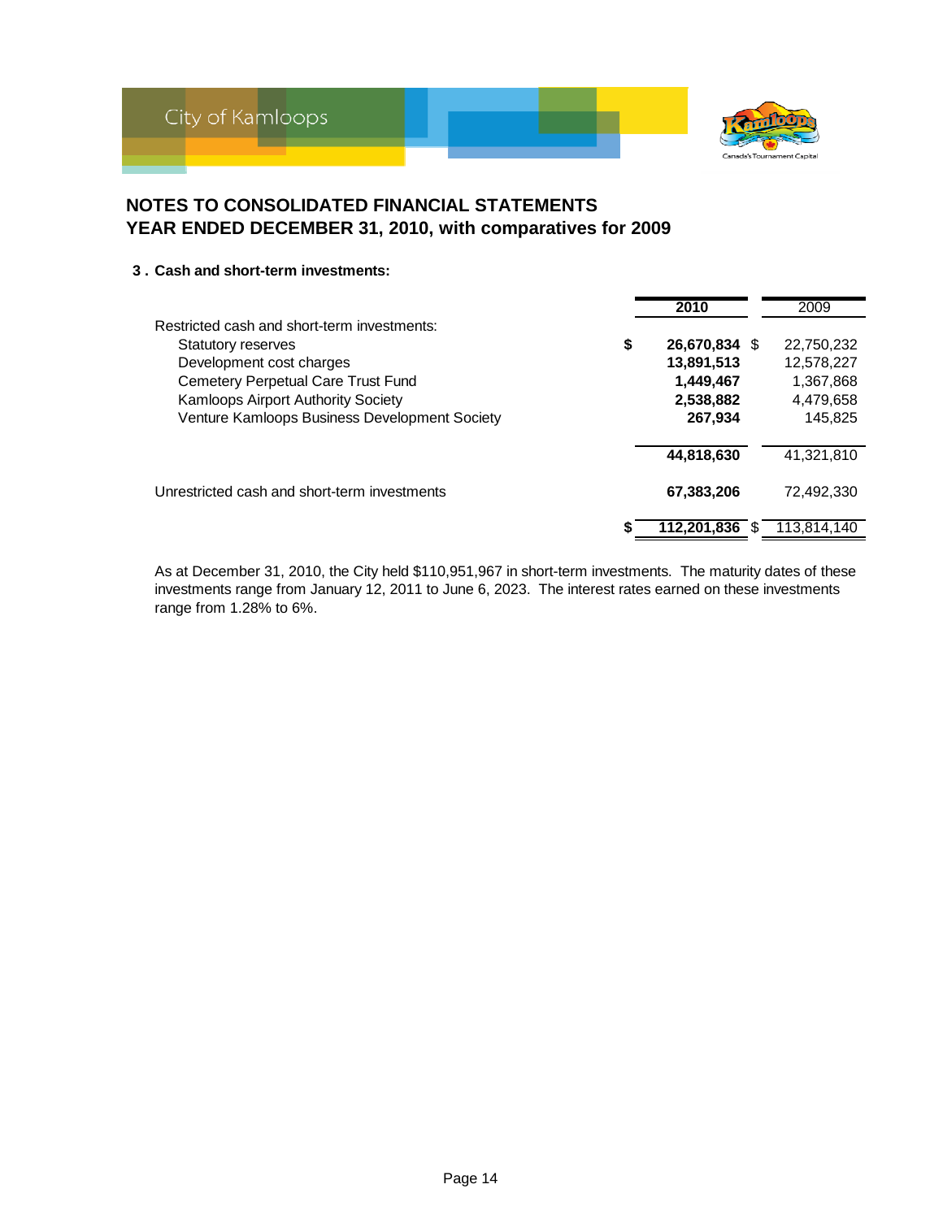# NOTES TO CONSOLIDATED FINANCIAL STATEMENTS
# YEAR ENDED DECEMBER 31, 2010, with comparatives for 2009

### 3 . Cash and short-term investments:

| | 2010 | 2009 |
|---|---|---|
| Restricted cash and short-term investments: | | |
| Statutory reserves | **$ 26,670,834** | $ 22,750,232 |
| Development cost charges | **13,891,513** | 12,578,227 |
| Cemetery Perpetual Care Trust Fund | **1,449,467** | 1,367,868 |
| Kamloops Airport Authority Society | **2,538,882** | 4,479,658 |
| Venture Kamloops Business Development Society | **267,934** | 145,825 |
| | **44,818,630** | 41,321,810 |
| Unrestricted cash and short-term investments | **67,383,206** | 72,492,330 |
| | **$ 112,201,836** | $ 113,814,140 |

As at December 31, 2010, the City held $110,951,967 in short-term investments. The maturity dates of these investments range from January 12, 2011 to June 6, 2023. The interest rates earned on these investments range from 1.28% to 6%.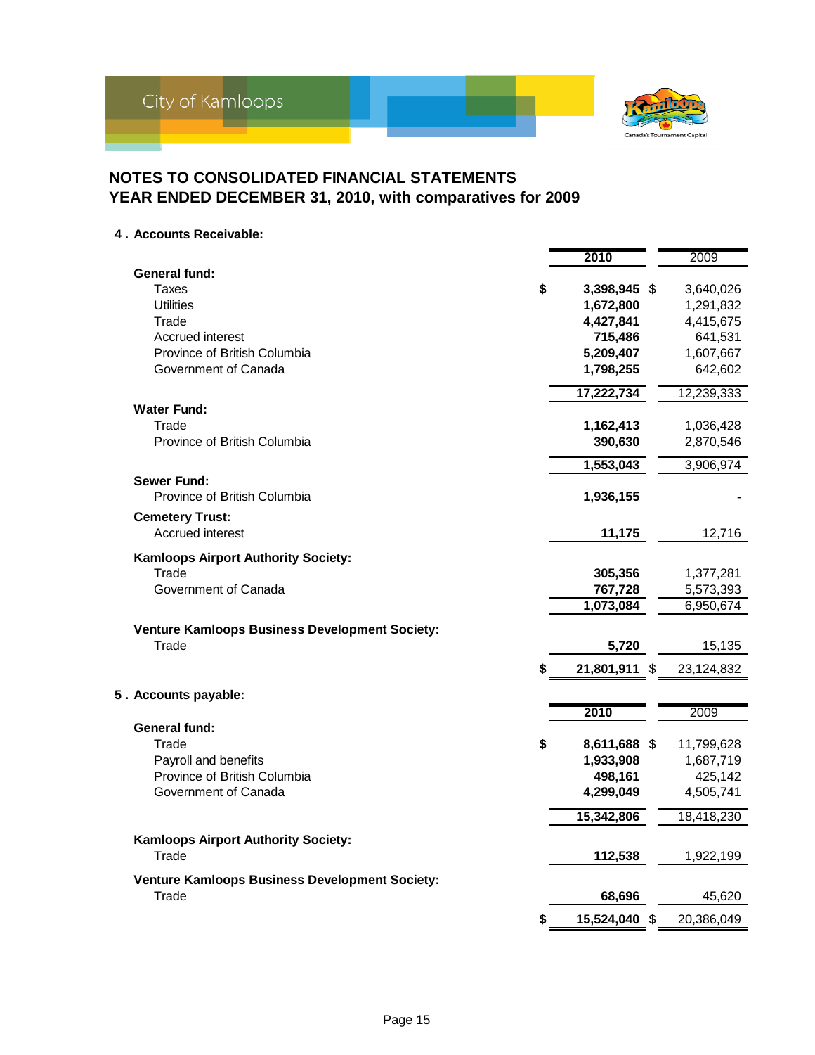## NOTES TO CONSOLIDATED FINANCIAL STATEMENTS
## YEAR ENDED DECEMBER 31, 2010, with comparatives for 2009

### 4 . Accounts Receivable:

| | 2010 | 2009 |
|---|---|---|
| **General fund:** | | |
| Taxes | $ 3,398,945 | $ 3,640,026 |
| Utilities | 1,672,800 | 1,291,832 |
| Trade | 4,427,841 | 4,415,675 |
| Accrued interest | 715,486 | 641,531 |
| Province of British Columbia | 5,209,407 | 1,607,667 |
| Government of Canada | 1,798,255 | 642,602 |
| | 17,222,734 | 12,239,333 |
| **Water Fund:** | | |
| Trade | 1,162,413 | 1,036,428 |
| Province of British Columbia | 390,630 | 2,870,546 |
| | 1,553,043 | 3,906,974 |
| **Sewer Fund:** | | |
| Province of British Columbia | 1,936,155 | - |
| **Cemetery Trust:** | | |
| Accrued interest | 11,175 | 12,716 |
| **Kamloops Airport Authority Society:** | | |
| Trade | 305,356 | 1,377,281 |
| Government of Canada | 767,728 | 5,573,393 |
| | 1,073,084 | 6,950,674 |
| **Venture Kamloops Business Development Society:** | | |
| Trade | 5,720 | 15,135 |
| | $ 21,801,911 | $ 23,124,832 |

### 5 . Accounts payable:

| | 2010 | 2009 |
|---|---|---|
| **General fund:** | | |
| Trade | $ 8,611,688 | $ 11,799,628 |
| Payroll and benefits | 1,933,908 | 1,687,719 |
| Province of British Columbia | 498,161 | 425,142 |
| Government of Canada | 4,299,049 | 4,505,741 |
| | 15,342,806 | 18,418,230 |
| **Kamloops Airport Authority Society:** | | |
| Trade | 112,538 | 1,922,199 |
| **Venture Kamloops Business Development Society:** | | |
| Trade | 68,696 | 45,620 |
| | $ 15,524,040 | $ 20,386,049 |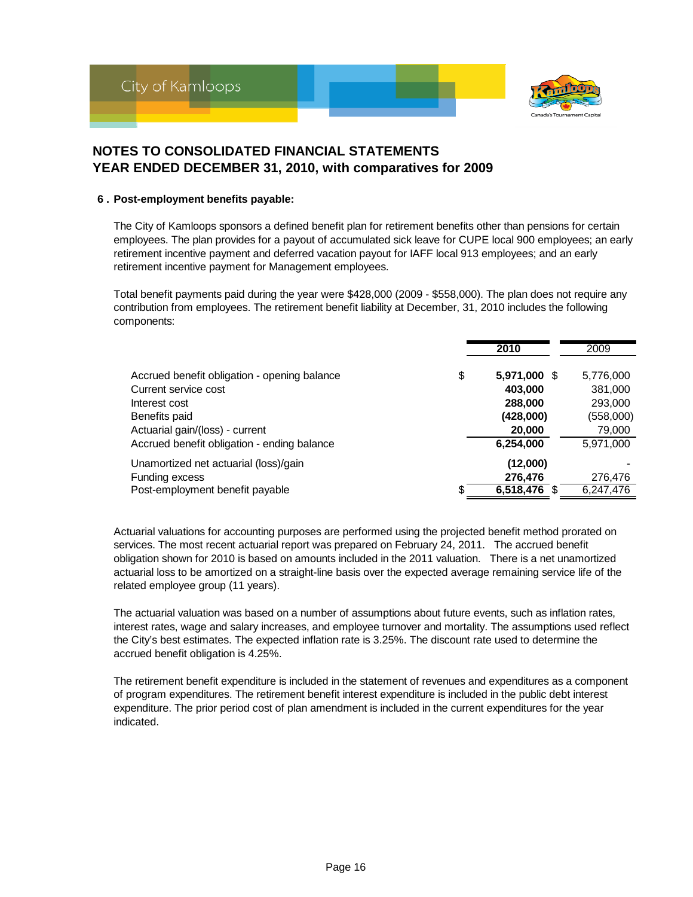# NOTES TO CONSOLIDATED FINANCIAL STATEMENTS
# YEAR ENDED DECEMBER 31, 2010, with comparatives for 2009

## 6 . Post-employment benefits payable:

The City of Kamloops sponsors a defined benefit plan for retirement benefits other than pensions for certain employees. The plan provides for a payout of accumulated sick leave for CUPE local 900 employees; an early retirement incentive payment and deferred vacation payout for IAFF local 913 employees; and an early retirement incentive payment for Management employees.

Total benefit payments paid during the year were $428,000 (2009 - $558,000). The plan does not require any contribution from employees. The retirement benefit liability at December, 31, 2010 includes the following components:

| | | 2010 | 2009 |
|---|---|---|---|
| Accrued benefit obligation - opening balance | $ | **5,971,000** | $ 5,776,000 |
| Current service cost | | **403,000** | 381,000 |
| Interest cost | | **288,000** | 293,000 |
| Benefits paid | | **(428,000)** | (558,000) |
| Actuarial gain/(loss) - current | | **20,000** | 79,000 |
| Accrued benefit obligation - ending balance | | **6,254,000** | 5,971,000 |
| Unamortized net actuarial (loss)/gain | | **(12,000)** | - |
| Funding excess | | **276,476** | 276,476 |
| Post-employment benefit payable | $ | **6,518,476** | $ 6,247,476 |

Actuarial valuations for accounting purposes are performed using the projected benefit method prorated on services. The most recent actuarial report was prepared on February 24, 2011. The accrued benefit obligation shown for 2010 is based on amounts included in the 2011 valuation. There is a net unamortized actuarial loss to be amortized on a straight-line basis over the expected average remaining service life of the related employee group (11 years).

The actuarial valuation was based on a number of assumptions about future events, such as inflation rates, interest rates, wage and salary increases, and employee turnover and mortality. The assumptions used reflect the City's best estimates. The expected inflation rate is 3.25%. The discount rate used to determine the accrued benefit obligation is 4.25%.

The retirement benefit expenditure is included in the statement of revenues and expenditures as a component of program expenditures. The retirement benefit interest expenditure is included in the public debt interest expenditure. The prior period cost of plan amendment is included in the current expenditures for the year indicated.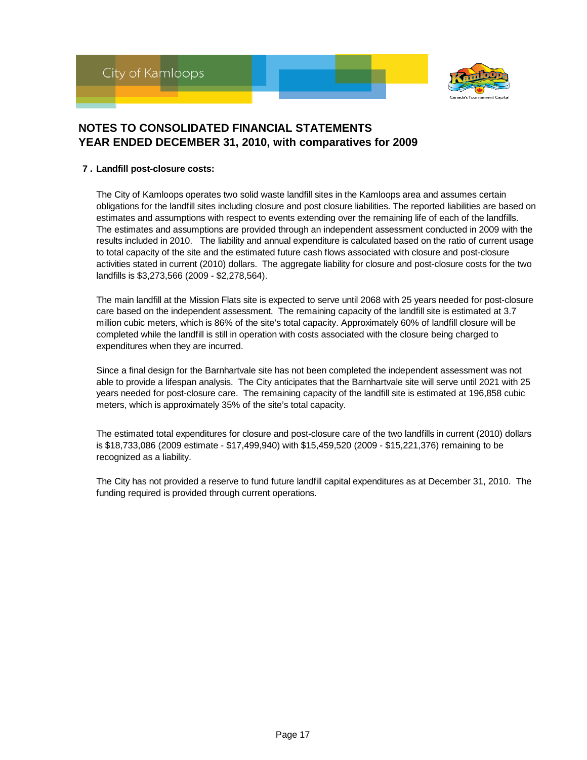# NOTES TO CONSOLIDATED FINANCIAL STATEMENTS
# YEAR ENDED DECEMBER 31, 2010, with comparatives for 2009

## 7 . Landfill post-closure costs:

The City of Kamloops operates two solid waste landfill sites in the Kamloops area and assumes certain obligations for the landfill sites including closure and post closure liabilities. The reported liabilities are based on estimates and assumptions with respect to events extending over the remaining life of each of the landfills. The estimates and assumptions are provided through an independent assessment conducted in 2009 with the results included in 2010. The liability and annual expenditure is calculated based on the ratio of current usage to total capacity of the site and the estimated future cash flows associated with closure and post-closure activities stated in current (2010) dollars. The aggregate liability for closure and post-closure costs for the two landfills is $3,273,566 (2009 - $2,278,564).

The main landfill at the Mission Flats site is expected to serve until 2068 with 25 years needed for post-closure care based on the independent assessment. The remaining capacity of the landfill site is estimated at 3.7 million cubic meters, which is 86% of the site's total capacity. Approximately 60% of landfill closure will be completed while the landfill is still in operation with costs associated with the closure being charged to expenditures when they are incurred.

Since a final design for the Barnhartvale site has not been completed the independent assessment was not able to provide a lifespan analysis. The City anticipates that the Barnhartvale site will serve until 2021 with 25 years needed for post-closure care. The remaining capacity of the landfill site is estimated at 196,858 cubic meters, which is approximately 35% of the site's total capacity.

The estimated total expenditures for closure and post-closure care of the two landfills in current (2010) dollars is $18,733,086 (2009 estimate - $17,499,940) with $15,459,520 (2009 - $15,221,376) remaining to be recognized as a liability.

The City has not provided a reserve to fund future landfill capital expenditures as at December 31, 2010. The funding required is provided through current operations.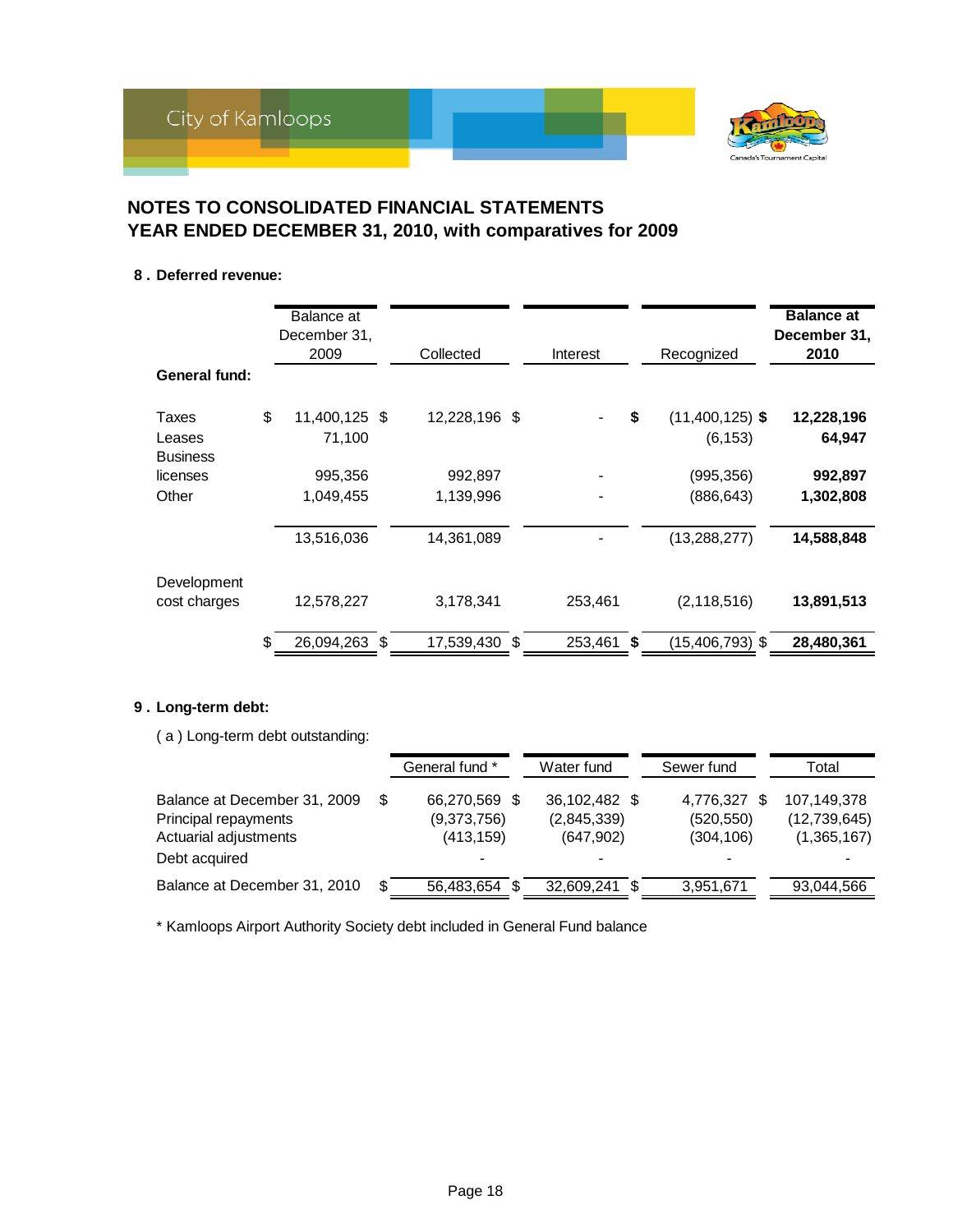## NOTES TO CONSOLIDATED FINANCIAL STATEMENTS
## YEAR ENDED DECEMBER 31, 2010, with comparatives for 2009

### 8 . Deferred revenue:

| | Balance at December 31, 2009 | Collected | Interest | Recognized | **Balance at December 31, 2010** |
|---|---|---|---|---|---|
| **General fund:** | | | | | |
| Taxes | $ 11,400,125 | $ 12,228,196 | $ - | **$** (11,400,125) | **$ 12,228,196** |
| Leases | 71,100 | | | (6,153) | **64,947** |
| Business licenses | 995,356 | 992,897 | - | (995,356) | **992,897** |
| Other | 1,049,455 | 1,139,996 | - | (886,643) | **1,302,808** |
| | 13,516,036 | 14,361,089 | - | (13,288,277) | **14,588,848** |
| Development cost charges | 12,578,227 | 3,178,341 | 253,461 | (2,118,516) | **13,891,513** |
| | $ 26,094,263 | $ 17,539,430 | $ 253,461 | **$** (15,406,793) | $ **28,480,361** |

### 9 . Long-term debt:

( a ) Long-term debt outstanding:

| | General fund * | Water fund | Sewer fund | Total |
|---|---|---|---|---|
| Balance at December 31, 2009 | $ 66,270,569 | $ 36,102,482 | $ 4,776,327 | $ 107,149,378 |
| Principal repayments | (9,373,756) | (2,845,339) | (520,550) | (12,739,645) |
| Actuarial adjustments | (413,159) | (647,902) | (304,106) | (1,365,167) |
| Debt acquired | - | - | - | - |
| Balance at December 31, 2010 | $ 56,483,654 | $ 32,609,241 | $ 3,951,671 | 93,044,566 |

\* Kamloops Airport Authority Society debt included in General Fund balance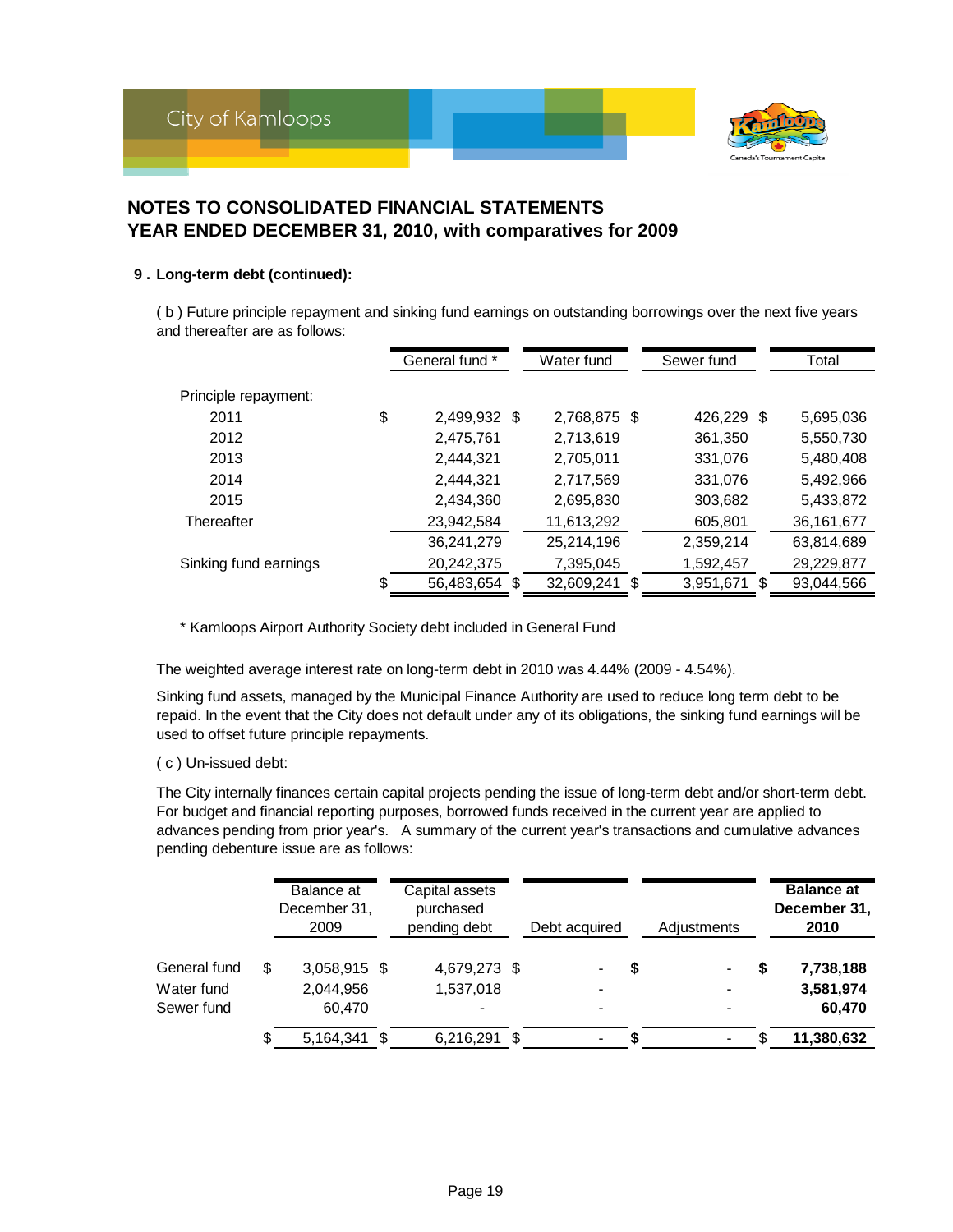## NOTES TO CONSOLIDATED FINANCIAL STATEMENTS
## YEAR ENDED DECEMBER 31, 2010, with comparatives for 2009

**9 . Long-term debt (continued):**

( b ) Future principle repayment and sinking fund earnings on outstanding borrowings over the next five years and thereafter are as follows:

| | General fund * | Water fund | Sewer fund | Total |
|---|---|---|---|---|
| Principle repayment: | | | | |
| 2011 | $ 2,499,932 | $ 2,768,875 | $ 426,229 | $ 5,695,036 |
| 2012 | 2,475,761 | 2,713,619 | 361,350 | 5,550,730 |
| 2013 | 2,444,321 | 2,705,011 | 331,076 | 5,480,408 |
| 2014 | 2,444,321 | 2,717,569 | 331,076 | 5,492,966 |
| 2015 | 2,434,360 | 2,695,830 | 303,682 | 5,433,872 |
| Thereafter | 23,942,584 | 11,613,292 | 605,801 | 36,161,677 |
| | 36,241,279 | 25,214,196 | 2,359,214 | 63,814,689 |
| Sinking fund earnings | 20,242,375 | 7,395,045 | 1,592,457 | 29,229,877 |
| | $ 56,483,654 | $ 32,609,241 | $ 3,951,671 | $ 93,044,566 |

\* Kamloops Airport Authority Society debt included in General Fund

The weighted average interest rate on long-term debt in 2010 was 4.44% (2009 - 4.54%).

Sinking fund assets, managed by the Municipal Finance Authority are used to reduce long term debt to be repaid. In the event that the City does not default under any of its obligations, the sinking fund earnings will be used to offset future principle repayments.

( c ) Un-issued debt:

The City internally finances certain capital projects pending the issue of long-term debt and/or short-term debt. For budget and financial reporting purposes, borrowed funds received in the current year are applied to advances pending from prior year's. A summary of the current year's transactions and cumulative advances pending debenture issue are as follows:

| | Balance at December 31, 2009 | Capital assets purchased pending debt | Debt acquired | Adjustments | **Balance at December 31, 2010** |
|---|---|---|---|---|---|
| General fund | $ 3,058,915 | $ 4,679,273 | $ - | **$** - | **$ 7,738,188** |
| Water fund | 2,044,956 | 1,537,018 | - | - | **3,581,974** |
| Sewer fund | 60,470 | - | - | - | **60,470** |
| | $ 5,164,341 | $ 6,216,291 | $ - | **$** - | $ **11,380,632** |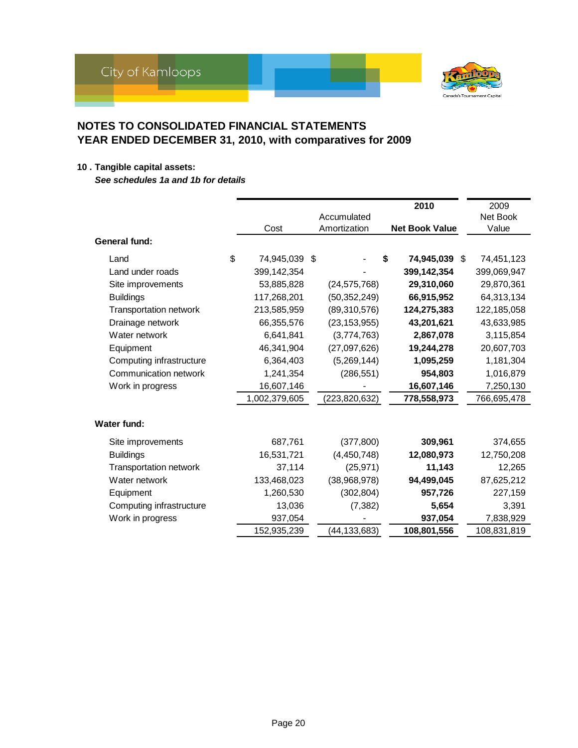# NOTES TO CONSOLIDATED FINANCIAL STATEMENTS
# YEAR ENDED DECEMBER 31, 2010, with comparatives for 2009

### 10 . Tangible capital assets:

***See schedules 1a and 1b for details***

| | Cost | Accumulated Amortization | **2010** **Net Book Value** | 2009 Net Book Value |
|---|---|---|---|---|
| **General fund:** | | | | |
| Land | $ 74,945,039 | $ - | **$ 74,945,039** | $ 74,451,123 |
| Land under roads | 399,142,354 | - | **399,142,354** | 399,069,947 |
| Site improvements | 53,885,828 | (24,575,768) | **29,310,060** | 29,870,361 |
| Buildings | 117,268,201 | (50,352,249) | **66,915,952** | 64,313,134 |
| Transportation network | 213,585,959 | (89,310,576) | **124,275,383** | 122,185,058 |
| Drainage network | 66,355,576 | (23,153,955) | **43,201,621** | 43,633,985 |
| Water network | 6,641,841 | (3,774,763) | **2,867,078** | 3,115,854 |
| Equipment | 46,341,904 | (27,097,626) | **19,244,278** | 20,607,703 |
| Computing infrastructure | 6,364,403 | (5,269,144) | **1,095,259** | 1,181,304 |
| Communication network | 1,241,354 | (286,551) | **954,803** | 1,016,879 |
| Work in progress | 16,607,146 | - | **16,607,146** | 7,250,130 |
| | 1,002,379,605 | (223,820,632) | **778,558,973** | 766,695,478 |
| **Water fund:** | | | | |
| Site improvements | 687,761 | (377,800) | **309,961** | 374,655 |
| Buildings | 16,531,721 | (4,450,748) | **12,080,973** | 12,750,208 |
| Transportation network | 37,114 | (25,971) | **11,143** | 12,265 |
| Water network | 133,468,023 | (38,968,978) | **94,499,045** | 87,625,212 |
| Equipment | 1,260,530 | (302,804) | **957,726** | 227,159 |
| Computing infrastructure | 13,036 | (7,382) | **5,654** | 3,391 |
| Work in progress | 937,054 | - | **937,054** | 7,838,929 |
| | 152,935,239 | (44,133,683) | **108,801,556** | 108,831,819 |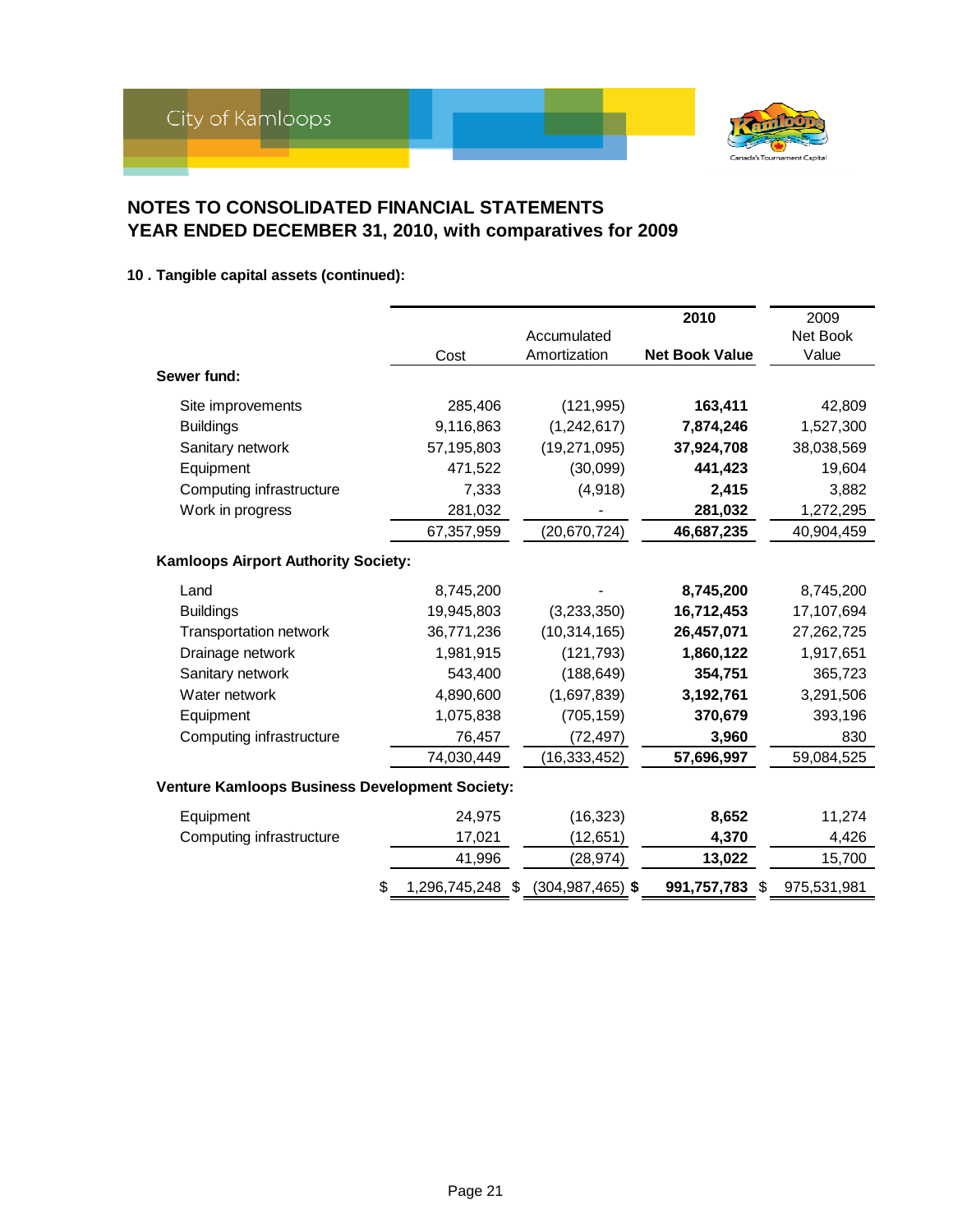## NOTES TO CONSOLIDATED FINANCIAL STATEMENTS
## YEAR ENDED DECEMBER 31, 2010, with comparatives for 2009

### 10 . Tangible capital assets (continued):

| | Cost | Accumulated Amortization | 2010 Net Book Value | 2009 Net Book Value |
|---|---|---|---|---|
| **Sewer fund:** | | | | |
| Site improvements | 285,406 | (121,995) | **163,411** | 42,809 |
| Buildings | 9,116,863 | (1,242,617) | **7,874,246** | 1,527,300 |
| Sanitary network | 57,195,803 | (19,271,095) | **37,924,708** | 38,038,569 |
| Equipment | 471,522 | (30,099) | **441,423** | 19,604 |
| Computing infrastructure | 7,333 | (4,918) | **2,415** | 3,882 |
| Work in progress | 281,032 | - | **281,032** | 1,272,295 |
| | 67,357,959 | (20,670,724) | **46,687,235** | 40,904,459 |
| **Kamloops Airport Authority Society:** | | | | |
| Land | 8,745,200 | - | **8,745,200** | 8,745,200 |
| Buildings | 19,945,803 | (3,233,350) | **16,712,453** | 17,107,694 |
| Transportation network | 36,771,236 | (10,314,165) | **26,457,071** | 27,262,725 |
| Drainage network | 1,981,915 | (121,793) | **1,860,122** | 1,917,651 |
| Sanitary network | 543,400 | (188,649) | **354,751** | 365,723 |
| Water network | 4,890,600 | (1,697,839) | **3,192,761** | 3,291,506 |
| Equipment | 1,075,838 | (705,159) | **370,679** | 393,196 |
| Computing infrastructure | 76,457 | (72,497) | **3,960** | 830 |
| | 74,030,449 | (16,333,452) | **57,696,997** | 59,084,525 |
| **Venture Kamloops Business Development Society:** | | | | |
| Equipment | 24,975 | (16,323) | **8,652** | 11,274 |
| Computing infrastructure | 17,021 | (12,651) | **4,370** | 4,426 |
| | 41,996 | (28,974) | **13,022** | 15,700 |
| | $ 1,296,745,248 | $ (304,987,465) | **$ 991,757,783** | $ 975,531,981 |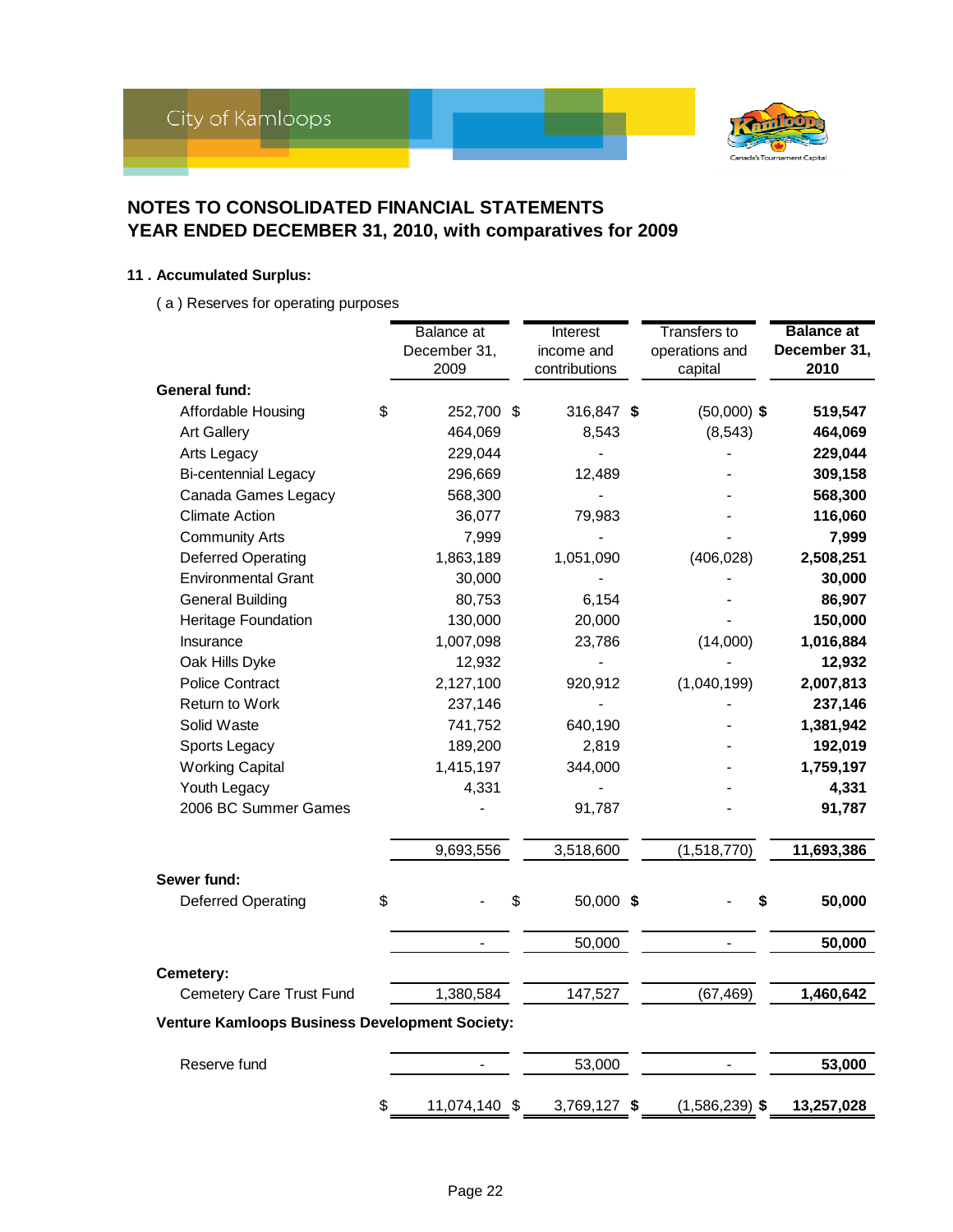## NOTES TO CONSOLIDATED FINANCIAL STATEMENTS
## YEAR ENDED DECEMBER 31, 2010, with comparatives for 2009

### 11 . Accumulated Surplus:

( a ) Reserves for operating purposes

| | Balance at December 31, 2009 | Interest income and contributions | Transfers to operations and capital | **Balance at December 31, 2010** |
|---|---|---|---|---|
| **General fund:** | | | | |
| Affordable Housing | $ 252,700 | $ 316,847 | $ (50,000) | $ **519,547** |
| Art Gallery | 464,069 | 8,543 | (8,543) | **464,069** |
| Arts Legacy | 229,044 | - | - | **229,044** |
| Bi-centennial Legacy | 296,669 | 12,489 | - | **309,158** |
| Canada Games Legacy | 568,300 | - | - | **568,300** |
| Climate Action | 36,077 | 79,983 | - | **116,060** |
| Community Arts | 7,999 | - | - | **7,999** |
| Deferred Operating | 1,863,189 | 1,051,090 | (406,028) | **2,508,251** |
| Environmental Grant | 30,000 | - | - | **30,000** |
| General Building | 80,753 | 6,154 | - | **86,907** |
| Heritage Foundation | 130,000 | 20,000 | - | **150,000** |
| Insurance | 1,007,098 | 23,786 | (14,000) | **1,016,884** |
| Oak Hills Dyke | 12,932 | - | - | **12,932** |
| Police Contract | 2,127,100 | 920,912 | (1,040,199) | **2,007,813** |
| Return to Work | 237,146 | - | - | **237,146** |
| Solid Waste | 741,752 | 640,190 | - | **1,381,942** |
| Sports Legacy | 189,200 | 2,819 | - | **192,019** |
| Working Capital | 1,415,197 | 344,000 | - | **1,759,197** |
| Youth Legacy | 4,331 | - | - | **4,331** |
| 2006 BC Summer Games | - | 91,787 | - | **91,787** |
| | 9,693,556 | 3,518,600 | (1,518,770) | **11,693,386** |
| **Sewer fund:** | | | | |
| Deferred Operating | $ - | $ 50,000 | $ - | $ **50,000** |
| | - | 50,000 | - | **50,000** |
| **Cemetery:** | | | | |
| Cemetery Care Trust Fund | 1,380,584 | 147,527 | (67,469) | **1,460,642** |
| **Venture Kamloops Business Development Society:** | | | | |
| Reserve fund | - | 53,000 | - | **53,000** |
| | $ 11,074,140 | $ 3,769,127 | $ (1,586,239) | $ **13,257,028** |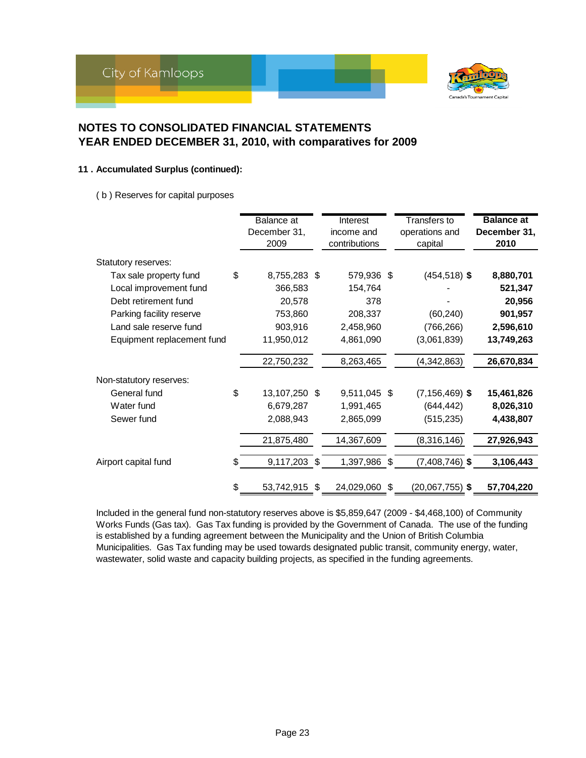## NOTES TO CONSOLIDATED FINANCIAL STATEMENTS
## YEAR ENDED DECEMBER 31, 2010, with comparatives for 2009

### 11 . Accumulated Surplus (continued):

( b ) Reserves for capital purposes

| | Balance at December 31, 2009 | Interest income and contributions | Transfers to operations and capital | **Balance at December 31, 2010** |
|---|---|---|---|---|
| Statutory reserves: | | | | |
| Tax sale property fund | $ 8,755,283 | $ 579,936 | $ (454,518) | **$ 8,880,701** |
| Local improvement fund | 366,583 | 154,764 | - | **521,347** |
| Debt retirement fund | 20,578 | 378 | - | **20,956** |
| Parking facility reserve | 753,860 | 208,337 | (60,240) | **901,957** |
| Land sale reserve fund | 903,916 | 2,458,960 | (766,266) | **2,596,610** |
| Equipment replacement fund | 11,950,012 | 4,861,090 | (3,061,839) | **13,749,263** |
| | 22,750,232 | 8,263,465 | (4,342,863) | **26,670,834** |
| Non-statutory reserves: | | | | |
| General fund | $ 13,107,250 | $ 9,511,045 | $ (7,156,469) | **$ 15,461,826** |
| Water fund | 6,679,287 | 1,991,465 | (644,442) | **8,026,310** |
| Sewer fund | 2,088,943 | 2,865,099 | (515,235) | **4,438,807** |
| | 21,875,480 | 14,367,609 | (8,316,146) | **27,926,943** |
| Airport capital fund | $ 9,117,203 | $ 1,397,986 | $ (7,408,746) | **$ 3,106,443** |
| | $ 53,742,915 | $ 24,029,060 | $ (20,067,755) | **$ 57,704,220** |

Included in the general fund non-statutory reserves above is $5,859,647 (2009 - $4,468,100) of Community Works Funds (Gas tax). Gas Tax funding is provided by the Government of Canada. The use of the funding is established by a funding agreement between the Municipality and the Union of British Columbia Municipalities. Gas Tax funding may be used towards designated public transit, community energy, water, wastewater, solid waste and capacity building projects, as specified in the funding agreements.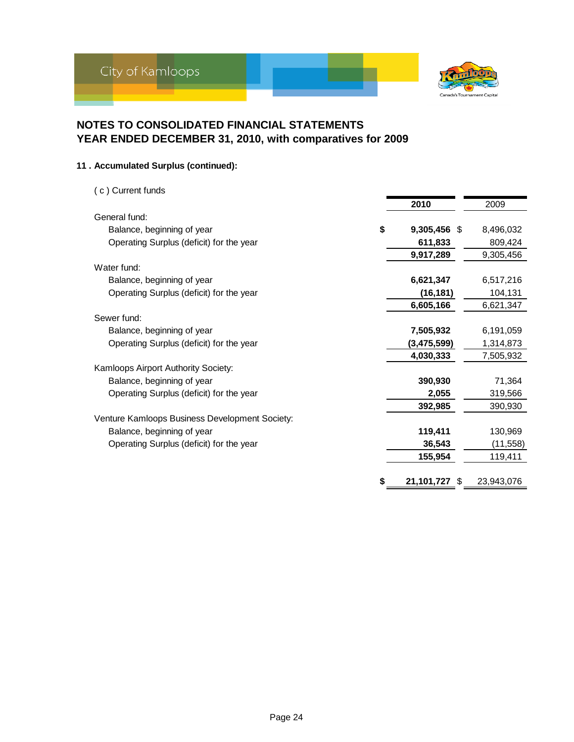## NOTES TO CONSOLIDATED FINANCIAL STATEMENTS
## YEAR ENDED DECEMBER 31, 2010, with comparatives for 2009

### 11 . Accumulated Surplus (continued):

( c ) Current funds

| | 2010 | 2009 |
|---|---|---|
| General fund: | | |
| Balance, beginning of year | $ 9,305,456 | $ 8,496,032 |
| Operating Surplus (deficit) for the year | 611,833 | 809,424 |
| | 9,917,289 | 9,305,456 |
| Water fund: | | |
| Balance, beginning of year | 6,621,347 | 6,517,216 |
| Operating Surplus (deficit) for the year | (16,181) | 104,131 |
| | 6,605,166 | 6,621,347 |
| Sewer fund: | | |
| Balance, beginning of year | 7,505,932 | 6,191,059 |
| Operating Surplus (deficit) for the year | (3,475,599) | 1,314,873 |
| | 4,030,333 | 7,505,932 |
| Kamloops Airport Authority Society: | | |
| Balance, beginning of year | 390,930 | 71,364 |
| Operating Surplus (deficit) for the year | 2,055 | 319,566 |
| | 392,985 | 390,930 |
| Venture Kamloops Business Development Society: | | |
| Balance, beginning of year | 119,411 | 130,969 |
| Operating Surplus (deficit) for the year | 36,543 | (11,558) |
| | 155,954 | 119,411 |
| | $ 21,101,727 | $ 23,943,076 |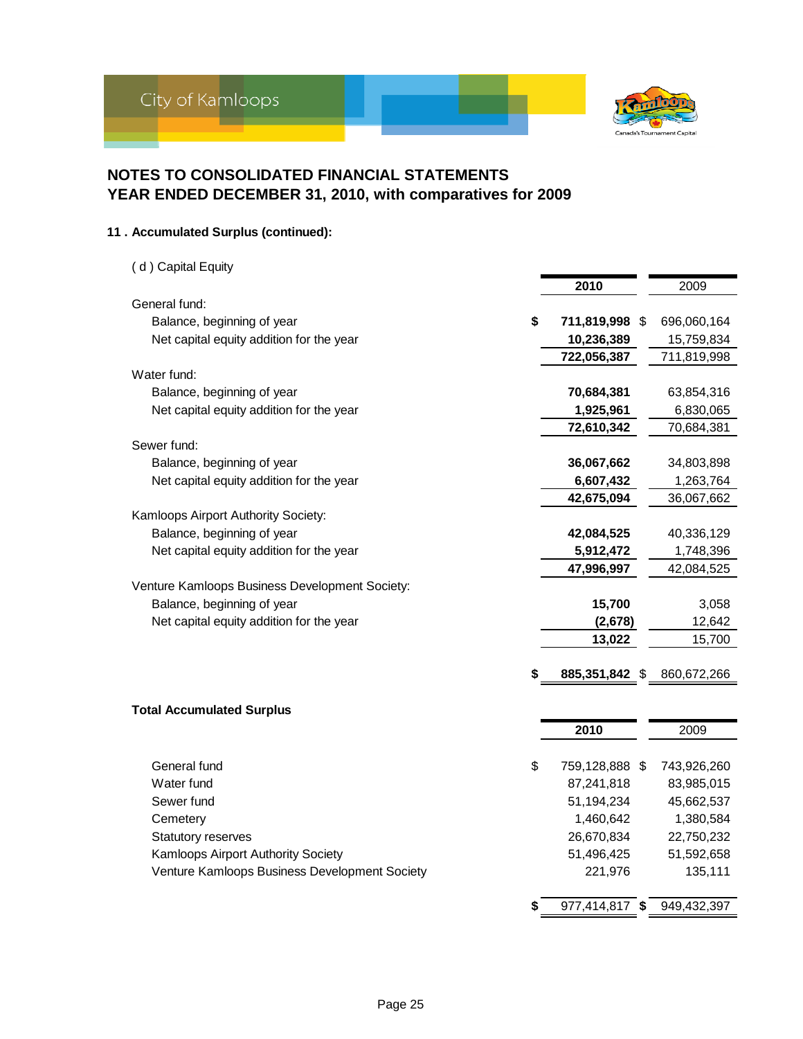# NOTES TO CONSOLIDATED FINANCIAL STATEMENTS
## YEAR ENDED DECEMBER 31, 2010, with comparatives for 2009

### 11 . Accumulated Surplus (continued):

( d ) Capital Equity

| | 2010 | 2009 |
|---|---|---|
| General fund: | | |
| Balance, beginning of year | $ 711,819,998 | $ 696,060,164 |
| Net capital equity addition for the year | 10,236,389 | 15,759,834 |
| | 722,056,387 | 711,819,998 |
| Water fund: | | |
| Balance, beginning of year | 70,684,381 | 63,854,316 |
| Net capital equity addition for the year | 1,925,961 | 6,830,065 |
| | 72,610,342 | 70,684,381 |
| Sewer fund: | | |
| Balance, beginning of year | 36,067,662 | 34,803,898 |
| Net capital equity addition for the year | 6,607,432 | 1,263,764 |
| | 42,675,094 | 36,067,662 |
| Kamloops Airport Authority Society: | | |
| Balance, beginning of year | 42,084,525 | 40,336,129 |
| Net capital equity addition for the year | 5,912,472 | 1,748,396 |
| | 47,996,997 | 42,084,525 |
| Venture Kamloops Business Development Society: | | |
| Balance, beginning of year | 15,700 | 3,058 |
| Net capital equity addition for the year | (2,678) | 12,642 |
| | 13,022 | 15,700 |
| | $ 885,351,842 | $ 860,672,266 |

**Total Accumulated Surplus**

| | 2010 | 2009 |
|---|---|---|
| General fund | $ 759,128,888 | $ 743,926,260 |
| Water fund | 87,241,818 | 83,985,015 |
| Sewer fund | 51,194,234 | 45,662,537 |
| Cemetery | 1,460,642 | 1,380,584 |
| Statutory reserves | 26,670,834 | 22,750,232 |
| Kamloops Airport Authority Society | 51,496,425 | 51,592,658 |
| Venture Kamloops Business Development Society | 221,976 | 135,111 |
| | $ 977,414,817 | $ 949,432,397 |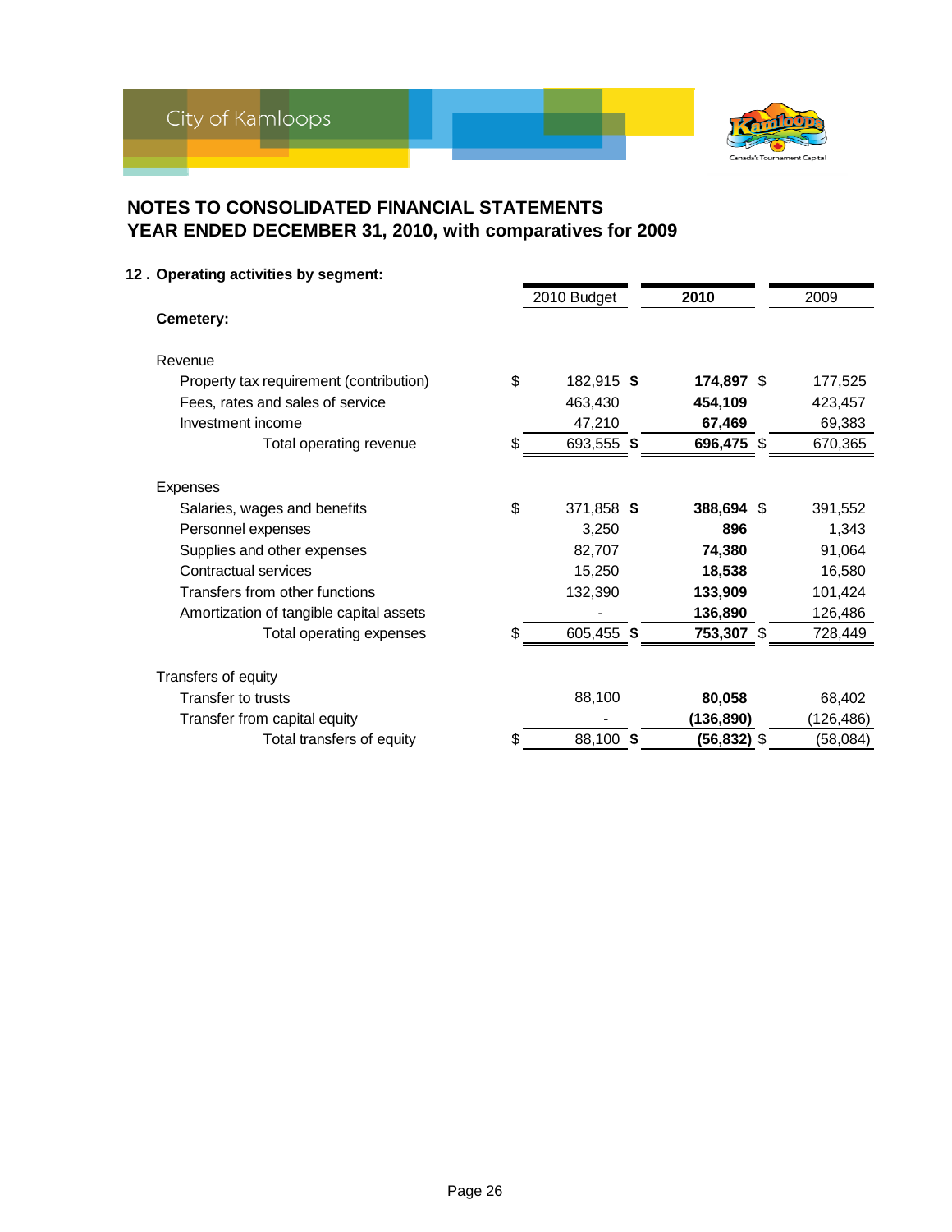# NOTES TO CONSOLIDATED FINANCIAL STATEMENTS
# YEAR ENDED DECEMBER 31, 2010, with comparatives for 2009

## 12 . Operating activities by segment:

| | 2010 Budget | **2010** | 2009 |
|---|---|---|---|
| **Cemetery:** | | | |
| Revenue | | | |
| Property tax requirement (contribution) | $ 182,915 | **$ 174,897** | $ 177,525 |
| Fees, rates and sales of service | 463,430 | **454,109** | 423,457 |
| Investment income | 47,210 | **67,469** | 69,383 |
| Total operating revenue | $ 693,555 | **$ 696,475** | $ 670,365 |
| Expenses | | | |
| Salaries, wages and benefits | $ 371,858 | **$ 388,694** | $ 391,552 |
| Personnel expenses | 3,250 | **896** | 1,343 |
| Supplies and other expenses | 82,707 | **74,380** | 91,064 |
| Contractual services | 15,250 | **18,538** | 16,580 |
| Transfers from other functions | 132,390 | **133,909** | 101,424 |
| Amortization of tangible capital assets | - | **136,890** | 126,486 |
| Total operating expenses | $ 605,455 | **$ 753,307** | $ 728,449 |
| Transfers of equity | | | |
| Transfer to trusts | 88,100 | **80,058** | 68,402 |
| Transfer from capital equity | - | **(136,890)** | (126,486) |
| Total transfers of equity | $ 88,100 | **$ (56,832)** | $ (58,084) |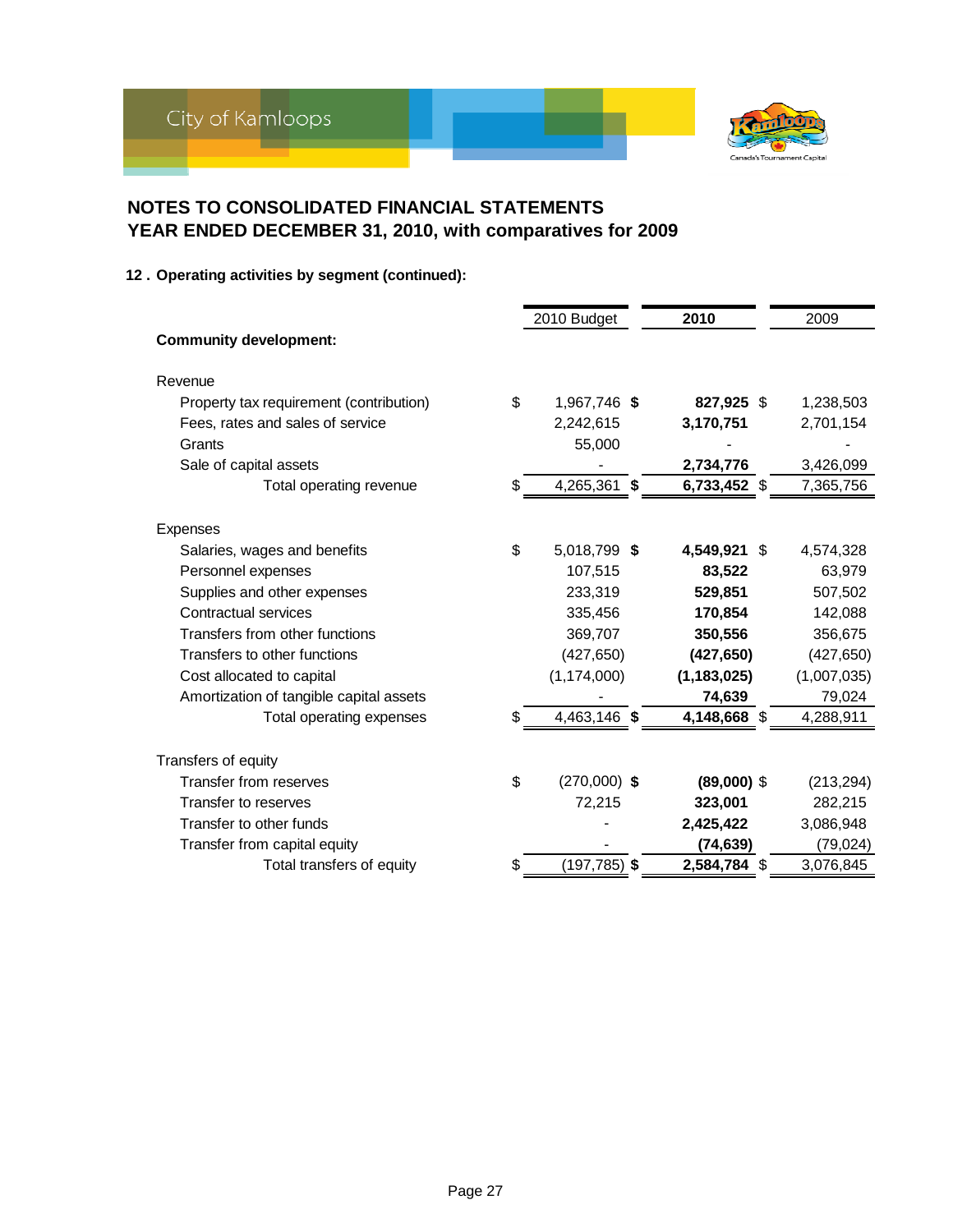# NOTES TO CONSOLIDATED FINANCIAL STATEMENTS
# YEAR ENDED DECEMBER 31, 2010, with comparatives for 2009

**12 . Operating activities by segment (continued):**

| | 2010 Budget | **2010** | 2009 |
|---|---|---|---|
| **Community development:** | | | |
| Revenue | | | |
| Property tax requirement (contribution) | $ 1,967,746 | **$ 827,925** | $ 1,238,503 |
| Fees, rates and sales of service | 2,242,615 | **3,170,751** | 2,701,154 |
| Grants | 55,000 | **-** | - |
| Sale of capital assets | - | **2,734,776** | 3,426,099 |
| Total operating revenue | $ 4,265,361 | **$ 6,733,452** | $ 7,365,756 |
| Expenses | | | |
| Salaries, wages and benefits | $ 5,018,799 | **$ 4,549,921** | $ 4,574,328 |
| Personnel expenses | 107,515 | **83,522** | 63,979 |
| Supplies and other expenses | 233,319 | **529,851** | 507,502 |
| Contractual services | 335,456 | **170,854** | 142,088 |
| Transfers from other functions | 369,707 | **350,556** | 356,675 |
| Transfers to other functions | (427,650) | **(427,650)** | (427,650) |
| Cost allocated to capital | (1,174,000) | **(1,183,025)** | (1,007,035) |
| Amortization of tangible capital assets | - | **74,639** | 79,024 |
| Total operating expenses | $ 4,463,146 | **$ 4,148,668** | $ 4,288,911 |
| Transfers of equity | | | |
| Transfer from reserves | $ (270,000) | **$ (89,000)** | $ (213,294) |
| Transfer to reserves | 72,215 | **323,001** | 282,215 |
| Transfer to other funds | - | **2,425,422** | 3,086,948 |
| Transfer from capital equity | - | **(74,639)** | (79,024) |
| Total transfers of equity | $ (197,785) | **$ 2,584,784** | $ 3,076,845 |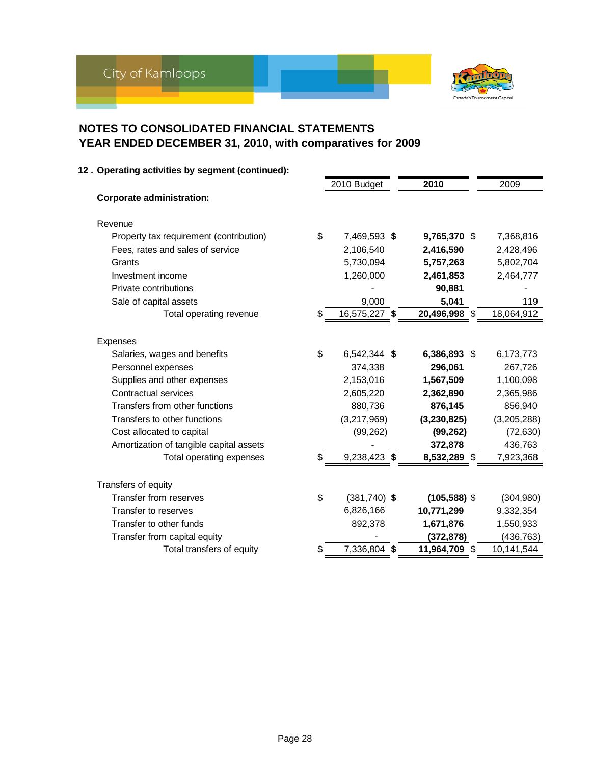# NOTES TO CONSOLIDATED FINANCIAL STATEMENTS
# YEAR ENDED DECEMBER 31, 2010, with comparatives for 2009

**12 . Operating activities by segment (continued):**

| | 2010 Budget | **2010** | 2009 |
|---|---|---|---|
| **Corporate administration:** | | | |
| Revenue | | | |
| Property tax requirement (contribution) | $ 7,469,593 | **$ 9,765,370** | $ 7,368,816 |
| Fees, rates and sales of service | 2,106,540 | **2,416,590** | 2,428,496 |
| Grants | 5,730,094 | **5,757,263** | 5,802,704 |
| Investment income | 1,260,000 | **2,461,853** | 2,464,777 |
| Private contributions | - | **90,881** | - |
| Sale of capital assets | 9,000 | **5,041** | 119 |
| Total operating revenue | $ 16,575,227 | **$ 20,496,998** | $ 18,064,912 |
| Expenses | | | |
| Salaries, wages and benefits | $ 6,542,344 | **$ 6,386,893** | $ 6,173,773 |
| Personnel expenses | 374,338 | **296,061** | 267,726 |
| Supplies and other expenses | 2,153,016 | **1,567,509** | 1,100,098 |
| Contractual services | 2,605,220 | **2,362,890** | 2,365,986 |
| Transfers from other functions | 880,736 | **876,145** | 856,940 |
| Transfers to other functions | (3,217,969) | **(3,230,825)** | (3,205,288) |
| Cost allocated to capital | (99,262) | **(99,262)** | (72,630) |
| Amortization of tangible capital assets | - | **372,878** | 436,763 |
| Total operating expenses | $ 9,238,423 | **$ 8,532,289** | $ 7,923,368 |
| Transfers of equity | | | |
| Transfer from reserves | $ (381,740) | **$ (105,588)** | $ (304,980) |
| Transfer to reserves | 6,826,166 | **10,771,299** | 9,332,354 |
| Transfer to other funds | 892,378 | **1,671,876** | 1,550,933 |
| Transfer from capital equity | - | **(372,878)** | (436,763) |
| Total transfers of equity | $ 7,336,804 | **$ 11,964,709** | $ 10,141,544 |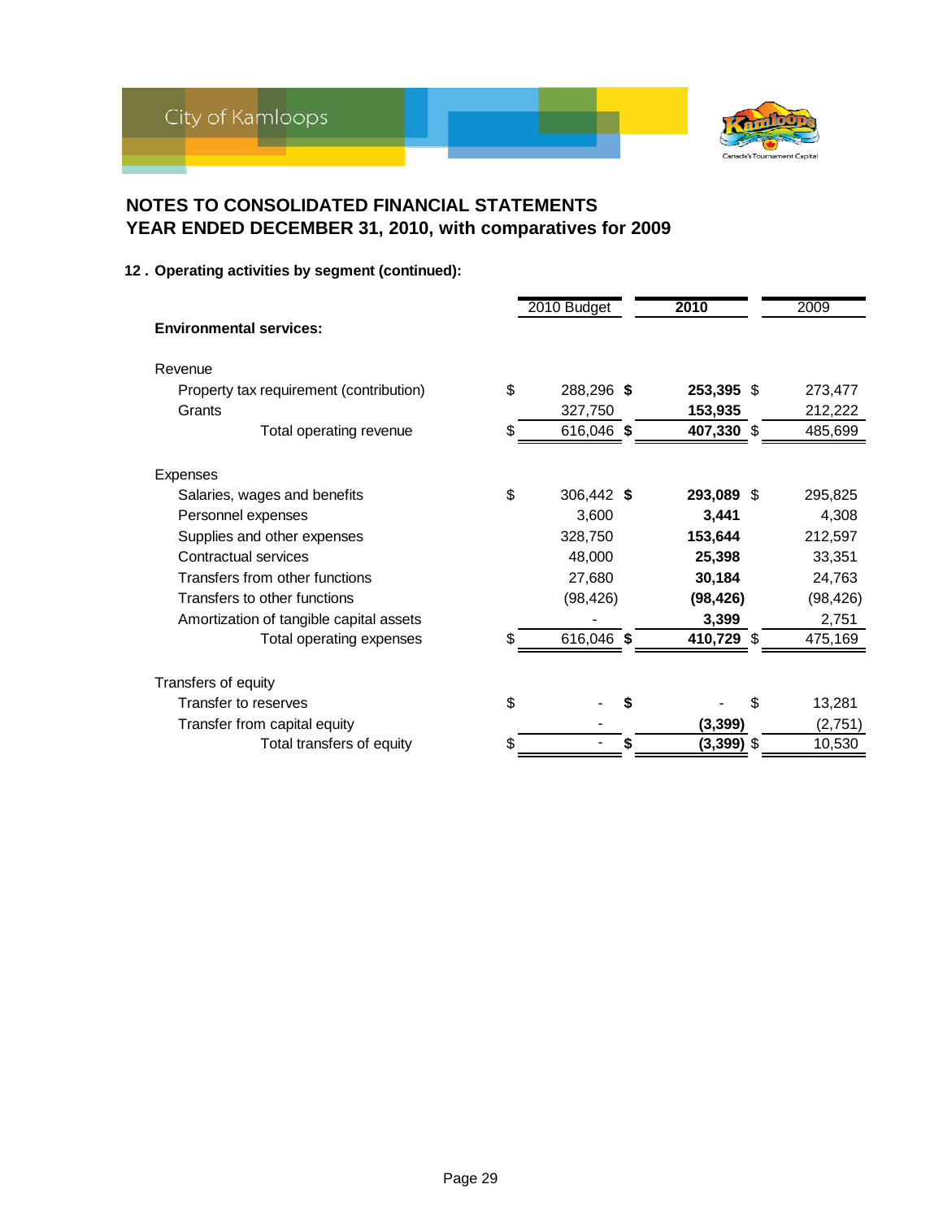# NOTES TO CONSOLIDATED FINANCIAL STATEMENTS
# YEAR ENDED DECEMBER 31, 2010, with comparatives for 2009

### 12 . Operating activities by segment (continued):

| | 2010 Budget | 2010 | 2009 |
|---|---|---|---|
| **Environmental services:** | | | |
| Revenue | | | |
| Property tax requirement (contribution) | $ 288,296 | **$ 253,395** | $ 273,477 |
| Grants | 327,750 | **153,935** | 212,222 |
| Total operating revenue | $ 616,046 | **$ 407,330** | $ 485,699 |
| Expenses | | | |
| Salaries, wages and benefits | $ 306,442 | **$ 293,089** | $ 295,825 |
| Personnel expenses | 3,600 | **3,441** | 4,308 |
| Supplies and other expenses | 328,750 | **153,644** | 212,597 |
| Contractual services | 48,000 | **25,398** | 33,351 |
| Transfers from other functions | 27,680 | **30,184** | 24,763 |
| Transfers to other functions | (98,426) | **(98,426)** | (98,426) |
| Amortization of tangible capital assets | - | **3,399** | 2,751 |
| Total operating expenses | $ 616,046 | **$ 410,729** | $ 475,169 |
| Transfers of equity | | | |
| Transfer to reserves | $ - | **$ -** | $ 13,281 |
| Transfer from capital equity | - | **(3,399)** | (2,751) |
| Total transfers of equity | $ - | **$ (3,399)** | $ 10,530 |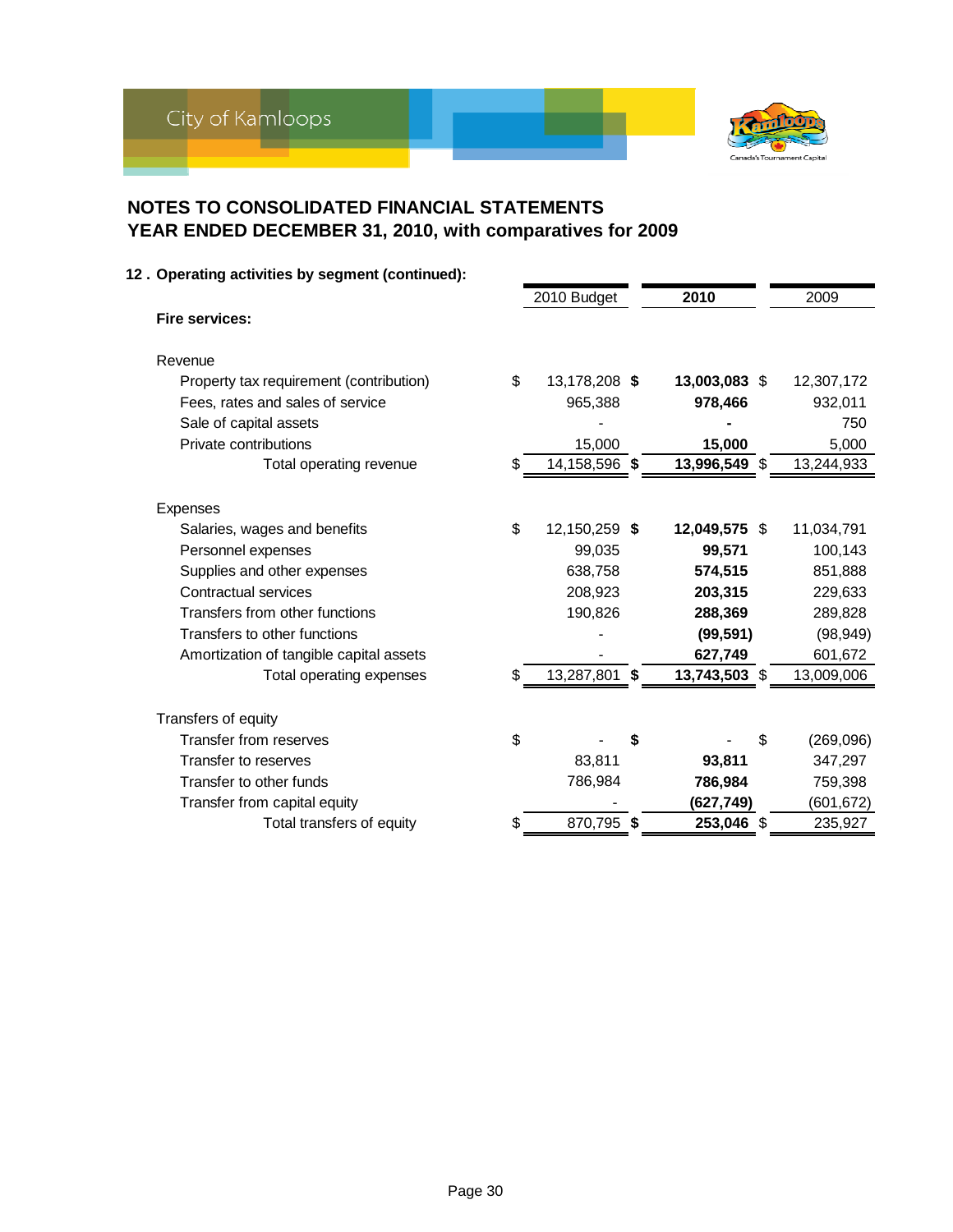# NOTES TO CONSOLIDATED FINANCIAL STATEMENTS
# YEAR ENDED DECEMBER 31, 2010, with comparatives for 2009

## 12 . Operating activities by segment (continued):

| | 2010 Budget | **2010** | 2009 |
|---|---|---|---|
| **Fire services:** | | | |
| Revenue | | | |
| Property tax requirement (contribution) | $ 13,178,208 | **$ 13,003,083** | $ 12,307,172 |
| Fees, rates and sales of service | 965,388 | **978,466** | 932,011 |
| Sale of capital assets | - | **-** | 750 |
| Private contributions | 15,000 | **15,000** | 5,000 |
| Total operating revenue | $ 14,158,596 | **$ 13,996,549** | $ 13,244,933 |
| Expenses | | | |
| Salaries, wages and benefits | $ 12,150,259 | **$ 12,049,575** | $ 11,034,791 |
| Personnel expenses | 99,035 | **99,571** | 100,143 |
| Supplies and other expenses | 638,758 | **574,515** | 851,888 |
| Contractual services | 208,923 | **203,315** | 229,633 |
| Transfers from other functions | 190,826 | **288,369** | 289,828 |
| Transfers to other functions | - | **(99,591)** | (98,949) |
| Amortization of tangible capital assets | - | **627,749** | 601,672 |
| Total operating expenses | $ 13,287,801 | **$ 13,743,503** | $ 13,009,006 |
| Transfers of equity | | | |
| Transfer from reserves | $ - | **$ -** | $ (269,096) |
| Transfer to reserves | 83,811 | **93,811** | 347,297 |
| Transfer to other funds | 786,984 | **786,984** | 759,398 |
| Transfer from capital equity | - | **(627,749)** | (601,672) |
| Total transfers of equity | $ 870,795 | **$ 253,046** | $ 235,927 |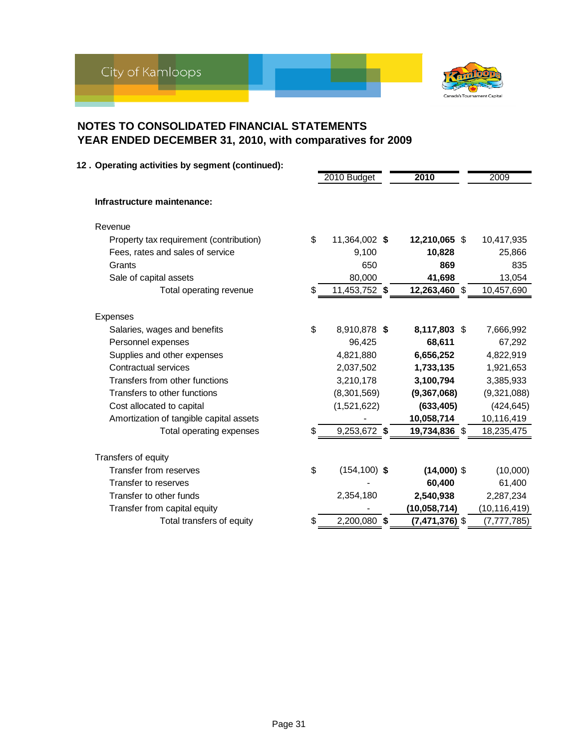## NOTES TO CONSOLIDATED FINANCIAL STATEMENTS
## YEAR ENDED DECEMBER 31, 2010, with comparatives for 2009

### 12. Operating activities by segment (continued):

| | 2010 Budget | 2010 | 2009 |
|---|---|---|---|
| **Infrastructure maintenance:** | | | |
| Revenue | | | |
| Property tax requirement (contribution) | $ 11,364,002 | **$ 12,210,065** | $ 10,417,935 |
| Fees, rates and sales of service | 9,100 | **10,828** | 25,866 |
| Grants | 650 | **869** | 835 |
| Sale of capital assets | 80,000 | **41,698** | 13,054 |
| Total operating revenue | $ 11,453,752 | **$ 12,263,460** | $ 10,457,690 |
| Expenses | | | |
| Salaries, wages and benefits | $ 8,910,878 | **$ 8,117,803** | $ 7,666,992 |
| Personnel expenses | 96,425 | **68,611** | 67,292 |
| Supplies and other expenses | 4,821,880 | **6,656,252** | 4,822,919 |
| Contractual services | 2,037,502 | **1,733,135** | 1,921,653 |
| Transfers from other functions | 3,210,178 | **3,100,794** | 3,385,933 |
| Transfers to other functions | (8,301,569) | **(9,367,068)** | (9,321,088) |
| Cost allocated to capital | (1,521,622) | **(633,405)** | (424,645) |
| Amortization of tangible capital assets | - | **10,058,714** | 10,116,419 |
| Total operating expenses | $ 9,253,672 | **$ 19,734,836** | $ 18,235,475 |
| Transfers of equity | | | |
| Transfer from reserves | $ (154,100) | **$ (14,000)** | $ (10,000) |
| Transfer to reserves | - | **60,400** | 61,400 |
| Transfer to other funds | 2,354,180 | **2,540,938** | 2,287,234 |
| Transfer from capital equity | - | **(10,058,714)** | (10,116,419) |
| Total transfers of equity | $ 2,200,080 | **$ (7,471,376)** | $ (7,777,785) |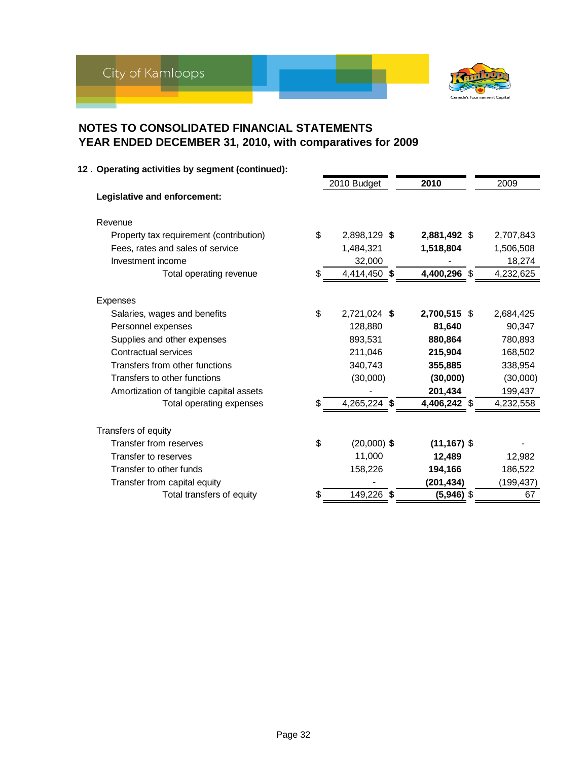# NOTES TO CONSOLIDATED FINANCIAL STATEMENTS
# YEAR ENDED DECEMBER 31, 2010, with comparatives for 2009

**12 . Operating activities by segment (continued):**

| | 2010 Budget | **2010** | 2009 |
|---|---|---|---|
| **Legislative and enforcement:** | | | |
| Revenue | | | |
| Property tax requirement (contribution) | $ 2,898,129 | **$ 2,881,492** | $ 2,707,843 |
| Fees, rates and sales of service | 1,484,321 | **1,518,804** | 1,506,508 |
| Investment income | 32,000 | **-** | 18,274 |
| Total operating revenue | $ 4,414,450 | **$ 4,400,296** | $ 4,232,625 |
| Expenses | | | |
| Salaries, wages and benefits | $ 2,721,024 | **$ 2,700,515** | $ 2,684,425 |
| Personnel expenses | 128,880 | **81,640** | 90,347 |
| Supplies and other expenses | 893,531 | **880,864** | 780,893 |
| Contractual services | 211,046 | **215,904** | 168,502 |
| Transfers from other functions | 340,743 | **355,885** | 338,954 |
| Transfers to other functions | (30,000) | **(30,000)** | (30,000) |
| Amortization of tangible capital assets | - | **201,434** | 199,437 |
| Total operating expenses | $ 4,265,224 | **$ 4,406,242** | $ 4,232,558 |
| Transfers of equity | | | |
| Transfer from reserves | $ (20,000) | **$ (11,167)** | $ - |
| Transfer to reserves | 11,000 | **12,489** | 12,982 |
| Transfer to other funds | 158,226 | **194,166** | 186,522 |
| Transfer from capital equity | - | **(201,434)** | (199,437) |
| Total transfers of equity | $ 149,226 | **$ (5,946)** | $ 67 |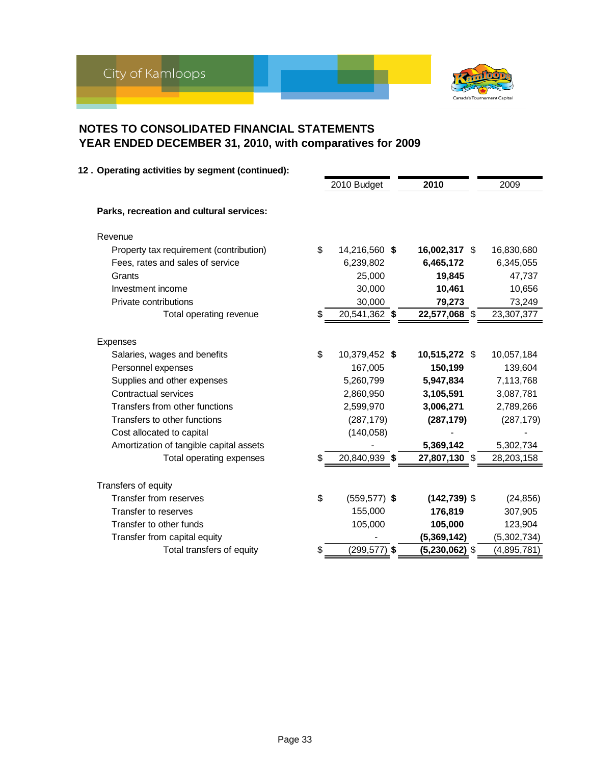## NOTES TO CONSOLIDATED FINANCIAL STATEMENTS
## YEAR ENDED DECEMBER 31, 2010, with comparatives for 2009

**12 . Operating activities by segment (continued):**

| | 2010 Budget | **2010** | 2009 |
|---|---|---|---|
| **Parks, recreation and cultural services:** | | | |
| Revenue | | | |
| Property tax requirement (contribution) | $ 14,216,560 | **$ 16,002,317** | $ 16,830,680 |
| Fees, rates and sales of service | 6,239,802 | **6,465,172** | 6,345,055 |
| Grants | 25,000 | **19,845** | 47,737 |
| Investment income | 30,000 | **10,461** | 10,656 |
| Private contributions | 30,000 | **79,273** | 73,249 |
| Total operating revenue | $ 20,541,362 | **$ 22,577,068** | $ 23,307,377 |
| Expenses | | | |
| Salaries, wages and benefits | $ 10,379,452 | **$ 10,515,272** | $ 10,057,184 |
| Personnel expenses | 167,005 | **150,199** | 139,604 |
| Supplies and other expenses | 5,260,799 | **5,947,834** | 7,113,768 |
| Contractual services | 2,860,950 | **3,105,591** | 3,087,781 |
| Transfers from other functions | 2,599,970 | **3,006,271** | 2,789,266 |
| Transfers to other functions | (287,179) | **(287,179)** | (287,179) |
| Cost allocated to capital | (140,058) | **-** | - |
| Amortization of tangible capital assets | - | **5,369,142** | 5,302,734 |
| Total operating expenses | $ 20,840,939 | **$ 27,807,130** | $ 28,203,158 |
| Transfers of equity | | | |
| Transfer from reserves | $ (559,577) | **$ (142,739)** | $ (24,856) |
| Transfer to reserves | 155,000 | **176,819** | 307,905 |
| Transfer to other funds | 105,000 | **105,000** | 123,904 |
| Transfer from capital equity | - | **(5,369,142)** | (5,302,734) |
| Total transfers of equity | $ (299,577) | **$ (5,230,062)** | $ (4,895,781) |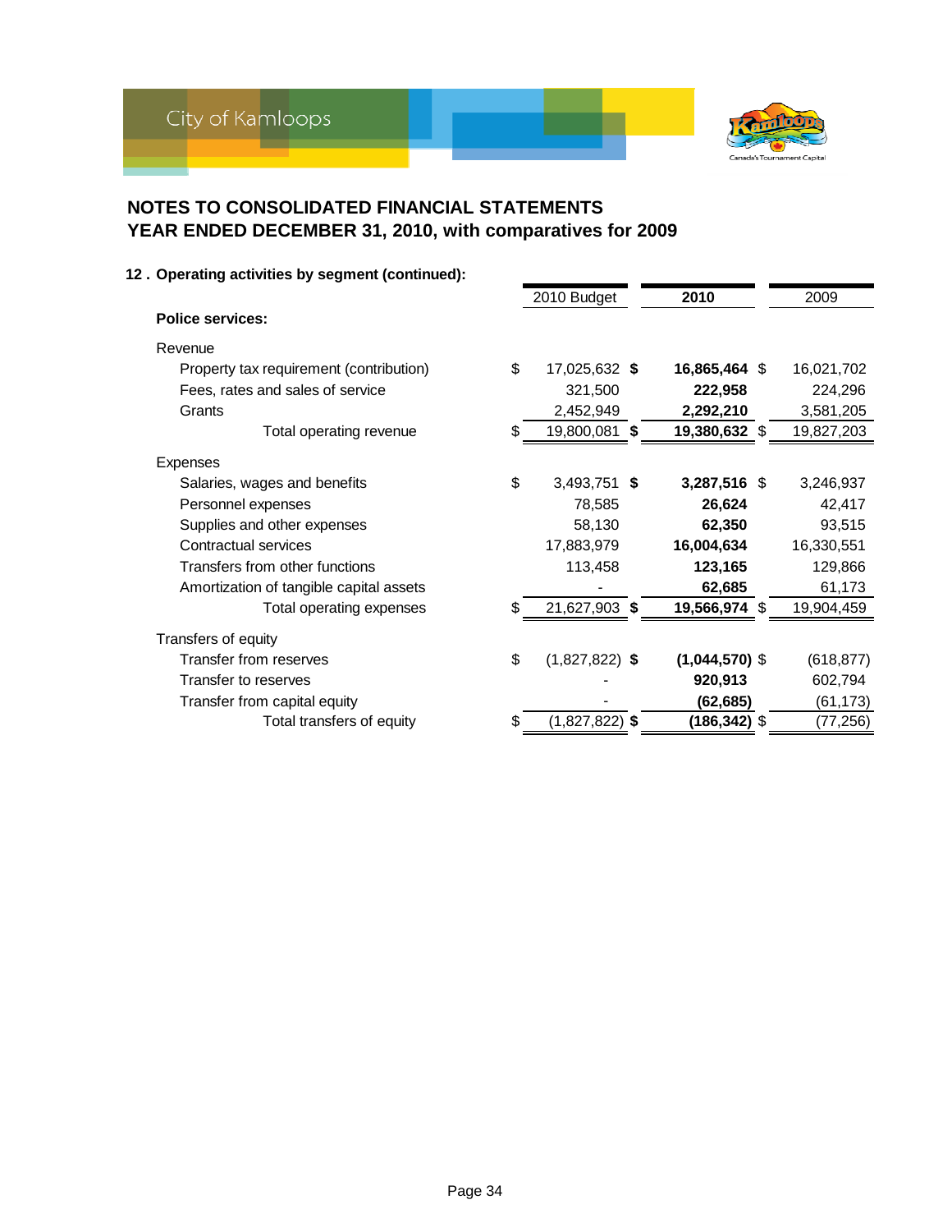## NOTES TO CONSOLIDATED FINANCIAL STATEMENTS
## YEAR ENDED DECEMBER 31, 2010, with comparatives for 2009

**12 . Operating activities by segment (continued):**

| | 2010 Budget | **2010** | 2009 |
|---|---|---|---|
| **Police services:** | | | |
| Revenue | | | |
| Property tax requirement (contribution) | $ 17,025,632 | **$ 16,865,464** | $ 16,021,702 |
| Fees, rates and sales of service | 321,500 | **222,958** | 224,296 |
| Grants | 2,452,949 | **2,292,210** | 3,581,205 |
| Total operating revenue | $ 19,800,081 | **$ 19,380,632** | $ 19,827,203 |
| Expenses | | | |
| Salaries, wages and benefits | $ 3,493,751 | **$ 3,287,516** | $ 3,246,937 |
| Personnel expenses | 78,585 | **26,624** | 42,417 |
| Supplies and other expenses | 58,130 | **62,350** | 93,515 |
| Contractual services | 17,883,979 | **16,004,634** | 16,330,551 |
| Transfers from other functions | 113,458 | **123,165** | 129,866 |
| Amortization of tangible capital assets | - | **62,685** | 61,173 |
| Total operating expenses | $ 21,627,903 | **$ 19,566,974** | $ 19,904,459 |
| Transfers of equity | | | |
| Transfer from reserves | $ (1,827,822) | **$ (1,044,570)** | $ (618,877) |
| Transfer to reserves | - | **920,913** | 602,794 |
| Transfer from capital equity | - | **(62,685)** | (61,173) |
| Total transfers of equity | $ (1,827,822) | **$ (186,342)** | $ (77,256) |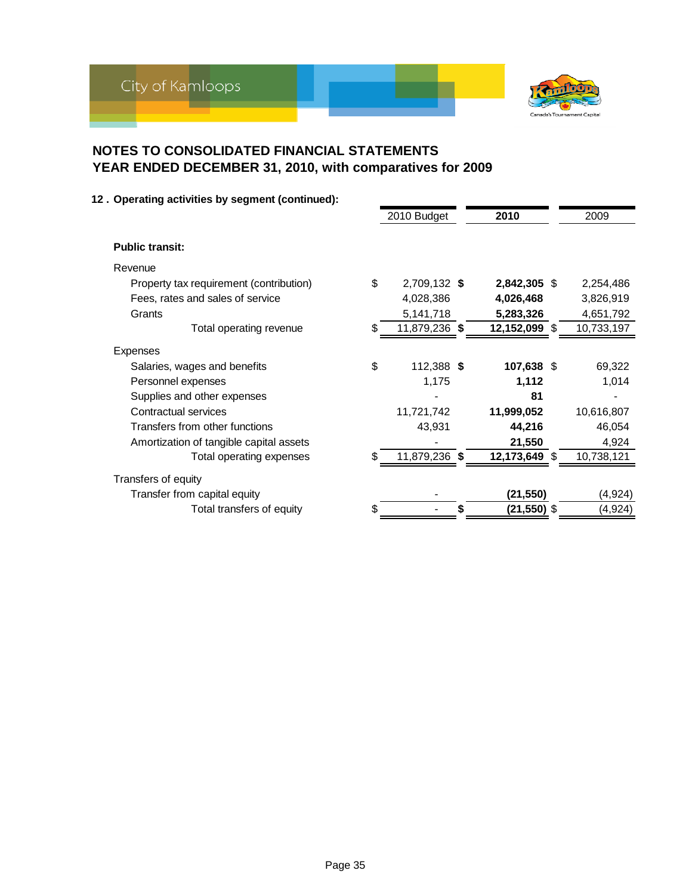# NOTES TO CONSOLIDATED FINANCIAL STATEMENTS
# YEAR ENDED DECEMBER 31, 2010, with comparatives for 2009

### 12 . Operating activities by segment (continued):

| | 2010 Budget | **2010** | 2009 |
|---|---|---|---|
| **Public transit:** | | | |
| Revenue | | | |
| Property tax requirement (contribution) | $ 2,709,132 | **$ 2,842,305** | $ 2,254,486 |
| Fees, rates and sales of service | 4,028,386 | **4,026,468** | 3,826,919 |
| Grants | 5,141,718 | **5,283,326** | 4,651,792 |
| Total operating revenue | $ 11,879,236 | **$ 12,152,099** | $ 10,733,197 |
| Expenses | | | |
| Salaries, wages and benefits | $ 112,388 | **$ 107,638** | $ 69,322 |
| Personnel expenses | 1,175 | **1,112** | 1,014 |
| Supplies and other expenses | - | **81** | - |
| Contractual services | 11,721,742 | **11,999,052** | 10,616,807 |
| Transfers from other functions | 43,931 | **44,216** | 46,054 |
| Amortization of tangible capital assets | - | **21,550** | 4,924 |
| Total operating expenses | $ 11,879,236 | **$ 12,173,649** | $ 10,738,121 |
| Transfers of equity | | | |
| Transfer from capital equity | - | **(21,550)** | (4,924) |
| Total transfers of equity | $ - | **$ (21,550)** | $ (4,924) |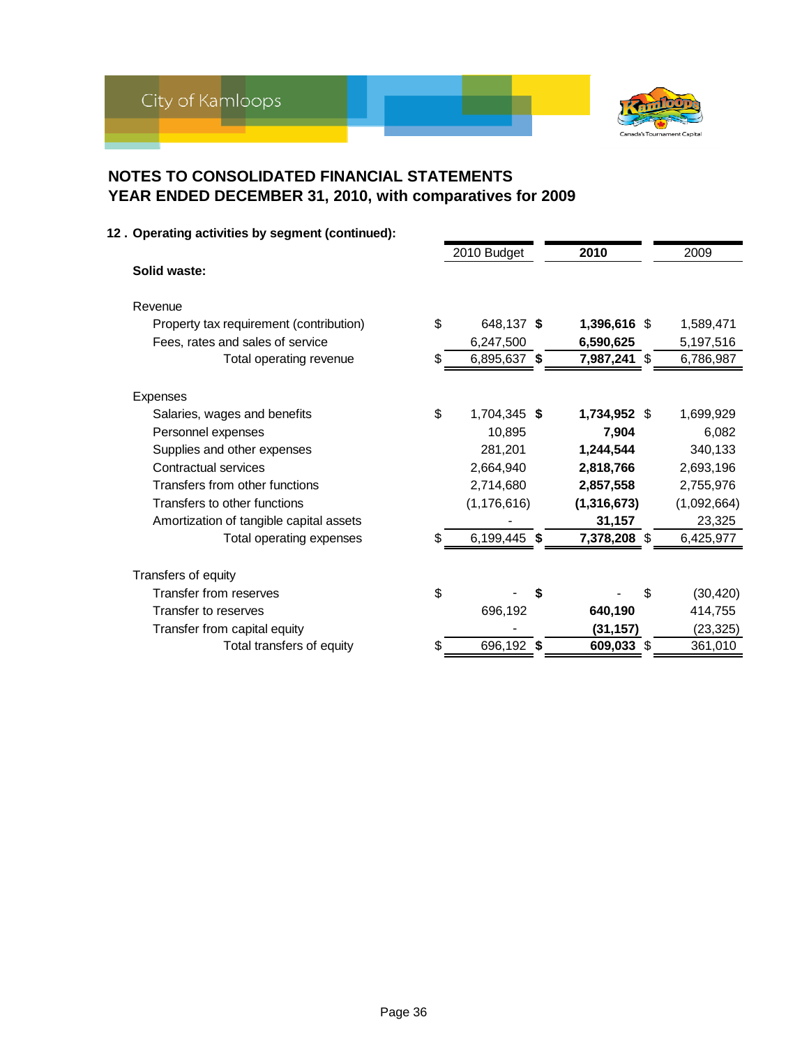## NOTES TO CONSOLIDATED FINANCIAL STATEMENTS
## YEAR ENDED DECEMBER 31, 2010, with comparatives for 2009

### 12 . Operating activities by segment (continued):

| | 2010 Budget | **2010** | 2009 |
|---|---|---|---|
| **Solid waste:** | | | |
| Revenue | | | |
| Property tax requirement (contribution) | $ 648,137 | **$ 1,396,616** | $ 1,589,471 |
| Fees, rates and sales of service | 6,247,500 | **6,590,625** | 5,197,516 |
| Total operating revenue | $ 6,895,637 | **$ 7,987,241** | $ 6,786,987 |
| Expenses | | | |
| Salaries, wages and benefits | $ 1,704,345 | **$ 1,734,952** | $ 1,699,929 |
| Personnel expenses | 10,895 | **7,904** | 6,082 |
| Supplies and other expenses | 281,201 | **1,244,544** | 340,133 |
| Contractual services | 2,664,940 | **2,818,766** | 2,693,196 |
| Transfers from other functions | 2,714,680 | **2,857,558** | 2,755,976 |
| Transfers to other functions | (1,176,616) | **(1,316,673)** | (1,092,664) |
| Amortization of tangible capital assets | - | **31,157** | 23,325 |
| Total operating expenses | $ 6,199,445 | **$ 7,378,208** | $ 6,425,977 |
| Transfers of equity | | | |
| Transfer from reserves | $ - | **$ -** | $ (30,420) |
| Transfer to reserves | 696,192 | **640,190** | 414,755 |
| Transfer from capital equity | - | **(31,157)** | (23,325) |
| Total transfers of equity | $ 696,192 | **$ 609,033** | $ 361,010 |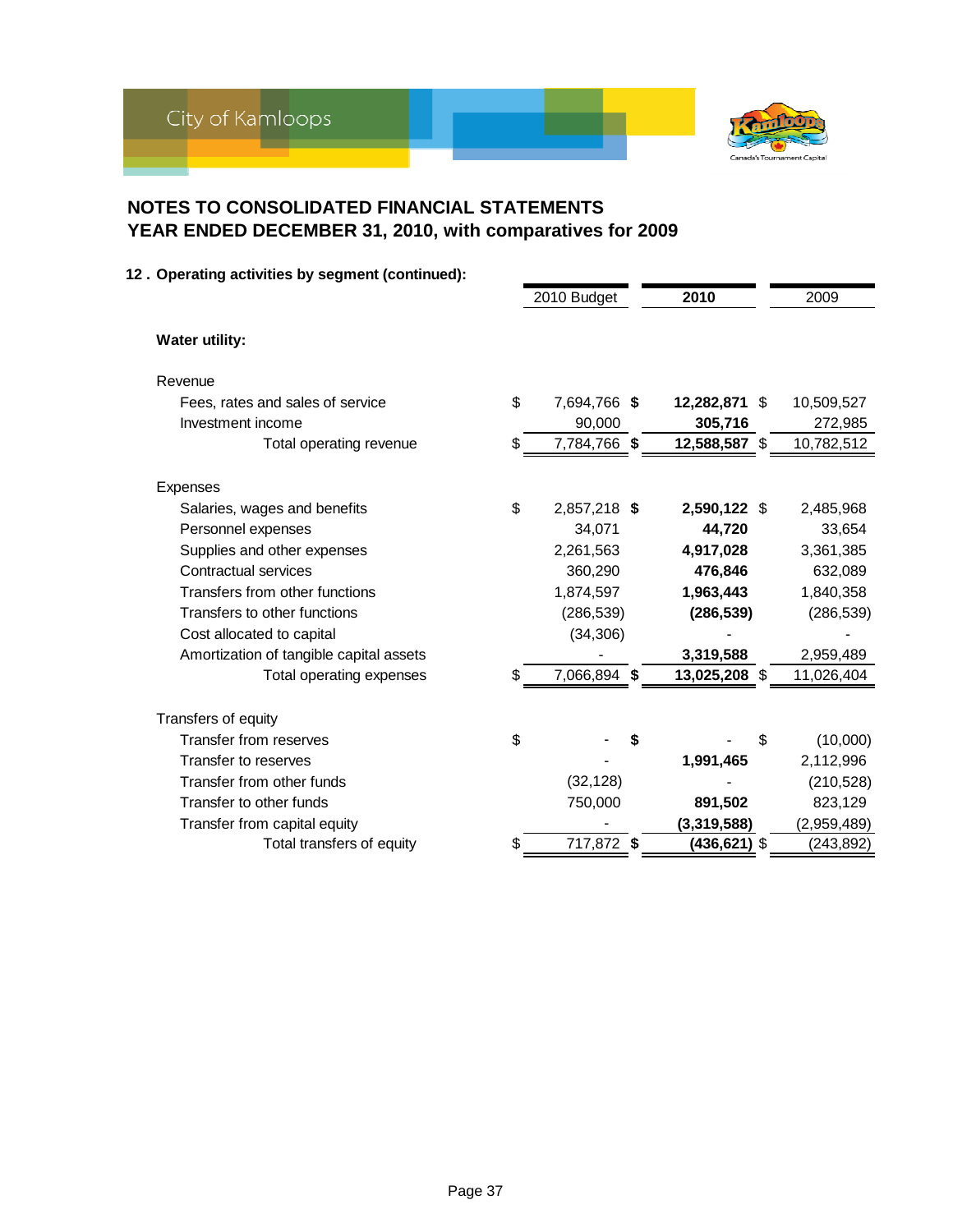## NOTES TO CONSOLIDATED FINANCIAL STATEMENTS
## YEAR ENDED DECEMBER 31, 2010, with comparatives for 2009

**12 . Operating activities by segment (continued):**

| | 2010 Budget | **2010** | 2009 |
|---|---|---|---|
| **Water utility:** | | | |
| Revenue | | | |
| Fees, rates and sales of service | $ 7,694,766 | **$ 12,282,871** | $ 10,509,527 |
| Investment income | 90,000 | **305,716** | 272,985 |
| Total operating revenue | $ 7,784,766 | **$ 12,588,587** | $ 10,782,512 |
| Expenses | | | |
| Salaries, wages and benefits | $ 2,857,218 | **$ 2,590,122** | $ 2,485,968 |
| Personnel expenses | 34,071 | **44,720** | 33,654 |
| Supplies and other expenses | 2,261,563 | **4,917,028** | 3,361,385 |
| Contractual services | 360,290 | **476,846** | 632,089 |
| Transfers from other functions | 1,874,597 | **1,963,443** | 1,840,358 |
| Transfers to other functions | (286,539) | **(286,539)** | (286,539) |
| Cost allocated to capital | (34,306) | **-** | - |
| Amortization of tangible capital assets | - | **3,319,588** | 2,959,489 |
| Total operating expenses | $ 7,066,894 | **$ 13,025,208** | $ 11,026,404 |
| Transfers of equity | | | |
| Transfer from reserves | $ - | **$ -** | $ (10,000) |
| Transfer to reserves | - | **1,991,465** | 2,112,996 |
| Transfer from other funds | (32,128) | **-** | (210,528) |
| Transfer to other funds | 750,000 | **891,502** | 823,129 |
| Transfer from capital equity | - | **(3,319,588)** | (2,959,489) |
| Total transfers of equity | $ 717,872 | **$ (436,621)** | $ (243,892) |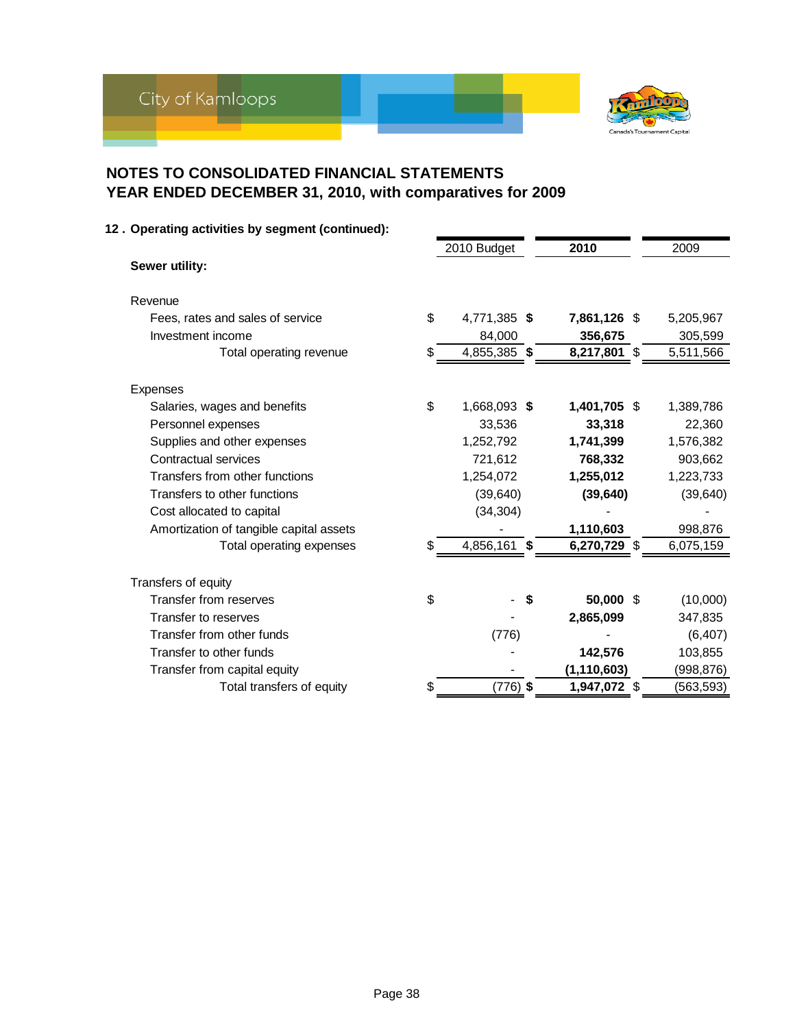# NOTES TO CONSOLIDATED FINANCIAL STATEMENTS
# YEAR ENDED DECEMBER 31, 2010, with comparatives for 2009

### 12 . Operating activities by segment (continued):

| | 2010 Budget | 2010 | 2009 |
|---|---|---|---|
| **Sewer utility:** | | | |
| Revenue | | | |
| Fees, rates and sales of service | $ 4,771,385 | **$ 7,861,126** | $ 5,205,967 |
| Investment income | 84,000 | **356,675** | 305,599 |
| Total operating revenue | $ 4,855,385 | **$ 8,217,801** | $ 5,511,566 |
| Expenses | | | |
| Salaries, wages and benefits | $ 1,668,093 | **$ 1,401,705** | $ 1,389,786 |
| Personnel expenses | 33,536 | **33,318** | 22,360 |
| Supplies and other expenses | 1,252,792 | **1,741,399** | 1,576,382 |
| Contractual services | 721,612 | **768,332** | 903,662 |
| Transfers from other functions | 1,254,072 | **1,255,012** | 1,223,733 |
| Transfers to other functions | (39,640) | **(39,640)** | (39,640) |
| Cost allocated to capital | (34,304) | **-** | - |
| Amortization of tangible capital assets | - | **1,110,603** | 998,876 |
| Total operating expenses | $ 4,856,161 | **$ 6,270,729** | $ 6,075,159 |
| Transfers of equity | | | |
| Transfer from reserves | $ - | **$ 50,000** | $ (10,000) |
| Transfer to reserves | - | **2,865,099** | 347,835 |
| Transfer from other funds | (776) | **-** | (6,407) |
| Transfer to other funds | - | **142,576** | 103,855 |
| Transfer from capital equity | - | **(1,110,603)** | (998,876) |
| Total transfers of equity | $ (776) | **$ 1,947,072** | $ (563,593) |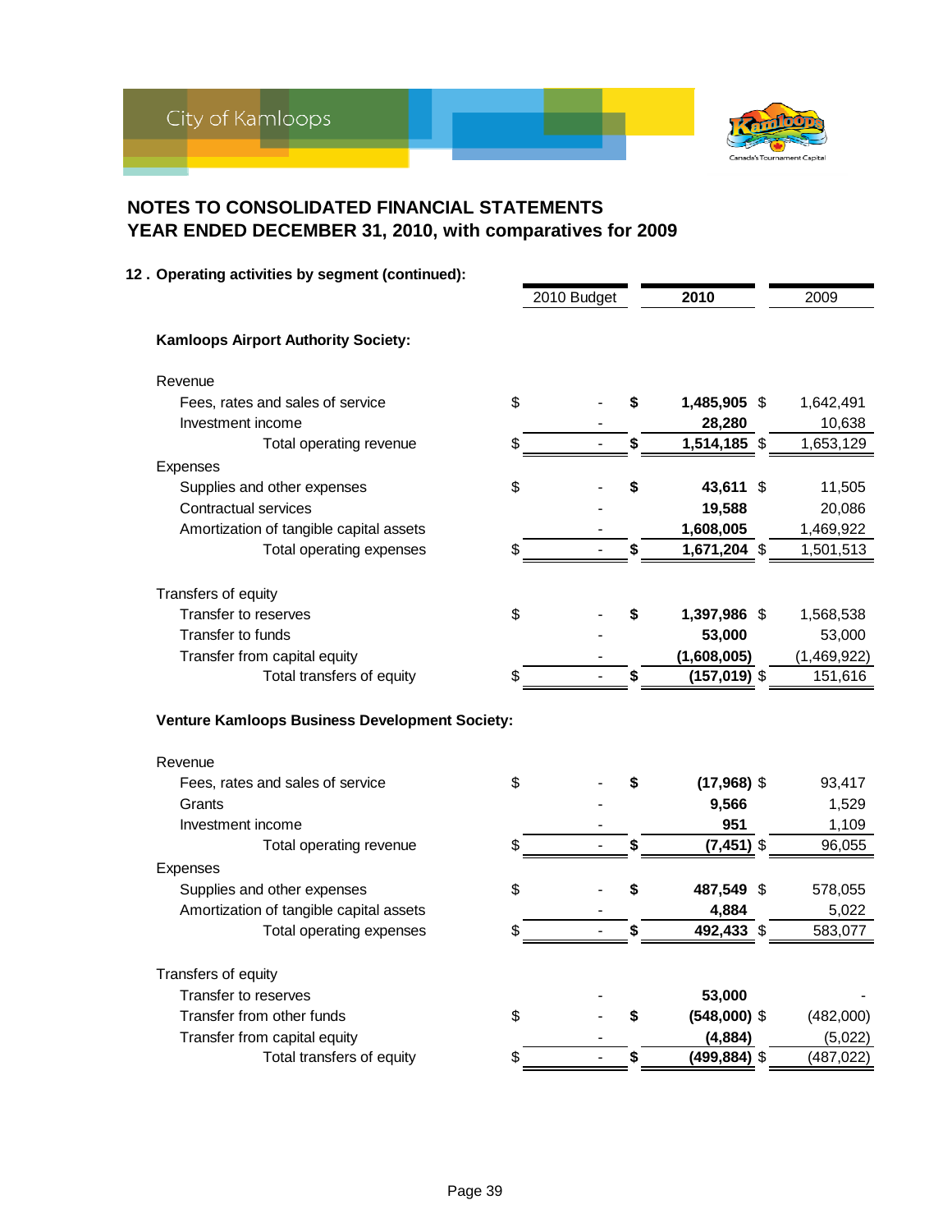# NOTES TO CONSOLIDATED FINANCIAL STATEMENTS
# YEAR ENDED DECEMBER 31, 2010, with comparatives for 2009

## 12. Operating activities by segment (continued):

| | 2010 Budget | 2010 | 2009 |
|---|---|---|---|
| **Kamloops Airport Authority Society:** | | | |
| Revenue | | | |
| Fees, rates and sales of service | $ - | **$ 1,485,905** | $ 1,642,491 |
| Investment income | - | **28,280** | 10,638 |
| Total operating revenue | $ - | **$ 1,514,185** | $ 1,653,129 |
| Expenses | | | |
| Supplies and other expenses | $ - | **$ 43,611** | $ 11,505 |
| Contractual services | - | **19,588** | 20,086 |
| Amortization of tangible capital assets | - | **1,608,005** | 1,469,922 |
| Total operating expenses | $ - | **$ 1,671,204** | $ 1,501,513 |
| Transfers of equity | | | |
| Transfer to reserves | $ - | **$ 1,397,986** | $ 1,568,538 |
| Transfer to funds | - | **53,000** | 53,000 |
| Transfer from capital equity | - | **(1,608,005)** | (1,469,922) |
| Total transfers of equity | $ - | **$ (157,019)** | $ 151,616 |
| **Venture Kamloops Business Development Society:** | | | |
| Revenue | | | |
| Fees, rates and sales of service | $ - | **$ (17,968)** | $ 93,417 |
| Grants | - | **9,566** | 1,529 |
| Investment income | - | **951** | 1,109 |
| Total operating revenue | $ - | **$ (7,451)** | $ 96,055 |
| Expenses | | | |
| Supplies and other expenses | $ - | **$ 487,549** | $ 578,055 |
| Amortization of tangible capital assets | - | **4,884** | 5,022 |
| Total operating expenses | $ - | **$ 492,433** | $ 583,077 |
| Transfers of equity | | | |
| Transfer to reserves | - | **53,000** | - |
| Transfer from other funds | $ - | **$ (548,000)** | $ (482,000) |
| Transfer from capital equity | - | **(4,884)** | (5,022) |
| Total transfers of equity | $ - | **$ (499,884)** | $ (487,022) |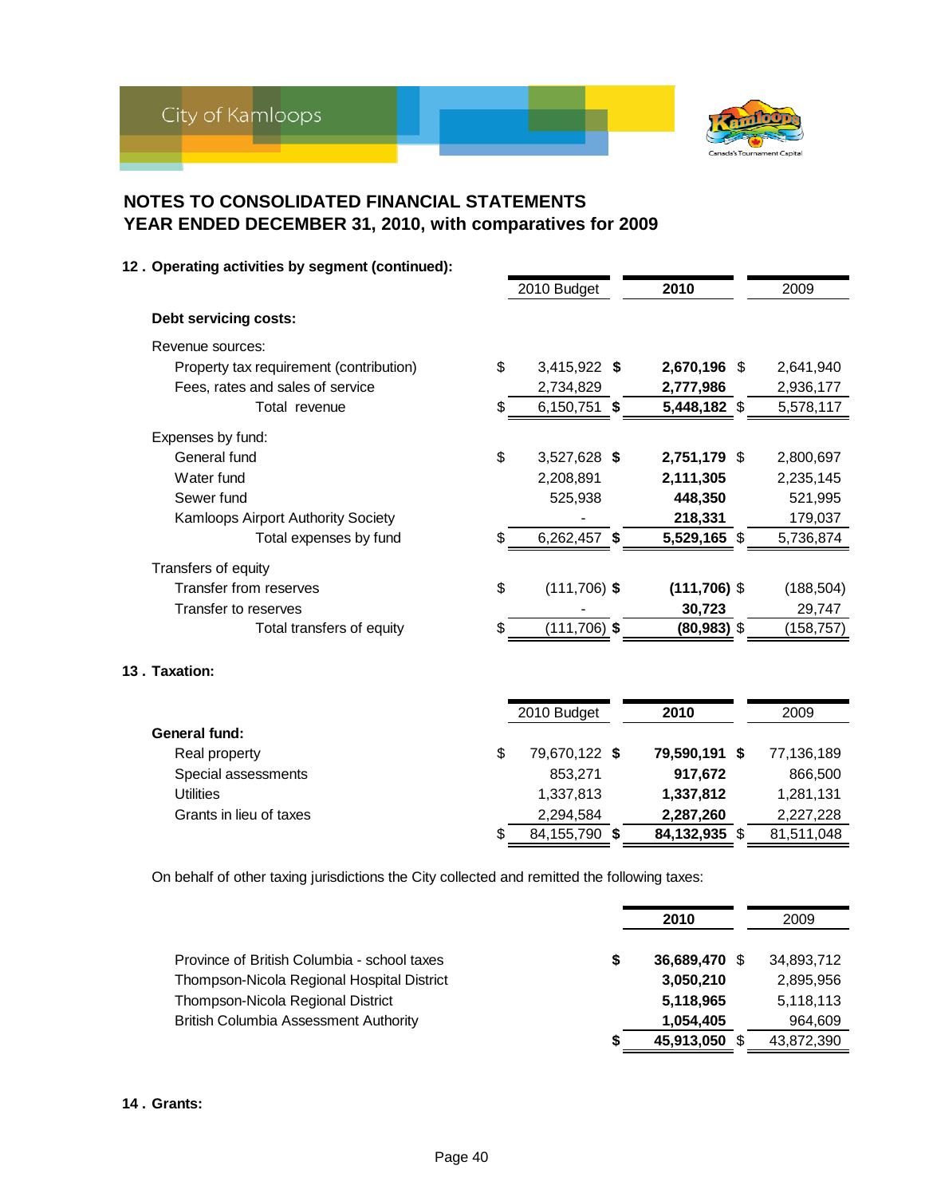# NOTES TO CONSOLIDATED FINANCIAL STATEMENTS
# YEAR ENDED DECEMBER 31, 2010, with comparatives for 2009

## 12 . Operating activities by segment (continued):

| | 2010 Budget | 2010 | 2009 |
|---|---|---|---|
| **Debt servicing costs:** | | | |
| Revenue sources: | | | |
| Property tax requirement (contribution) | $ 3,415,922 | **$ 2,670,196** | $ 2,641,940 |
| Fees, rates and sales of service | 2,734,829 | **2,777,986** | 2,936,177 |
| Total revenue | $ 6,150,751 | **$ 5,448,182** | $ 5,578,117 |
| Expenses by fund: | | | |
| General fund | $ 3,527,628 | **$ 2,751,179** | $ 2,800,697 |
| Water fund | 2,208,891 | **2,111,305** | 2,235,145 |
| Sewer fund | 525,938 | **448,350** | 521,995 |
| Kamloops Airport Authority Society | - | **218,331** | 179,037 |
| Total expenses by fund | $ 6,262,457 | **$ 5,529,165** | $ 5,736,874 |
| Transfers of equity | | | |
| Transfer from reserves | $ (111,706) | **$ (111,706)** | $ (188,504) |
| Transfer to reserves | - | **30,723** | 29,747 |
| Total transfers of equity | $ (111,706) | **$ (80,983)** | $ (158,757) |

## 13 . Taxation:

| | 2010 Budget | 2010 | 2009 |
|---|---|---|---|
| **General fund:** | | | |
| Real property | $ 79,670,122 | **$ 79,590,191** | $ 77,136,189 |
| Special assessments | 853,271 | **917,672** | 866,500 |
| Utilities | 1,337,813 | **1,337,812** | 1,281,131 |
| Grants in lieu of taxes | 2,294,584 | **2,287,260** | 2,227,228 |
| | $ 84,155,790 | **$ 84,132,935** | $ 81,511,048 |

On behalf of other taxing jurisdictions the City collected and remitted the following taxes:

| | 2010 | 2009 |
|---|---|---|
| Province of British Columbia - school taxes | **$ 36,689,470** | $ 34,893,712 |
| Thompson-Nicola Regional Hospital District | **3,050,210** | 2,895,956 |
| Thompson-Nicola Regional District | **5,118,965** | 5,118,113 |
| British Columbia Assessment Authority | **1,054,405** | 964,609 |
| | **$ 45,913,050** | $ 43,872,390 |

## 14 . Grants: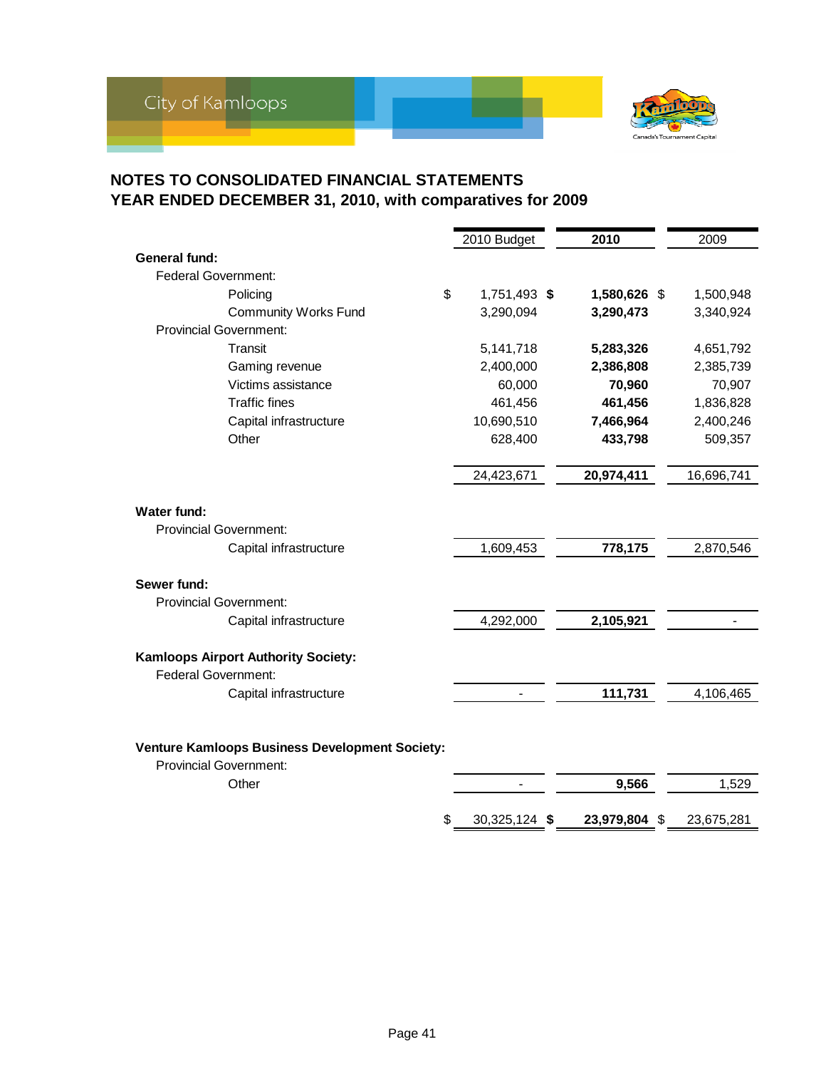## NOTES TO CONSOLIDATED FINANCIAL STATEMENTS
## YEAR ENDED DECEMBER 31, 2010, with comparatives for 2009

| | 2010 Budget | **2010** | 2009 |
|---|---|---|---|
| **General fund:** | | | |
| Federal Government: | | | |
| Policing | $ 1,751,493 | **$ 1,580,626** | $ 1,500,948 |
| Community Works Fund | 3,290,094 | **3,290,473** | 3,340,924 |
| Provincial Government: | | | |
| Transit | 5,141,718 | **5,283,326** | 4,651,792 |
| Gaming revenue | 2,400,000 | **2,386,808** | 2,385,739 |
| Victims assistance | 60,000 | **70,960** | 70,907 |
| Traffic fines | 461,456 | **461,456** | 1,836,828 |
| Capital infrastructure | 10,690,510 | **7,466,964** | 2,400,246 |
| Other | 628,400 | **433,798** | 509,357 |
| | 24,423,671 | **20,974,411** | 16,696,741 |
| **Water fund:** | | | |
| Provincial Government: | | | |
| Capital infrastructure | 1,609,453 | **778,175** | 2,870,546 |
| **Sewer fund:** | | | |
| Provincial Government: | | | |
| Capital infrastructure | 4,292,000 | **2,105,921** | - |
| **Kamloops Airport Authority Society:** | | | |
| Federal Government: | | | |
| Capital infrastructure | - | **111,731** | 4,106,465 |
| **Venture Kamloops Business Development Society:** | | | |
| Provincial Government: | | | |
| Other | - | **9,566** | 1,529 |
| | $ 30,325,124 | **$ 23,979,804** | $ 23,675,281 |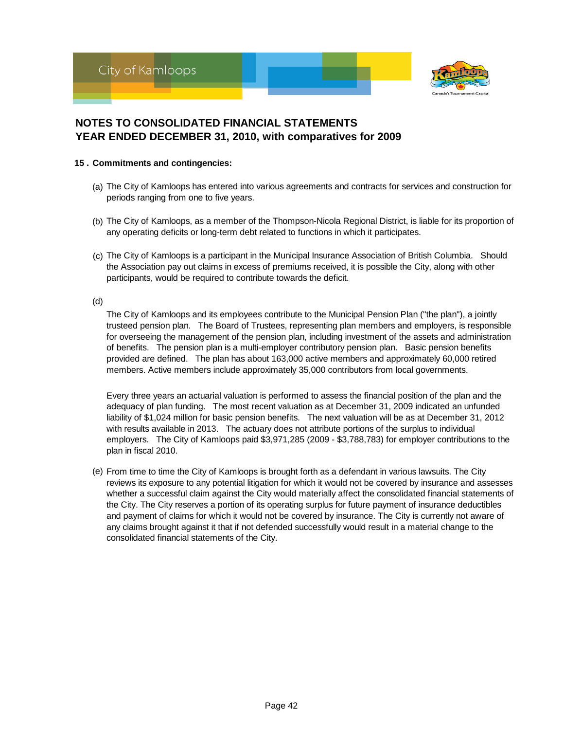# NOTES TO CONSOLIDATED FINANCIAL STATEMENTS
# YEAR ENDED DECEMBER 31, 2010, with comparatives for 2009

## 15 . Commitments and contingencies:

(a) The City of Kamloops has entered into various agreements and contracts for services and construction for periods ranging from one to five years.

(b) The City of Kamloops, as a member of the Thompson-Nicola Regional District, is liable for its proportion of any operating deficits or long-term debt related to functions in which it participates.

(c) The City of Kamloops is a participant in the Municipal Insurance Association of British Columbia. Should the Association pay out claims in excess of premiums received, it is possible the City, along with other participants, would be required to contribute towards the deficit.

(d) The City of Kamloops and its employees contribute to the Municipal Pension Plan ("the plan"), a jointly trusteed pension plan. The Board of Trustees, representing plan members and employers, is responsible for overseeing the management of the pension plan, including investment of the assets and administration of benefits. The pension plan is a multi-employer contributory pension plan. Basic pension benefits provided are defined. The plan has about 163,000 active members and approximately 60,000 retired members. Active members include approximately 35,000 contributors from local governments.

Every three years an actuarial valuation is performed to assess the financial position of the plan and the adequacy of plan funding. The most recent valuation as at December 31, 2009 indicated an unfunded liability of $1,024 million for basic pension benefits. The next valuation will be as at December 31, 2012 with results available in 2013. The actuary does not attribute portions of the surplus to individual employers. The City of Kamloops paid $3,971,285 (2009 - $3,788,783) for employer contributions to the plan in fiscal 2010.

(e) From time to time the City of Kamloops is brought forth as a defendant in various lawsuits. The City reviews its exposure to any potential litigation for which it would not be covered by insurance and assesses whether a successful claim against the City would materially affect the consolidated financial statements of the City. The City reserves a portion of its operating surplus for future payment of insurance deductibles and payment of claims for which it would not be covered by insurance. The City is currently not aware of any claims brought against it that if not defended successfully would result in a material change to the consolidated financial statements of the City.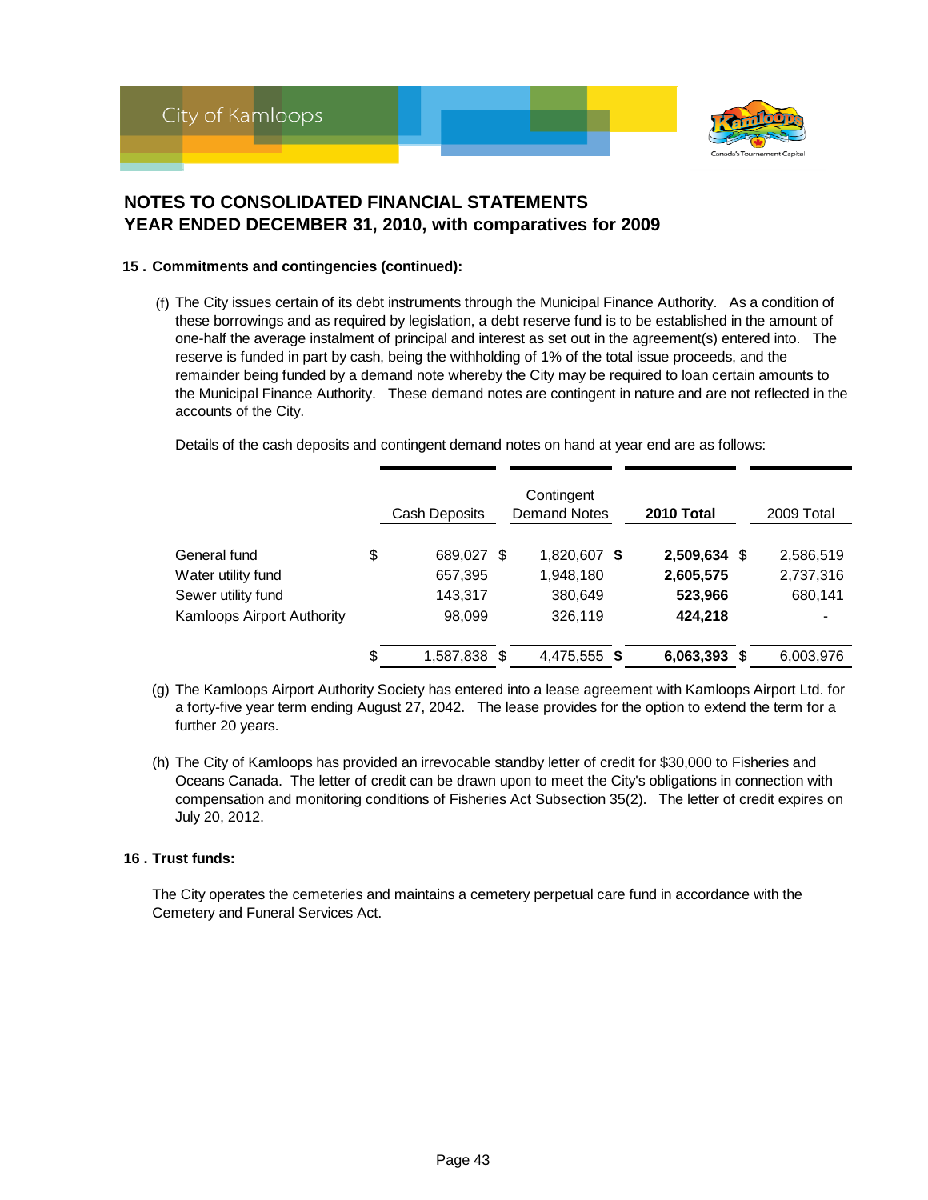# NOTES TO CONSOLIDATED FINANCIAL STATEMENTS
# YEAR ENDED DECEMBER 31, 2010, with comparatives for 2009

### 15 . Commitments and contingencies (continued):

(f) The City issues certain of its debt instruments through the Municipal Finance Authority. As a condition of these borrowings and as required by legislation, a debt reserve fund is to be established in the amount of one-half the average instalment of principal and interest as set out in the agreement(s) entered into. The reserve is funded in part by cash, being the withholding of 1% of the total issue proceeds, and the remainder being funded by a demand note whereby the City may be required to loan certain amounts to the Municipal Finance Authority. These demand notes are contingent in nature and are not reflected in the accounts of the City.

Details of the cash deposits and contingent demand notes on hand at year end are as follows:

| | Cash Deposits | Contingent Demand Notes | **2010 Total** | 2009 Total |
|---|---|---|---|---|
| General fund | $ 689,027 | $ 1,820,607 | **$ 2,509,634** | $ 2,586,519 |
| Water utility fund | 657,395 | 1,948,180 | **2,605,575** | 2,737,316 |
| Sewer utility fund | 143,317 | 380,649 | **523,966** | 680,141 |
| Kamloops Airport Authority | 98,099 | 326,119 | **424,218** | - |
| | $ 1,587,838 | $ 4,475,555 | **$ 6,063,393** | $ 6,003,976 |

(g) The Kamloops Airport Authority Society has entered into a lease agreement with Kamloops Airport Ltd. for a forty-five year term ending August 27, 2042. The lease provides for the option to extend the term for a further 20 years.

(h) The City of Kamloops has provided an irrevocable standby letter of credit for $30,000 to Fisheries and Oceans Canada. The letter of credit can be drawn upon to meet the City's obligations in connection with compensation and monitoring conditions of Fisheries Act Subsection 35(2). The letter of credit expires on July 20, 2012.

### 16 . Trust funds:

The City operates the cemeteries and maintains a cemetery perpetual care fund in accordance with the Cemetery and Funeral Services Act.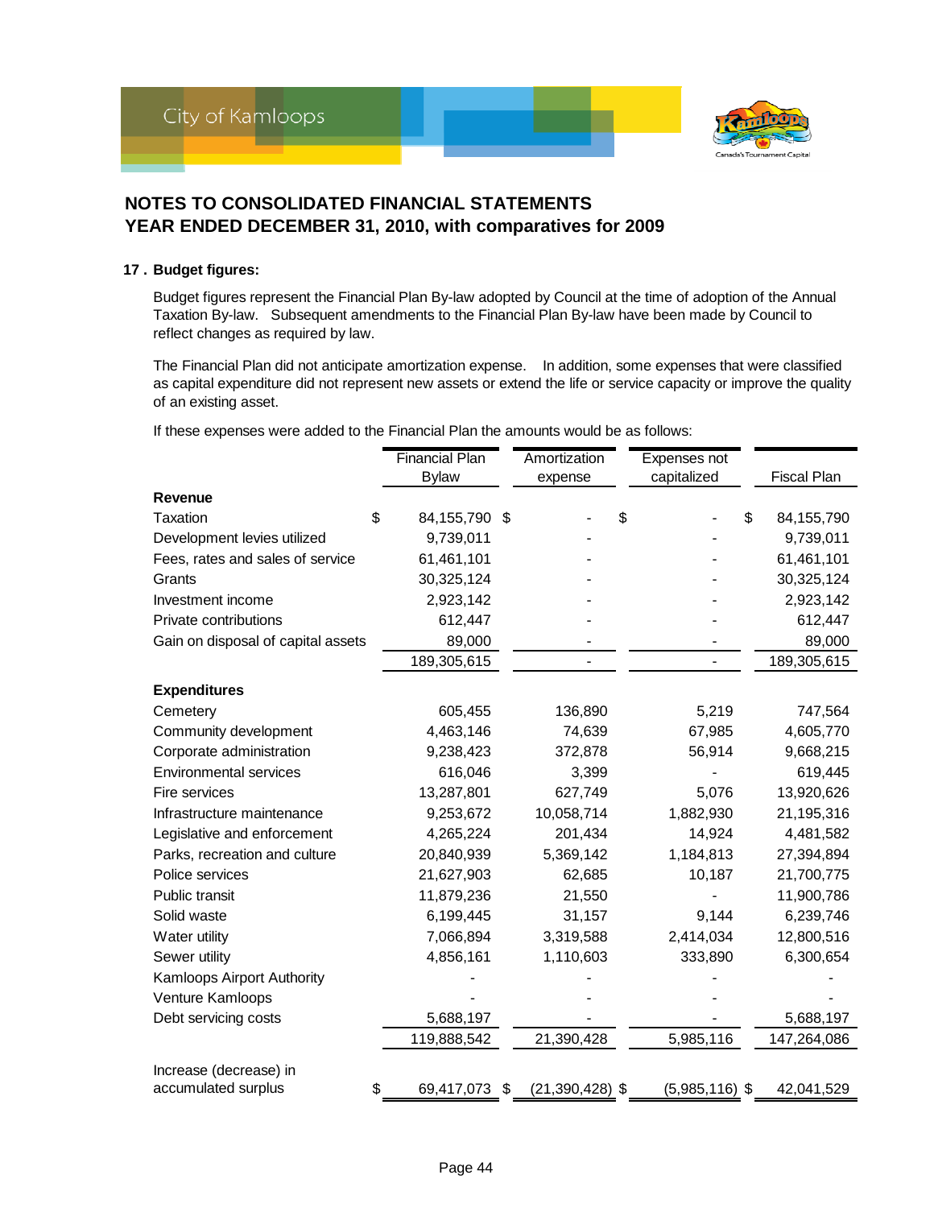## NOTES TO CONSOLIDATED FINANCIAL STATEMENTS
## YEAR ENDED DECEMBER 31, 2010, with comparatives for 2009

### 17 . Budget figures:

Budget figures represent the Financial Plan By-law adopted by Council at the time of adoption of the Annual Taxation By-law. Subsequent amendments to the Financial Plan By-law have been made by Council to reflect changes as required by law.

The Financial Plan did not anticipate amortization expense. In addition, some expenses that were classified as capital expenditure did not represent new assets or extend the life or service capacity or improve the quality of an existing asset.

If these expenses were added to the Financial Plan the amounts would be as follows:

| | Financial Plan Bylaw | Amortization expense | Expenses not capitalized | Fiscal Plan |
|---|---|---|---|---|
| **Revenue** | | | | |
| Taxation | $ 84,155,790 | $ - | $ - | $ 84,155,790 |
| Development levies utilized | 9,739,011 | - | - | 9,739,011 |
| Fees, rates and sales of service | 61,461,101 | - | - | 61,461,101 |
| Grants | 30,325,124 | - | - | 30,325,124 |
| Investment income | 2,923,142 | - | - | 2,923,142 |
| Private contributions | 612,447 | - | - | 612,447 |
| Gain on disposal of capital assets | 89,000 | - | - | 89,000 |
| | 189,305,615 | - | - | 189,305,615 |
| **Expenditures** | | | | |
| Cemetery | 605,455 | 136,890 | 5,219 | 747,564 |
| Community development | 4,463,146 | 74,639 | 67,985 | 4,605,770 |
| Corporate administration | 9,238,423 | 372,878 | 56,914 | 9,668,215 |
| Environmental services | 616,046 | 3,399 | - | 619,445 |
| Fire services | 13,287,801 | 627,749 | 5,076 | 13,920,626 |
| Infrastructure maintenance | 9,253,672 | 10,058,714 | 1,882,930 | 21,195,316 |
| Legislative and enforcement | 4,265,224 | 201,434 | 14,924 | 4,481,582 |
| Parks, recreation and culture | 20,840,939 | 5,369,142 | 1,184,813 | 27,394,894 |
| Police services | 21,627,903 | 62,685 | 10,187 | 21,700,775 |
| Public transit | 11,879,236 | 21,550 | - | 11,900,786 |
| Solid waste | 6,199,445 | 31,157 | 9,144 | 6,239,746 |
| Water utility | 7,066,894 | 3,319,588 | 2,414,034 | 12,800,516 |
| Sewer utility | 4,856,161 | 1,110,603 | 333,890 | 6,300,654 |
| Kamloops Airport Authority | - | - | - | - |
| Venture Kamloops | - | - | - | - |
| Debt servicing costs | 5,688,197 | - | - | 5,688,197 |
| | 119,888,542 | 21,390,428 | 5,985,116 | 147,264,086 |
| Increase (decrease) in accumulated surplus | $ 69,417,073 | $ (21,390,428) | $ (5,985,116) | $ 42,041,529 |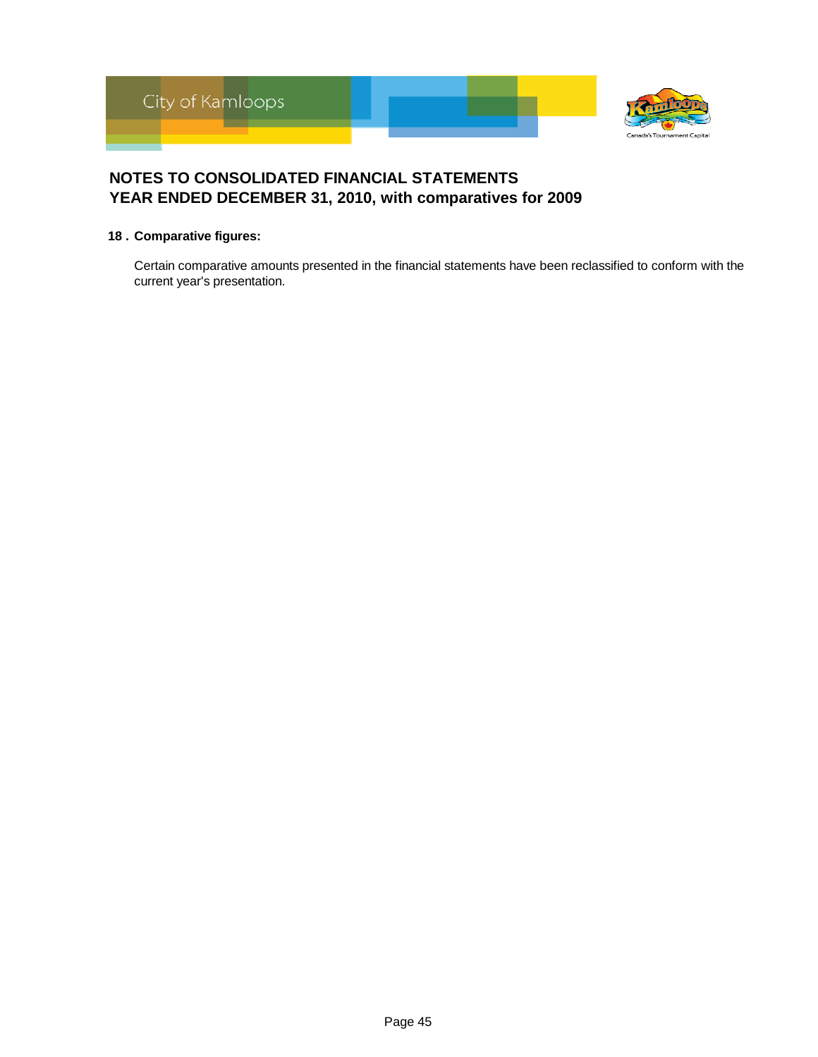# NOTES TO CONSOLIDATED FINANCIAL STATEMENTS
# YEAR ENDED DECEMBER 31, 2010, with comparatives for 2009

**18 . Comparative figures:**

Certain comparative amounts presented in the financial statements have been reclassified to conform with the current year's presentation.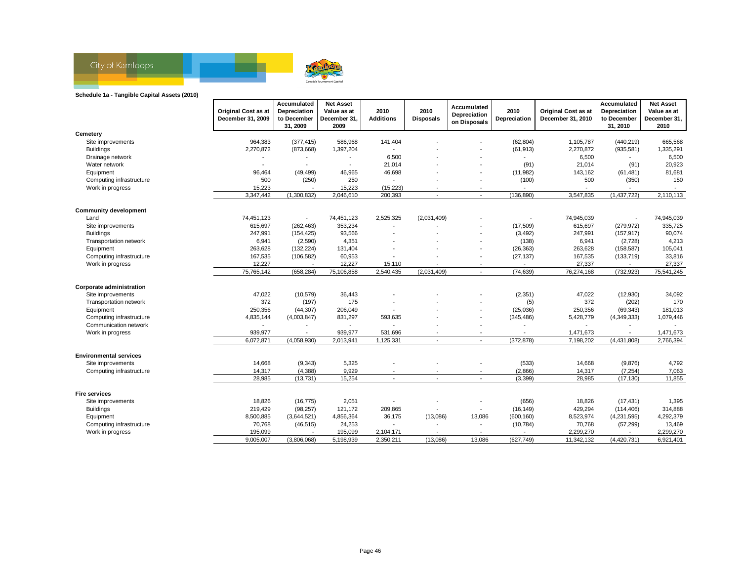## Schedule 1a - Tangible Capital Assets (2010)

| | Original Cost as at December 31, 2009 | Accumulated Depreciation to December 31, 2009 | Net Asset Value as at December 31, 2009 | 2010 Additions | 2010 Disposals | Accumulated Depreciation on Disposals | 2010 Depreciation | Original Cost as at December 31, 2010 | Accumulated Depreciation to December 31, 2010 | Net Asset Value as at December 31, 2010 |
|---|---|---|---|---|---|---|---|---|---|---|
| **Cemetery** | | | | | | | | | | |
| Site improvements | 964,383 | (377,415) | 586,968 | 141,404 | - | - | (62,804) | 1,105,787 | (440,219) | 665,568 |
| Buildings | 2,270,872 | (873,668) | 1,397,204 | - | - | - | (61,913) | 2,270,872 | (935,581) | 1,335,291 |
| Drainage network | - | - | - | 6,500 | - | - | - | 6,500 | - | 6,500 |
| Water network | - | - | - | 21,014 | - | - | (91) | 21,014 | (91) | 20,923 |
| Equipment | 96,464 | (49,499) | 46,965 | 46,698 | - | - | (11,982) | 143,162 | (61,481) | 81,681 |
| Computing infrastructure | 500 | (250) | 250 | - | - | - | (100) | 500 | (350) | 150 |
| Work in progress | 15,223 | - | 15,223 | (15,223) | - | - | - | - | - | - |
| | 3,347,442 | (1,300,832) | 2,046,610 | 200,393 | - | - | (136,890) | 3,547,835 | (1,437,722) | 2,110,113 |
| **Community development** | | | | | | | | | | |
| Land | 74,451,123 | - | 74,451,123 | 2,525,325 | (2,031,409) | - | - | 74,945,039 | - | 74,945,039 |
| Site improvements | 615,697 | (262,463) | 353,234 | - | - | - | (17,509) | 615,697 | (279,972) | 335,725 |
| Buildings | 247,991 | (154,425) | 93,566 | - | - | - | (3,492) | 247,991 | (157,917) | 90,074 |
| Transportation network | 6,941 | (2,590) | 4,351 | - | - | - | (138) | 6,941 | (2,728) | 4,213 |
| Equipment | 263,628 | (132,224) | 131,404 | - | - | - | (26,363) | 263,628 | (158,587) | 105,041 |
| Computing infrastructure | 167,535 | (106,582) | 60,953 | - | - | - | (27,137) | 167,535 | (133,719) | 33,816 |
| Work in progress | 12,227 | - | 12,227 | 15,110 | - | - | - | 27,337 | - | 27,337 |
| | 75,765,142 | (658,284) | 75,106,858 | 2,540,435 | (2,031,409) | - | (74,639) | 76,274,168 | (732,923) | 75,541,245 |
| **Corporate administration** | | | | | | | | | | |
| Site improvements | 47,022 | (10,579) | 36,443 | - | - | - | (2,351) | 47,022 | (12,930) | 34,092 |
| Transportation network | 372 | (197) | 175 | - | - | - | (5) | 372 | (202) | 170 |
| Equipment | 250,356 | (44,307) | 206,049 | - | - | - | (25,036) | 250,356 | (69,343) | 181,013 |
| Computing infrastructure | 4,835,144 | (4,003,847) | 831,297 | 593,635 | - | - | (345,486) | 5,428,779 | (4,349,333) | 1,079,446 |
| Communication network | - | - | - | - | - | - | - | - | - | - |
| Work in progress | 939,977 | - | 939,977 | 531,696 | - | - | - | 1,471,673 | - | 1,471,673 |
| | 6,072,871 | (4,058,930) | 2,013,941 | 1,125,331 | - | - | (372,878) | 7,198,202 | (4,431,808) | 2,766,394 |
| **Environmental services** | | | | | | | | | | |
| Site improvements | 14,668 | (9,343) | 5,325 | - | - | - | (533) | 14,668 | (9,876) | 4,792 |
| Computing infrastructure | 14,317 | (4,388) | 9,929 | - | - | - | (2,866) | 14,317 | (7,254) | 7,063 |
| | 28,985 | (13,731) | 15,254 | - | - | - | (3,399) | 28,985 | (17,130) | 11,855 |
| **Fire services** | | | | | | | | | | |
| Site improvements | 18,826 | (16,775) | 2,051 | - | - | - | (656) | 18,826 | (17,431) | 1,395 |
| Buildings | 219,429 | (98,257) | 121,172 | 209,865 | - | - | (16,149) | 429,294 | (114,406) | 314,888 |
| Equipment | 8,500,885 | (3,644,521) | 4,856,364 | 36,175 | (13,086) | 13,086 | (600,160) | 8,523,974 | (4,231,595) | 4,292,379 |
| Computing infrastructure | 70,768 | (46,515) | 24,253 | - | - | - | (10,784) | 70,768 | (57,299) | 13,469 |
| Work in progress | 195,099 | - | 195,099 | 2,104,171 | - | - | - | 2,299,270 | - | 2,299,270 |
| | 9,005,007 | (3,806,068) | 5,198,939 | 2,350,211 | (13,086) | 13,086 | (627,749) | 11,342,132 | (4,420,731) | 6,921,401 |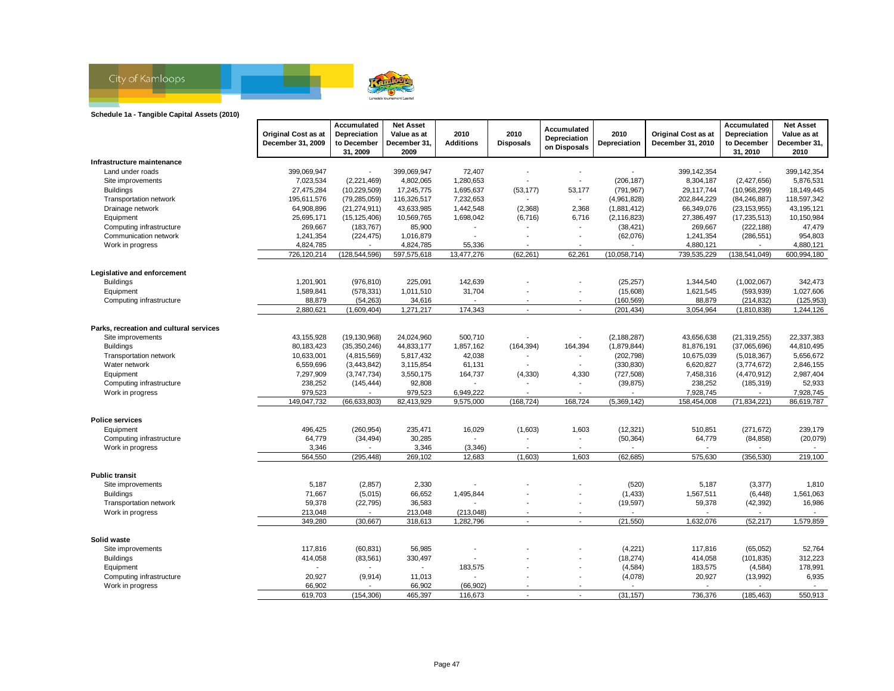## Schedule 1a - Tangible Capital Assets (2010)

| | Original Cost as at December 31, 2009 | Accumulated Depreciation to December 31, 2009 | Net Asset Value as at December 31, 2009 | 2010 Additions | 2010 Disposals | Accumulated Depreciation on Disposals | 2010 Depreciation | Original Cost as at December 31, 2010 | Accumulated Depreciation to December 31, 2010 | Net Asset Value as at December 31, 2010 |
|---|---|---|---|---|---|---|---|---|---|---|
| **Infrastructure maintenance** | | | | | | | | | | |
| Land under roads | 399,069,947 | - | 399,069,947 | 72,407 | - | - | - | 399,142,354 | - | 399,142,354 |
| Site improvements | 7,023,534 | (2,221,469) | 4,802,065 | 1,280,653 | - | - | (206,187) | 8,304,187 | (2,427,656) | 5,876,531 |
| Buildings | 27,475,284 | (10,229,509) | 17,245,775 | 1,695,637 | (53,177) | 53,177 | (791,967) | 29,117,744 | (10,968,299) | 18,149,445 |
| Transportation network | 195,611,576 | (79,285,059) | 116,326,517 | 7,232,653 | - | - | (4,961,828) | 202,844,229 | (84,246,887) | 118,597,342 |
| Drainage network | 64,908,896 | (21,274,911) | 43,633,985 | 1,442,548 | (2,368) | 2,368 | (1,881,412) | 66,349,076 | (23,153,955) | 43,195,121 |
| Equipment | 25,695,171 | (15,125,406) | 10,569,765 | 1,698,042 | (6,716) | 6,716 | (2,116,823) | 27,386,497 | (17,235,513) | 10,150,984 |
| Computing infrastructure | 269,667 | (183,767) | 85,900 | - | - | - | (38,421) | 269,667 | (222,188) | 47,479 |
| Communication network | 1,241,354 | (224,475) | 1,016,879 | - | - | - | (62,076) | 1,241,354 | (286,551) | 954,803 |
| Work in progress | 4,824,785 | - | 4,824,785 | 55,336 | - | - | - | 4,880,121 | - | 4,880,121 |
| | 726,120,214 | (128,544,596) | 597,575,618 | 13,477,276 | (62,261) | 62,261 | (10,058,714) | 739,535,229 | (138,541,049) | 600,994,180 |
| **Legislative and enforcement** | | | | | | | | | | |
| Buildings | 1,201,901 | (976,810) | 225,091 | 142,639 | - | - | (25,257) | 1,344,540 | (1,002,067) | 342,473 |
| Equipment | 1,589,841 | (578,331) | 1,011,510 | 31,704 | - | - | (15,608) | 1,621,545 | (593,939) | 1,027,606 |
| Computing infrastructure | 88,879 | (54,263) | 34,616 | - | - | - | (160,569) | 88,879 | (214,832) | (125,953) |
| | 2,880,621 | (1,609,404) | 1,271,217 | 174,343 | - | - | (201,434) | 3,054,964 | (1,810,838) | 1,244,126 |
| **Parks, recreation and cultural services** | | | | | | | | | | |
| Site improvements | 43,155,928 | (19,130,968) | 24,024,960 | 500,710 | - | - | (2,188,287) | 43,656,638 | (21,319,255) | 22,337,383 |
| Buildings | 80,183,423 | (35,350,246) | 44,833,177 | 1,857,162 | (164,394) | 164,394 | (1,879,844) | 81,876,191 | (37,065,696) | 44,810,495 |
| Transportation network | 10,633,001 | (4,815,569) | 5,817,432 | 42,038 | - | - | (202,798) | 10,675,039 | (5,018,367) | 5,656,672 |
| Water network | 6,559,696 | (3,443,842) | 3,115,854 | 61,131 | - | - | (330,830) | 6,620,827 | (3,774,672) | 2,846,155 |
| Equipment | 7,297,909 | (3,747,734) | 3,550,175 | 164,737 | (4,330) | 4,330 | (727,508) | 7,458,316 | (4,470,912) | 2,987,404 |
| Computing infrastructure | 238,252 | (145,444) | 92,808 | - | - | - | (39,875) | 238,252 | (185,319) | 52,933 |
| Work in progress | 979,523 | - | 979,523 | 6,949,222 | - | - | - | 7,928,745 | - | 7,928,745 |
| | 149,047,732 | (66,633,803) | 82,413,929 | 9,575,000 | (168,724) | 168,724 | (5,369,142) | 158,454,008 | (71,834,221) | 86,619,787 |
| **Police services** | | | | | | | | | | |
| Equipment | 496,425 | (260,954) | 235,471 | 16,029 | (1,603) | 1,603 | (12,321) | 510,851 | (271,672) | 239,179 |
| Computing infrastructure | 64,779 | (34,494) | 30,285 | - | - | - | (50,364) | 64,779 | (84,858) | (20,079) |
| Work in progress | 3,346 | - | 3,346 | (3,346) | - | - | - | - | - | - |
| | 564,550 | (295,448) | 269,102 | 12,683 | (1,603) | 1,603 | (62,685) | 575,630 | (356,530) | 219,100 |
| **Public transit** | | | | | | | | | | |
| Site improvements | 5,187 | (2,857) | 2,330 | - | - | - | (520) | 5,187 | (3,377) | 1,810 |
| Buildings | 71,667 | (5,015) | 66,652 | 1,495,844 | - | - | (1,433) | 1,567,511 | (6,448) | 1,561,063 |
| Transportation network | 59,378 | (22,795) | 36,583 | - | - | - | (19,597) | 59,378 | (42,392) | 16,986 |
| Work in progress | 213,048 | - | 213,048 | (213,048) | - | - | - | - | - | - |
| | 349,280 | (30,667) | 318,613 | 1,282,796 | - | - | (21,550) | 1,632,076 | (52,217) | 1,579,859 |
| **Solid waste** | | | | | | | | | | |
| Site improvements | 117,816 | (60,831) | 56,985 | - | - | - | (4,221) | 117,816 | (65,052) | 52,764 |
| Buildings | 414,058 | (83,561) | 330,497 | - | - | - | (18,274) | 414,058 | (101,835) | 312,223 |
| Equipment | - | - | - | 183,575 | - | - | (4,584) | 183,575 | (4,584) | 178,991 |
| Computing infrastructure | 20,927 | (9,914) | 11,013 | - | - | - | (4,078) | 20,927 | (13,992) | 6,935 |
| Work in progress | 66,902 | - | 66,902 | (66,902) | - | - | - | - | - | - |
| | 619,703 | (154,306) | 465,397 | 116,673 | - | - | (31,157) | 736,376 | (185,463) | 550,913 |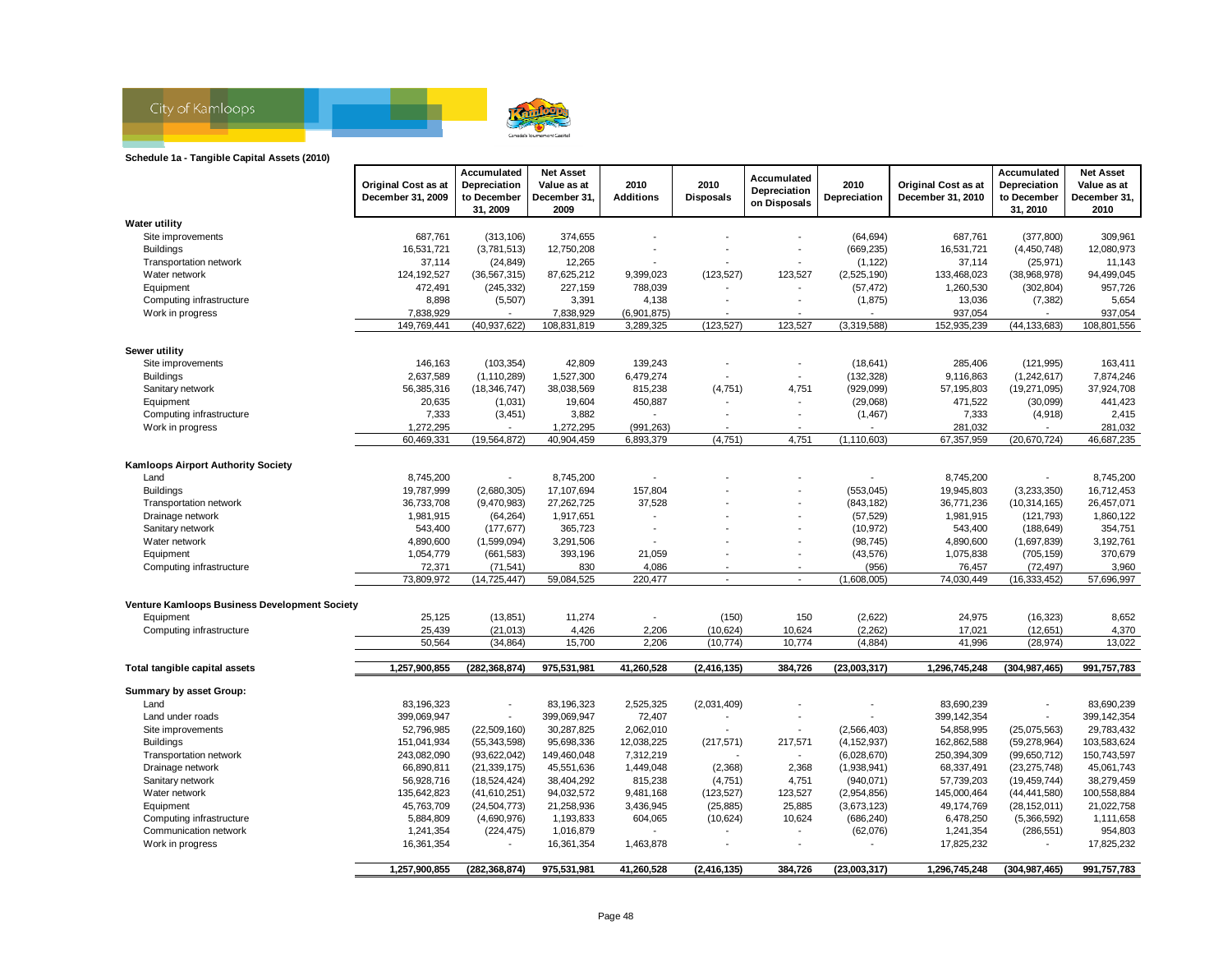**Schedule 1a - Tangible Capital Assets (2010)**

| | Original Cost as at December 31, 2009 | Accumulated Depreciation to December 31, 2009 | Net Asset Value as at December 31, 2009 | 2010 Additions | 2010 Disposals | Accumulated Depreciation on Disposals | 2010 Depreciation | Original Cost as at December 31, 2010 | Accumulated Depreciation to December 31, 2010 | Net Asset Value as at December 31, 2010 |
|---|---|---|---|---|---|---|---|---|---|---|
| **Water utility** | | | | | | | | | | |
| Site improvements | 687,761 | (313,106) | 374,655 | - | - | - | (64,694) | 687,761 | (377,800) | 309,961 |
| Buildings | 16,531,721 | (3,781,513) | 12,750,208 | - | - | - | (669,235) | 16,531,721 | (4,450,748) | 12,080,973 |
| Transportation network | 37,114 | (24,849) | 12,265 | - | - | - | (1,122) | 37,114 | (25,971) | 11,143 |
| Water network | 124,192,527 | (36,567,315) | 87,625,212 | 9,399,023 | (123,527) | 123,527 | (2,525,190) | 133,468,023 | (38,968,978) | 94,499,045 |
| Equipment | 472,491 | (245,332) | 227,159 | 788,039 | - | - | (57,472) | 1,260,530 | (302,804) | 957,726 |
| Computing infrastructure | 8,898 | (5,507) | 3,391 | 4,138 | - | - | (1,875) | 13,036 | (7,382) | 5,654 |
| Work in progress | 7,838,929 | - | 7,838,929 | (6,901,875) | - | - | - | 937,054 | - | 937,054 |
| | 149,769,441 | (40,937,622) | 108,831,819 | 3,289,325 | (123,527) | 123,527 | (3,319,588) | 152,935,239 | (44,133,683) | 108,801,556 |
| **Sewer utility** | | | | | | | | | | |
| Site improvements | 146,163 | (103,354) | 42,809 | 139,243 | - | - | (18,641) | 285,406 | (121,995) | 163,411 |
| Buildings | 2,637,589 | (1,110,289) | 1,527,300 | 6,479,274 | - | - | (132,328) | 9,116,863 | (1,242,617) | 7,874,246 |
| Sanitary network | 56,385,316 | (18,346,747) | 38,038,569 | 815,238 | (4,751) | 4,751 | (929,099) | 57,195,803 | (19,271,095) | 37,924,708 |
| Equipment | 20,635 | (1,031) | 19,604 | 450,887 | - | - | (29,068) | 471,522 | (30,099) | 441,423 |
| Computing infrastructure | 7,333 | (3,451) | 3,882 | - | - | - | (1,467) | 7,333 | (4,918) | 2,415 |
| Work in progress | 1,272,295 | - | 1,272,295 | (991,263) | - | - | - | 281,032 | - | 281,032 |
| | 60,469,331 | (19,564,872) | 40,904,459 | 6,893,379 | (4,751) | 4,751 | (1,110,603) | 67,357,959 | (20,670,724) | 46,687,235 |
| **Kamloops Airport Authority Society** | | | | | | | | | | |
| Land | 8,745,200 | - | 8,745,200 | - | - | - | - | 8,745,200 | - | 8,745,200 |
| Buildings | 19,787,999 | (2,680,305) | 17,107,694 | 157,804 | - | - | (553,045) | 19,945,803 | (3,233,350) | 16,712,453 |
| Transportation network | 36,733,708 | (9,470,983) | 27,262,725 | 37,528 | - | - | (843,182) | 36,771,236 | (10,314,165) | 26,457,071 |
| Drainage network | 1,981,915 | (64,264) | 1,917,651 | - | - | - | (57,529) | 1,981,915 | (121,793) | 1,860,122 |
| Sanitary network | 543,400 | (177,677) | 365,723 | - | - | - | (10,972) | 543,400 | (188,649) | 354,751 |
| Water network | 4,890,600 | (1,599,094) | 3,291,506 | - | - | - | (98,745) | 4,890,600 | (1,697,839) | 3,192,761 |
| Equipment | 1,054,779 | (661,583) | 393,196 | 21,059 | - | - | (43,576) | 1,075,838 | (705,159) | 370,679 |
| Computing infrastructure | 72,371 | (71,541) | 830 | 4,086 | - | - | (956) | 76,457 | (72,497) | 3,960 |
| | 73,809,972 | (14,725,447) | 59,084,525 | 220,477 | - | - | (1,608,005) | 74,030,449 | (16,333,452) | 57,696,997 |
| **Venture Kamloops Business Development Society** | | | | | | | | | | |
| Equipment | 25,125 | (13,851) | 11,274 | - | (150) | 150 | (2,622) | 24,975 | (16,323) | 8,652 |
| Computing infrastructure | 25,439 | (21,013) | 4,426 | 2,206 | (10,624) | 10,624 | (2,262) | 17,021 | (12,651) | 4,370 |
| | 50,564 | (34,864) | 15,700 | 2,206 | (10,774) | 10,774 | (4,884) | 41,996 | (28,974) | 13,022 |
| **Total tangible capital assets** | **1,257,900,855** | **(282,368,874)** | **975,531,981** | **41,260,528** | **(2,416,135)** | **384,726** | **(23,003,317)** | **1,296,745,248** | **(304,987,465)** | **991,757,783** |
| **Summary by asset Group:** | | | | | | | | | | |
| Land | 83,196,323 | - | 83,196,323 | 2,525,325 | (2,031,409) | - | - | 83,690,239 | - | 83,690,239 |
| Land under roads | 399,069,947 | - | 399,069,947 | 72,407 | - | - | - | 399,142,354 | - | 399,142,354 |
| Site improvements | 52,796,985 | (22,509,160) | 30,287,825 | 2,062,010 | - | - | (2,566,403) | 54,858,995 | (25,075,563) | 29,783,432 |
| Buildings | 151,041,934 | (55,343,598) | 95,698,336 | 12,038,225 | (217,571) | 217,571 | (4,152,937) | 162,862,588 | (59,278,964) | 103,583,624 |
| Transportation network | 243,082,090 | (93,622,042) | 149,460,048 | 7,312,219 | - | - | (6,028,670) | 250,394,309 | (99,650,712) | 150,743,597 |
| Drainage network | 66,890,811 | (21,339,175) | 45,551,636 | 1,449,048 | (2,368) | 2,368 | (1,938,941) | 68,337,491 | (23,275,748) | 45,061,743 |
| Sanitary network | 56,928,716 | (18,524,424) | 38,404,292 | 815,238 | (4,751) | 4,751 | (940,071) | 57,739,203 | (19,459,744) | 38,279,459 |
| Water network | 135,642,823 | (41,610,251) | 94,032,572 | 9,481,168 | (123,527) | 123,527 | (2,954,856) | 145,000,464 | (44,441,580) | 100,558,884 |
| Equipment | 45,763,709 | (24,504,773) | 21,258,936 | 3,436,945 | (25,885) | 25,885 | (3,673,123) | 49,174,769 | (28,152,011) | 21,022,758 |
| Computing infrastructure | 5,884,809 | (4,690,976) | 1,193,833 | 604,065 | (10,624) | 10,624 | (686,240) | 6,478,250 | (5,366,592) | 1,111,658 |
| Communication network | 1,241,354 | (224,475) | 1,016,879 | - | - | - | (62,076) | 1,241,354 | (286,551) | 954,803 |
| Work in progress | 16,361,354 | - | 16,361,354 | 1,463,878 | - | - | - | 17,825,232 | - | 17,825,232 |
| | **1,257,900,855** | **(282,368,874)** | **975,531,981** | **41,260,528** | **(2,416,135)** | **384,726** | **(23,003,317)** | **1,296,745,248** | **(304,987,465)** | **991,757,783** |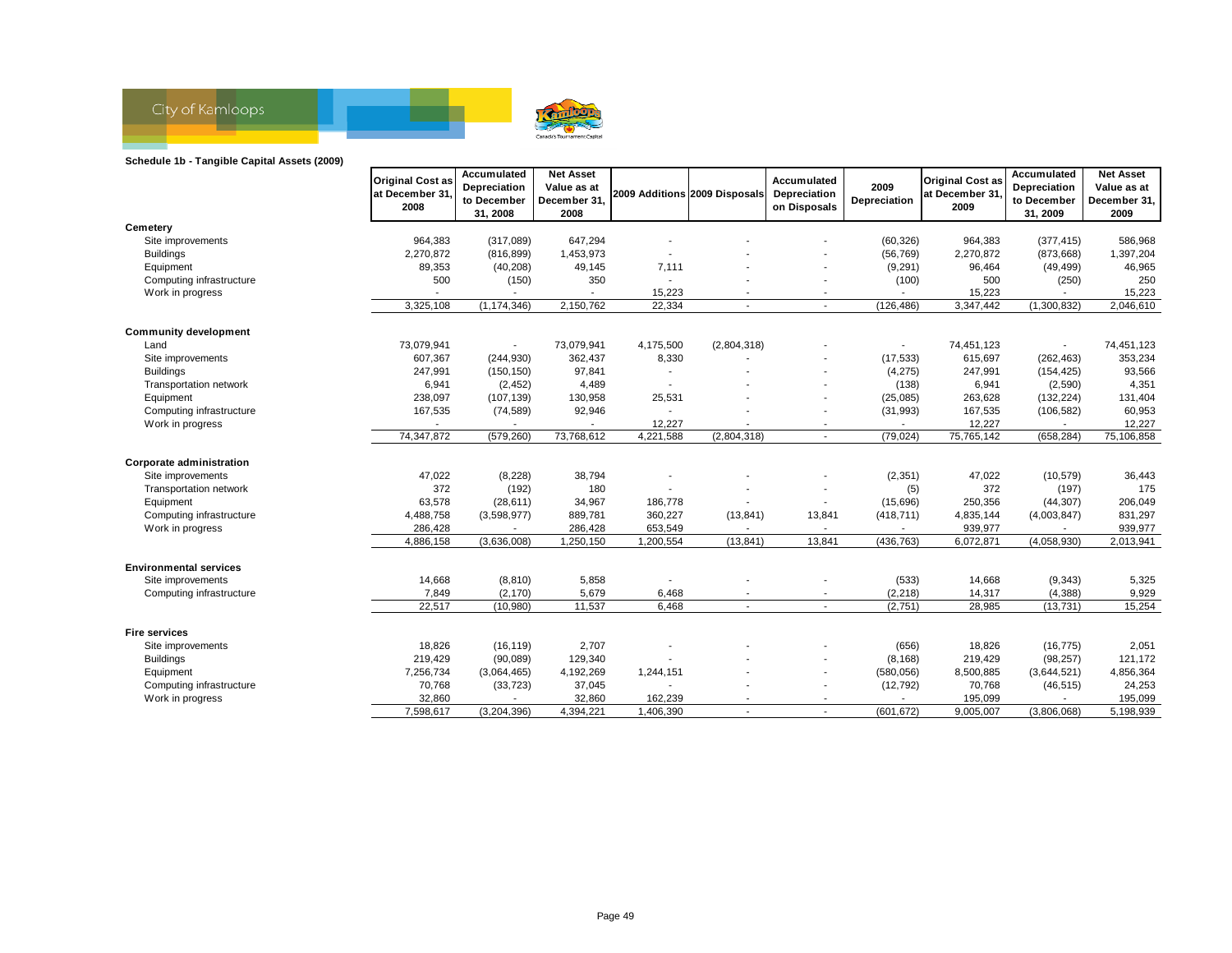**Schedule 1b - Tangible Capital Assets (2009)**

| | Original Cost as at December 31, 2008 | Accumulated Depreciation to December 31, 2008 | Net Asset Value as at December 31, 2008 | 2009 Additions | 2009 Disposals | Accumulated Depreciation on Disposals | 2009 Depreciation | Original Cost as at December 31, 2009 | Accumulated Depreciation to December 31, 2009 | Net Asset Value as at December 31, 2009 |
|---|---|---|---|---|---|---|---|---|---|---|
| **Cemetery** | | | | | | | | | | |
| Site improvements | 964,383 | (317,089) | 647,294 | - | - | - | (60,326) | 964,383 | (377,415) | 586,968 |
| Buildings | 2,270,872 | (816,899) | 1,453,973 | - | - | - | (56,769) | 2,270,872 | (873,668) | 1,397,204 |
| Equipment | 89,353 | (40,208) | 49,145 | 7,111 | - | - | (9,291) | 96,464 | (49,499) | 46,965 |
| Computing infrastructure | 500 | (150) | 350 | - | - | - | (100) | 500 | (250) | 250 |
| Work in progress | - | - | - | 15,223 | - | - | - | 15,223 | - | 15,223 |
| | 3,325,108 | (1,174,346) | 2,150,762 | 22,334 | - | - | (126,486) | 3,347,442 | (1,300,832) | 2,046,610 |
| **Community development** | | | | | | | | | | |
| Land | 73,079,941 | - | 73,079,941 | 4,175,500 | (2,804,318) | - | - | 74,451,123 | - | 74,451,123 |
| Site improvements | 607,367 | (244,930) | 362,437 | 8,330 | - | - | (17,533) | 615,697 | (262,463) | 353,234 |
| Buildings | 247,991 | (150,150) | 97,841 | - | - | - | (4,275) | 247,991 | (154,425) | 93,566 |
| Transportation network | 6,941 | (2,452) | 4,489 | - | - | - | (138) | 6,941 | (2,590) | 4,351 |
| Equipment | 238,097 | (107,139) | 130,958 | 25,531 | - | - | (25,085) | 263,628 | (132,224) | 131,404 |
| Computing infrastructure | 167,535 | (74,589) | 92,946 | - | - | - | (31,993) | 167,535 | (106,582) | 60,953 |
| Work in progress | - | - | - | 12,227 | - | - | - | 12,227 | - | 12,227 |
| | 74,347,872 | (579,260) | 73,768,612 | 4,221,588 | (2,804,318) | - | (79,024) | 75,765,142 | (658,284) | 75,106,858 |
| **Corporate administration** | | | | | | | | | | |
| Site improvements | 47,022 | (8,228) | 38,794 | - | - | - | (2,351) | 47,022 | (10,579) | 36,443 |
| Transportation network | 372 | (192) | 180 | - | - | - | (5) | 372 | (197) | 175 |
| Equipment | 63,578 | (28,611) | 34,967 | 186,778 | - | - | (15,696) | 250,356 | (44,307) | 206,049 |
| Computing infrastructure | 4,488,758 | (3,598,977) | 889,781 | 360,227 | (13,841) | 13,841 | (418,711) | 4,835,144 | (4,003,847) | 831,297 |
| Work in progress | 286,428 | - | 286,428 | 653,549 | - | - | - | 939,977 | - | 939,977 |
| | 4,886,158 | (3,636,008) | 1,250,150 | 1,200,554 | (13,841) | 13,841 | (436,763) | 6,072,871 | (4,058,930) | 2,013,941 |
| **Environmental services** | | | | | | | | | | |
| Site improvements | 14,668 | (8,810) | 5,858 | - | - | - | (533) | 14,668 | (9,343) | 5,325 |
| Computing infrastructure | 7,849 | (2,170) | 5,679 | 6,468 | - | - | (2,218) | 14,317 | (4,388) | 9,929 |
| | 22,517 | (10,980) | 11,537 | 6,468 | - | - | (2,751) | 28,985 | (13,731) | 15,254 |
| **Fire services** | | | | | | | | | | |
| Site improvements | 18,826 | (16,119) | 2,707 | - | - | - | (656) | 18,826 | (16,775) | 2,051 |
| Buildings | 219,429 | (90,089) | 129,340 | - | - | - | (8,168) | 219,429 | (98,257) | 121,172 |
| Equipment | 7,256,734 | (3,064,465) | 4,192,269 | 1,244,151 | - | - | (580,056) | 8,500,885 | (3,644,521) | 4,856,364 |
| Computing infrastructure | 70,768 | (33,723) | 37,045 | - | - | - | (12,792) | 70,768 | (46,515) | 24,253 |
| Work in progress | 32,860 | - | 32,860 | 162,239 | - | - | - | 195,099 | - | 195,099 |
| | 7,598,617 | (3,204,396) | 4,394,221 | 1,406,390 | - | - | (601,672) | 9,005,007 | (3,806,068) | 5,198,939 |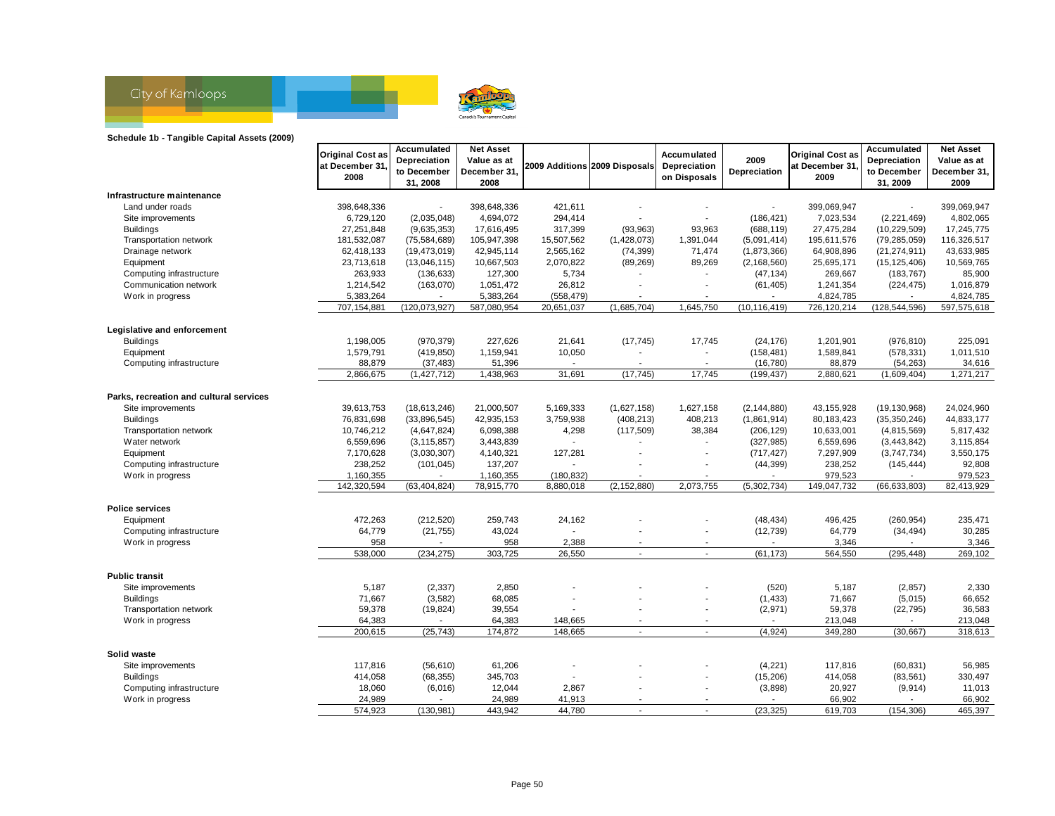City of Kamloops

**Schedule 1b - Tangible Capital Assets (2009)**

| | Original Cost as at December 31, 2008 | Accumulated Depreciation to December 31, 2008 | Net Asset Value as at December 31, 2008 | 2009 Additions | 2009 Disposals | Accumulated Depreciation on Disposals | 2009 Depreciation | Original Cost as at December 31, 2009 | Accumulated Depreciation to December 31, 2009 | Net Asset Value as at December 31, 2009 |
|---|---|---|---|---|---|---|---|---|---|---|
| **Infrastructure maintenance** | | | | | | | | | | |
| Land under roads | 398,648,336 | - | 398,648,336 | 421,611 | - | - | - | 399,069,947 | - | 399,069,947 |
| Site improvements | 6,729,120 | (2,035,048) | 4,694,072 | 294,414 | - | - | (186,421) | 7,023,534 | (2,221,469) | 4,802,065 |
| Buildings | 27,251,848 | (9,635,353) | 17,616,495 | 317,399 | (93,963) | 93,963 | (688,119) | 27,475,284 | (10,229,509) | 17,245,775 |
| Transportation network | 181,532,087 | (75,584,689) | 105,947,398 | 15,507,562 | (1,428,073) | 1,391,044 | (5,091,414) | 195,611,576 | (79,285,059) | 116,326,517 |
| Drainage network | 62,418,133 | (19,473,019) | 42,945,114 | 2,565,162 | (74,399) | 71,474 | (1,873,366) | 64,908,896 | (21,274,911) | 43,633,985 |
| Equipment | 23,713,618 | (13,046,115) | 10,667,503 | 2,070,822 | (89,269) | 89,269 | (2,168,560) | 25,695,171 | (15,125,406) | 10,569,765 |
| Computing infrastructure | 263,933 | (136,633) | 127,300 | 5,734 | - | - | (47,134) | 269,667 | (183,767) | 85,900 |
| Communication network | 1,214,542 | (163,070) | 1,051,472 | 26,812 | - | - | (61,405) | 1,241,354 | (224,475) | 1,016,879 |
| Work in progress | 5,383,264 | - | 5,383,264 | (558,479) | - | - | - | 4,824,785 | - | 4,824,785 |
| | 707,154,881 | (120,073,927) | 587,080,954 | 20,651,037 | (1,685,704) | 1,645,750 | (10,116,419) | 726,120,214 | (128,544,596) | 597,575,618 |
| **Legislative and enforcement** | | | | | | | | | | |
| Buildings | 1,198,005 | (970,379) | 227,626 | 21,641 | (17,745) | 17,745 | (24,176) | 1,201,901 | (976,810) | 225,091 |
| Equipment | 1,579,791 | (419,850) | 1,159,941 | 10,050 | - | - | (158,481) | 1,589,841 | (578,331) | 1,011,510 |
| Computing infrastructure | 88,879 | (37,483) | 51,396 | - | - | - | (16,780) | 88,879 | (54,263) | 34,616 |
| | 2,866,675 | (1,427,712) | 1,438,963 | 31,691 | (17,745) | 17,745 | (199,437) | 2,880,621 | (1,609,404) | 1,271,217 |
| **Parks, recreation and cultural services** | | | | | | | | | | |
| Site improvements | 39,613,753 | (18,613,246) | 21,000,507 | 5,169,333 | (1,627,158) | 1,627,158 | (2,144,880) | 43,155,928 | (19,130,968) | 24,024,960 |
| Buildings | 76,831,698 | (33,896,545) | 42,935,153 | 3,759,938 | (408,213) | 408,213 | (1,861,914) | 80,183,423 | (35,350,246) | 44,833,177 |
| Transportation network | 10,746,212 | (4,647,824) | 6,098,388 | 4,298 | (117,509) | 38,384 | (206,129) | 10,633,001 | (4,815,569) | 5,817,432 |
| Water network | 6,559,696 | (3,115,857) | 3,443,839 | - | - | - | (327,985) | 6,559,696 | (3,443,842) | 3,115,854 |
| Equipment | 7,170,628 | (3,030,307) | 4,140,321 | 127,281 | - | - | (717,427) | 7,297,909 | (3,747,734) | 3,550,175 |
| Computing infrastructure | 238,252 | (101,045) | 137,207 | - | - | - | (44,399) | 238,252 | (145,444) | 92,808 |
| Work in progress | 1,160,355 | - | 1,160,355 | (180,832) | - | - | - | 979,523 | - | 979,523 |
| | 142,320,594 | (63,404,824) | 78,915,770 | 8,880,018 | (2,152,880) | 2,073,755 | (5,302,734) | 149,047,732 | (66,633,803) | 82,413,929 |
| **Police services** | | | | | | | | | | |
| Equipment | 472,263 | (212,520) | 259,743 | 24,162 | - | - | (48,434) | 496,425 | (260,954) | 235,471 |
| Computing infrastructure | 64,779 | (21,755) | 43,024 | - | - | - | (12,739) | 64,779 | (34,494) | 30,285 |
| Work in progress | 958 | - | 958 | 2,388 | - | - | - | 3,346 | - | 3,346 |
| | 538,000 | (234,275) | 303,725 | 26,550 | - | - | (61,173) | 564,550 | (295,448) | 269,102 |
| **Public transit** | | | | | | | | | | |
| Site improvements | 5,187 | (2,337) | 2,850 | - | - | - | (520) | 5,187 | (2,857) | 2,330 |
| Buildings | 71,667 | (3,582) | 68,085 | - | - | - | (1,433) | 71,667 | (5,015) | 66,652 |
| Transportation network | 59,378 | (19,824) | 39,554 | - | - | - | (2,971) | 59,378 | (22,795) | 36,583 |
| Work in progress | 64,383 | - | 64,383 | 148,665 | - | - | - | 213,048 | - | 213,048 |
| | 200,615 | (25,743) | 174,872 | 148,665 | - | - | (4,924) | 349,280 | (30,667) | 318,613 |
| **Solid waste** | | | | | | | | | | |
| Site improvements | 117,816 | (56,610) | 61,206 | - | - | - | (4,221) | 117,816 | (60,831) | 56,985 |
| Buildings | 414,058 | (68,355) | 345,703 | - | - | - | (15,206) | 414,058 | (83,561) | 330,497 |
| Computing infrastructure | 18,060 | (6,016) | 12,044 | 2,867 | - | - | (3,898) | 20,927 | (9,914) | 11,013 |
| Work in progress | 24,989 | - | 24,989 | 41,913 | - | - | - | 66,902 | - | 66,902 |
| | 574,923 | (130,981) | 443,942 | 44,780 | - | - | (23,325) | 619,703 | (154,306) | 465,397 |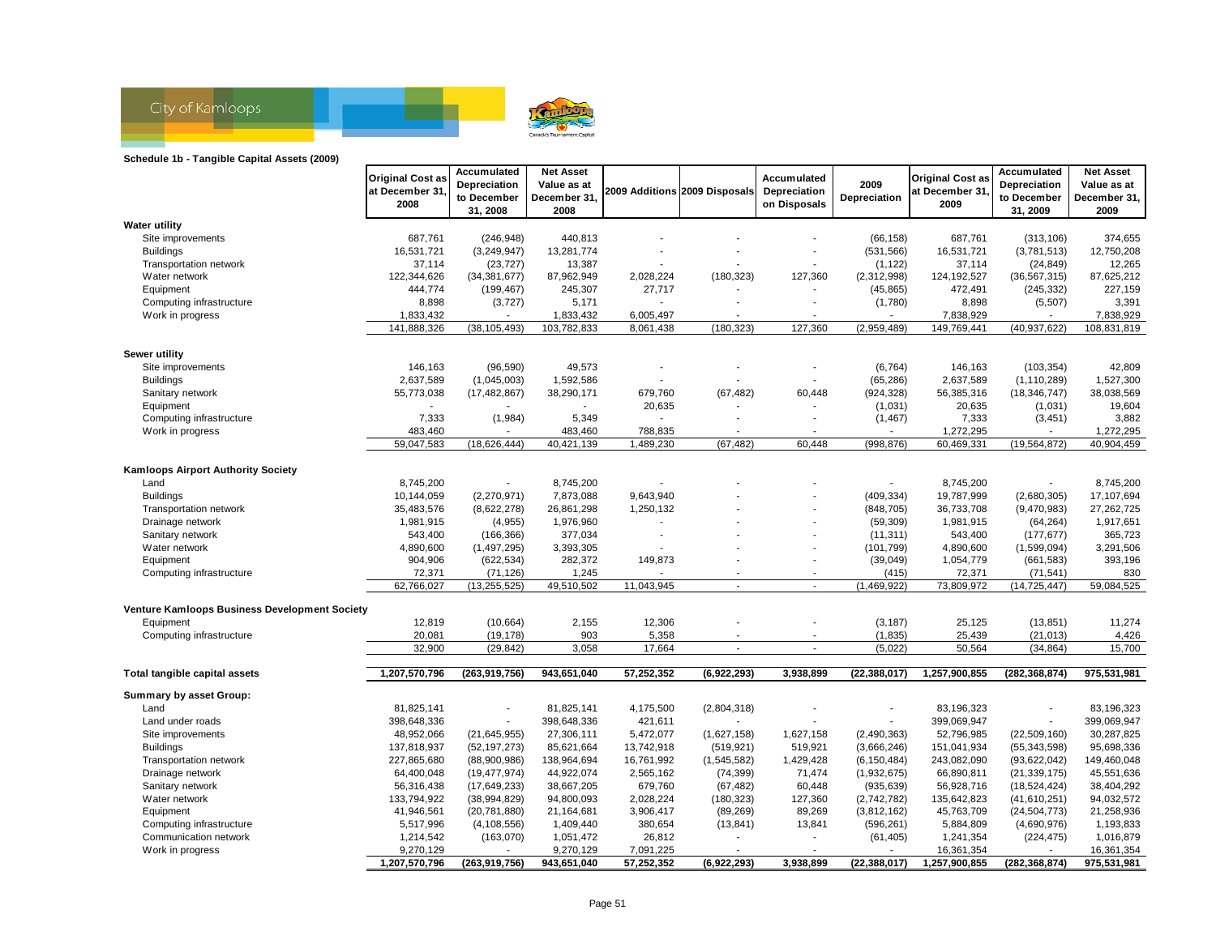**Schedule 1b - Tangible Capital Assets (2009)**

| | Original Cost as at December 31, 2008 | Accumulated Depreciation to December 31, 2008 | Net Asset Value as at December 31, 2008 | 2009 Additions | 2009 Disposals | Accumulated Depreciation on Disposals | 2009 Depreciation | Original Cost as at December 31, 2009 | Accumulated Depreciation to December 31, 2009 | Net Asset Value as at December 31, 2009 |
|---|---|---|---|---|---|---|---|---|---|---|
| **Water utility** | | | | | | | | | | |
| Site improvements | 687,761 | (246,948) | 440,813 | - | - | - | (66,158) | 687,761 | (313,106) | 374,655 |
| Buildings | 16,531,721 | (3,249,947) | 13,281,774 | - | - | - | (531,566) | 16,531,721 | (3,781,513) | 12,750,208 |
| Transportation network | 37,114 | (23,727) | 13,387 | - | - | - | (1,122) | 37,114 | (24,849) | 12,265 |
| Water network | 122,344,626 | (34,381,677) | 87,962,949 | 2,028,224 | (180,323) | 127,360 | (2,312,998) | 124,192,527 | (36,567,315) | 87,625,212 |
| Equipment | 444,774 | (199,467) | 245,307 | 27,717 | - | - | (45,865) | 472,491 | (245,332) | 227,159 |
| Computing infrastructure | 8,898 | (3,727) | 5,171 | - | - | - | (1,780) | 8,898 | (5,507) | 3,391 |
| Work in progress | 1,833,432 | - | 1,833,432 | 6,005,497 | - | - | - | 7,838,929 | - | 7,838,929 |
| | 141,888,326 | (38,105,493) | 103,782,833 | 8,061,438 | (180,323) | 127,360 | (2,959,489) | 149,769,441 | (40,937,622) | 108,831,819 |
| **Sewer utility** | | | | | | | | | | |
| Site improvements | 146,163 | (96,590) | 49,573 | - | - | - | (6,764) | 146,163 | (103,354) | 42,809 |
| Buildings | 2,637,589 | (1,045,003) | 1,592,586 | - | - | - | (65,286) | 2,637,589 | (1,110,289) | 1,527,300 |
| Sanitary network | 55,773,038 | (17,482,867) | 38,290,171 | 679,760 | (67,482) | 60,448 | (924,328) | 56,385,316 | (18,346,747) | 38,038,569 |
| Equipment | - | - | - | 20,635 | - | - | (1,031) | 20,635 | (1,031) | 19,604 |
| Computing infrastructure | 7,333 | (1,984) | 5,349 | - | - | - | (1,467) | 7,333 | (3,451) | 3,882 |
| Work in progress | 483,460 | - | 483,460 | 788,835 | - | - | - | 1,272,295 | - | 1,272,295 |
| | 59,047,583 | (18,626,444) | 40,421,139 | 1,489,230 | (67,482) | 60,448 | (998,876) | 60,469,331 | (19,564,872) | 40,904,459 |
| **Kamloops Airport Authority Society** | | | | | | | | | | |
| Land | 8,745,200 | - | 8,745,200 | - | - | - | - | 8,745,200 | - | 8,745,200 |
| Buildings | 10,144,059 | (2,270,971) | 7,873,088 | 9,643,940 | - | - | (409,334) | 19,787,999 | (2,680,305) | 17,107,694 |
| Transportation network | 35,483,576 | (8,622,278) | 26,861,298 | 1,250,132 | - | - | (848,705) | 36,733,708 | (9,470,983) | 27,262,725 |
| Drainage network | 1,981,915 | (4,955) | 1,976,960 | - | - | - | (59,309) | 1,981,915 | (64,264) | 1,917,651 |
| Sanitary network | 543,400 | (166,366) | 377,034 | - | - | - | (11,311) | 543,400 | (177,677) | 365,723 |
| Water network | 4,890,600 | (1,497,295) | 3,393,305 | - | - | - | (101,799) | 4,890,600 | (1,599,094) | 3,291,506 |
| Equipment | 904,906 | (622,534) | 282,372 | 149,873 | - | - | (39,049) | 1,054,779 | (661,583) | 393,196 |
| Computing infrastructure | 72,371 | (71,126) | 1,245 | - | - | - | (415) | 72,371 | (71,541) | 830 |
| | 62,766,027 | (13,255,525) | 49,510,502 | 11,043,945 | - | - | (1,469,922) | 73,809,972 | (14,725,447) | 59,084,525 |
| **Venture Kamloops Business Development Society** | | | | | | | | | | |
| Equipment | 12,819 | (10,664) | 2,155 | 12,306 | - | - | (3,187) | 25,125 | (13,851) | 11,274 |
| Computing infrastructure | 20,081 | (19,178) | 903 | 5,358 | - | - | (1,835) | 25,439 | (21,013) | 4,426 |
| | 32,900 | (29,842) | 3,058 | 17,664 | - | - | (5,022) | 50,564 | (34,864) | 15,700 |
| **Total tangible capital assets** | **1,207,570,796** | **(263,919,756)** | **943,651,040** | **57,252,352** | **(6,922,293)** | **3,938,899** | **(22,388,017)** | **1,257,900,855** | **(282,368,874)** | **975,531,981** |
| **Summary by asset Group:** | | | | | | | | | | |
| Land | 81,825,141 | - | 81,825,141 | 4,175,500 | (2,804,318) | - | - | 83,196,323 | - | 83,196,323 |
| Land under roads | 398,648,336 | - | 398,648,336 | 421,611 | - | - | - | 399,069,947 | - | 399,069,947 |
| Site improvements | 48,952,066 | (21,645,955) | 27,306,111 | 5,472,077 | (1,627,158) | 1,627,158 | (2,490,363) | 52,796,985 | (22,509,160) | 30,287,825 |
| Buildings | 137,818,937 | (52,197,273) | 85,621,664 | 13,742,918 | (519,921) | 519,921 | (3,666,246) | 151,041,934 | (55,343,598) | 95,698,336 |
| Transportation network | 227,865,680 | (88,900,986) | 138,964,694 | 16,761,992 | (1,545,582) | 1,429,428 | (6,150,484) | 243,082,090 | (93,622,042) | 149,460,048 |
| Drainage network | 64,400,048 | (19,477,974) | 44,922,074 | 2,565,162 | (74,399) | 71,474 | (1,932,675) | 66,890,811 | (21,339,175) | 45,551,636 |
| Sanitary network | 56,316,438 | (17,649,233) | 38,667,205 | 679,760 | (67,482) | 60,448 | (935,639) | 56,928,716 | (18,524,424) | 38,404,292 |
| Water network | 133,794,922 | (38,994,829) | 94,800,093 | 2,028,224 | (180,323) | 127,360 | (2,742,782) | 135,642,823 | (41,610,251) | 94,032,572 |
| Equipment | 41,946,561 | (20,781,880) | 21,164,681 | 3,906,417 | (89,269) | 89,269 | (3,812,162) | 45,763,709 | (24,504,773) | 21,258,936 |
| Computing infrastructure | 5,517,996 | (4,108,556) | 1,409,440 | 380,654 | (13,841) | 13,841 | (596,261) | 5,884,809 | (4,690,976) | 1,193,833 |
| Communication network | 1,214,542 | (163,070) | 1,051,472 | 26,812 | - | - | (61,405) | 1,241,354 | (224,475) | 1,016,879 |
| Work in progress | 9,270,129 | - | 9,270,129 | 7,091,225 | - | - | - | 16,361,354 | - | 16,361,354 |
| | **1,207,570,796** | **(263,919,756)** | **943,651,040** | **57,252,352** | **(6,922,293)** | **3,938,899** | **(22,388,017)** | **1,257,900,855** | **(282,368,874)** | **975,531,981** |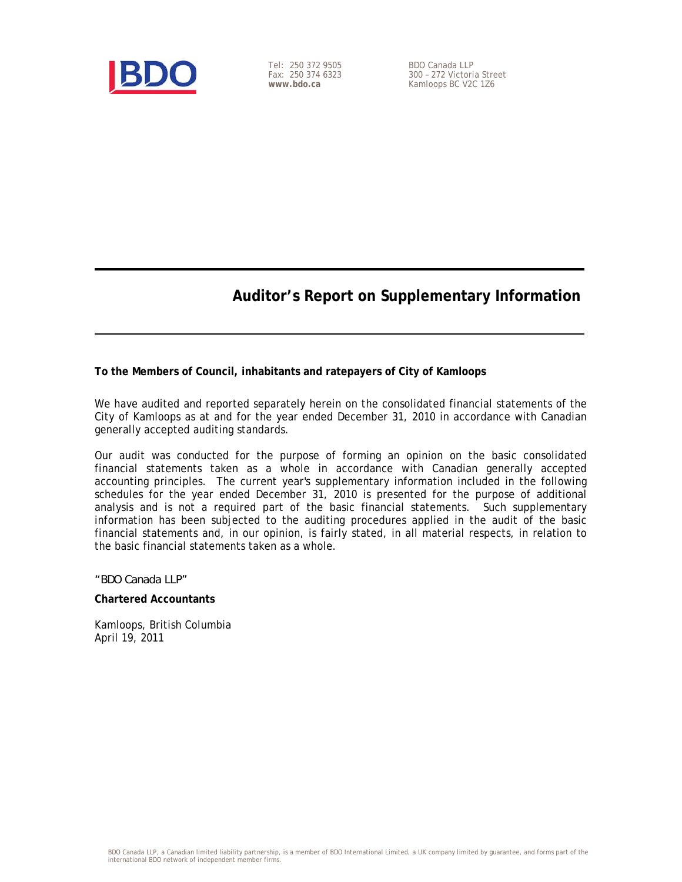Tel: 250 372 9505
Fax: 250 374 6323
**www.bdo.ca**

BDO Canada LLP
300 – 272 Victoria Street
Kamloops BC V2C 1Z6

# Auditor's Report on Supplementary Information

**To the Members of Council, inhabitants and ratepayers of City of Kamloops**

We have audited and reported separately herein on the consolidated financial statements of the City of Kamloops as at and for the year ended December 31, 2010 in accordance with Canadian generally accepted auditing standards.

Our audit was conducted for the purpose of forming an opinion on the basic consolidated financial statements taken as a whole in accordance with Canadian generally accepted accounting principles. The current year's supplementary information included in the following schedules for the year ended December 31, 2010 is presented for the purpose of additional analysis and is not a required part of the basic financial statements. Such supplementary information has been subjected to the auditing procedures applied in the audit of the basic financial statements and, in our opinion, is fairly stated, in all material respects, in relation to the basic financial statements taken as a whole.

"BDO Canada LLP"

**Chartered Accountants**

Kamloops, British Columbia
April 19, 2011

BDO Canada LLP, a Canadian limited liability partnership, is a member of BDO International Limited, a UK company limited by guarantee, and forms part of the international BDO network of independent member firms.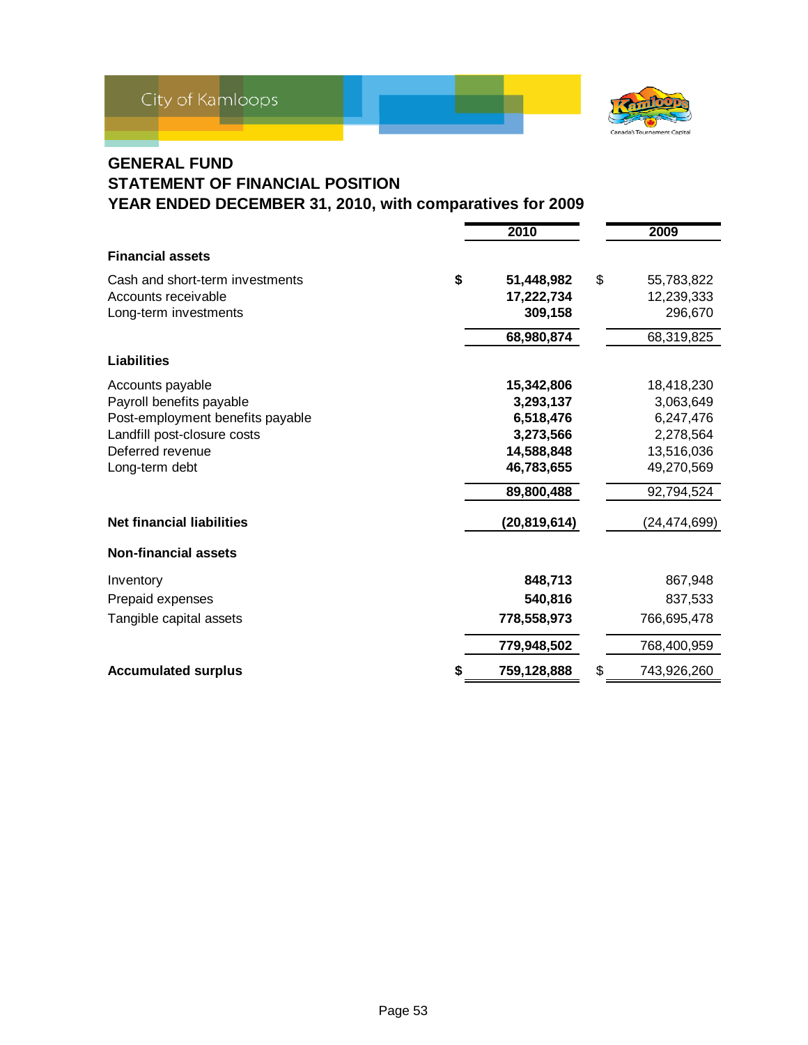City of Kamloops

# GENERAL FUND
## STATEMENT OF FINANCIAL POSITION
## YEAR ENDED DECEMBER 31, 2010, with comparatives for 2009

| | 2010 | 2009 |
|---|---|---|
| **Financial assets** | | |
| Cash and short-term investments | $ **51,448,982** | $ 55,783,822 |
| Accounts receivable | **17,222,734** | 12,239,333 |
| Long-term investments | **309,158** | 296,670 |
| | **68,980,874** | 68,319,825 |
| **Liabilities** | | |
| Accounts payable | **15,342,806** | 18,418,230 |
| Payroll benefits payable | **3,293,137** | 3,063,649 |
| Post-employment benefits payable | **6,518,476** | 6,247,476 |
| Landfill post-closure costs | **3,273,566** | 2,278,564 |
| Deferred revenue | **14,588,848** | 13,516,036 |
| Long-term debt | **46,783,655** | 49,270,569 |
| | **89,800,488** | 92,794,524 |
| **Net financial liabilities** | **(20,819,614)** | (24,474,699) |
| **Non-financial assets** | | |
| Inventory | **848,713** | 867,948 |
| Prepaid expenses | **540,816** | 837,533 |
| Tangible capital assets | **778,558,973** | 766,695,478 |
| | **779,948,502** | 768,400,959 |
| **Accumulated surplus** | $ **759,128,888** | $ 743,926,260 |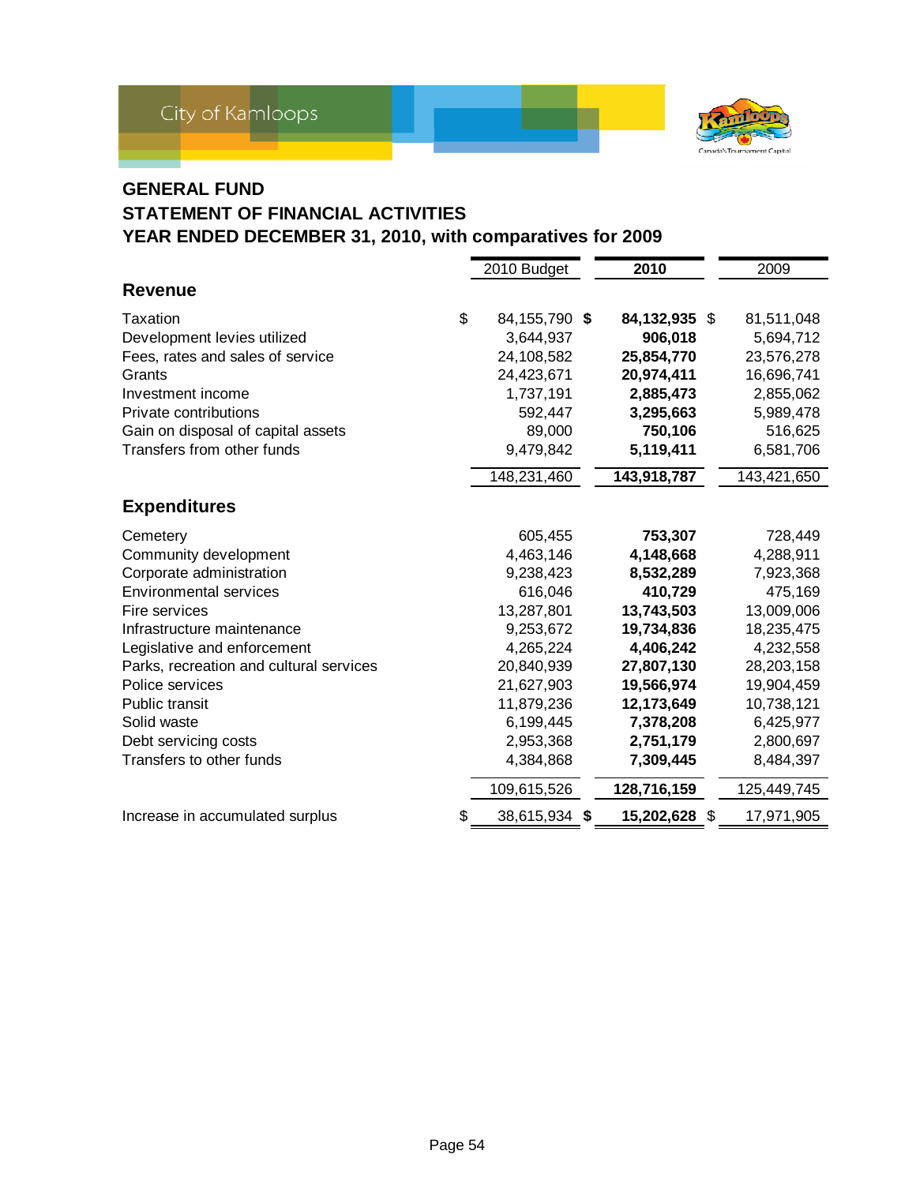# GENERAL FUND
## STATEMENT OF FINANCIAL ACTIVITIES
## YEAR ENDED DECEMBER 31, 2010, with comparatives for 2009

| | 2010 Budget | **2010** | 2009 |
|---|---|---|---|
| **Revenue** | | | |
| Taxation | $ 84,155,790 | **$ 84,132,935** | $ 81,511,048 |
| Development levies utilized | 3,644,937 | **906,018** | 5,694,712 |
| Fees, rates and sales of service | 24,108,582 | **25,854,770** | 23,576,278 |
| Grants | 24,423,671 | **20,974,411** | 16,696,741 |
| Investment income | 1,737,191 | **2,885,473** | 2,855,062 |
| Private contributions | 592,447 | **3,295,663** | 5,989,478 |
| Gain on disposal of capital assets | 89,000 | **750,106** | 516,625 |
| Transfers from other funds | 9,479,842 | **5,119,411** | 6,581,706 |
| | 148,231,460 | **143,918,787** | 143,421,650 |
| **Expenditures** | | | |
| Cemetery | 605,455 | **753,307** | 728,449 |
| Community development | 4,463,146 | **4,148,668** | 4,288,911 |
| Corporate administration | 9,238,423 | **8,532,289** | 7,923,368 |
| Environmental services | 616,046 | **410,729** | 475,169 |
| Fire services | 13,287,801 | **13,743,503** | 13,009,006 |
| Infrastructure maintenance | 9,253,672 | **19,734,836** | 18,235,475 |
| Legislative and enforcement | 4,265,224 | **4,406,242** | 4,232,558 |
| Parks, recreation and cultural services | 20,840,939 | **27,807,130** | 28,203,158 |
| Police services | 21,627,903 | **19,566,974** | 19,904,459 |
| Public transit | 11,879,236 | **12,173,649** | 10,738,121 |
| Solid waste | 6,199,445 | **7,378,208** | 6,425,977 |
| Debt servicing costs | 2,953,368 | **2,751,179** | 2,800,697 |
| Transfers to other funds | 4,384,868 | **7,309,445** | 8,484,397 |
| | 109,615,526 | **128,716,159** | 125,449,745 |
| Increase in accumulated surplus | $ 38,615,934 | **$ 15,202,628** | $ 17,971,905 |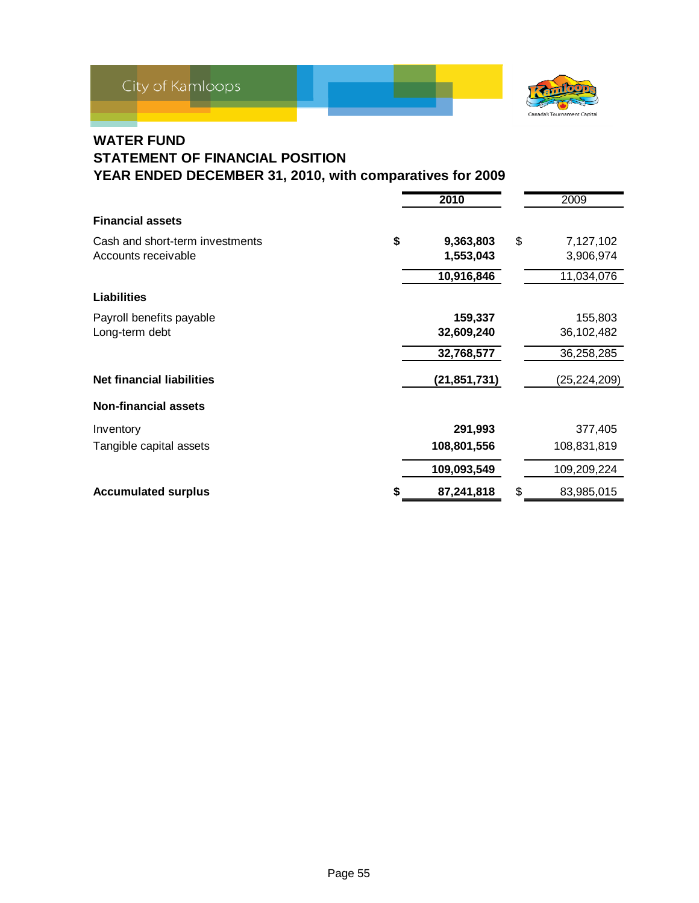# WATER FUND
## STATEMENT OF FINANCIAL POSITION
## YEAR ENDED DECEMBER 31, 2010, with comparatives for 2009

| | 2010 | 2009 |
|---|---|---|
| **Financial assets** | | |
| Cash and short-term investments | **$ 9,363,803** | $ 7,127,102 |
| Accounts receivable | **1,553,043** | 3,906,974 |
| | **10,916,846** | 11,034,076 |
| **Liabilities** | | |
| Payroll benefits payable | **159,337** | 155,803 |
| Long-term debt | **32,609,240** | 36,102,482 |
| | **32,768,577** | 36,258,285 |
| **Net financial liabilities** | **(21,851,731)** | (25,224,209) |
| **Non-financial assets** | | |
| Inventory | **291,993** | 377,405 |
| Tangible capital assets | **108,801,556** | 108,831,819 |
| | **109,093,549** | 109,209,224 |
| **Accumulated surplus** | **$ 87,241,818** | $ 83,985,015 |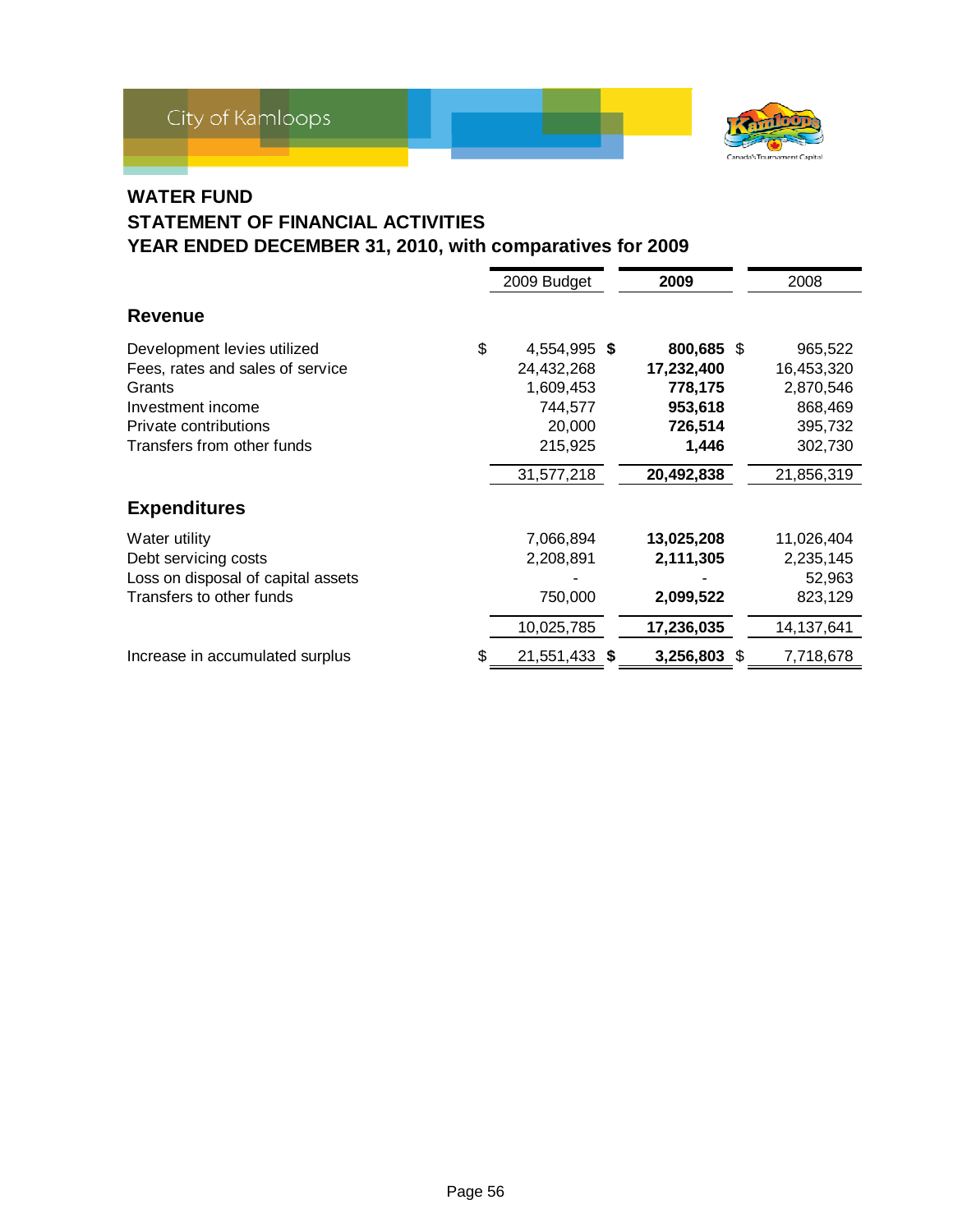# WATER FUND

## STATEMENT OF FINANCIAL ACTIVITIES

## YEAR ENDED DECEMBER 31, 2010, with comparatives for 2009

| | 2009 Budget | **2009** | 2008 |
|---|---|---|---|
| **Revenue** | | | |
| Development levies utilized | $ 4,554,995 | **$ 800,685** | $ 965,522 |
| Fees, rates and sales of service | 24,432,268 | **17,232,400** | 16,453,320 |
| Grants | 1,609,453 | **778,175** | 2,870,546 |
| Investment income | 744,577 | **953,618** | 868,469 |
| Private contributions | 20,000 | **726,514** | 395,732 |
| Transfers from other funds | 215,925 | **1,446** | 302,730 |
| | 31,577,218 | **20,492,838** | 21,856,319 |
| **Expenditures** | | | |
| Water utility | 7,066,894 | **13,025,208** | 11,026,404 |
| Debt servicing costs | 2,208,891 | **2,111,305** | 2,235,145 |
| Loss on disposal of capital assets | - | **-** | 52,963 |
| Transfers to other funds | 750,000 | **2,099,522** | 823,129 |
| | 10,025,785 | **17,236,035** | 14,137,641 |
| Increase in accumulated surplus | $ 21,551,433 | **$ 3,256,803** | $ 7,718,678 |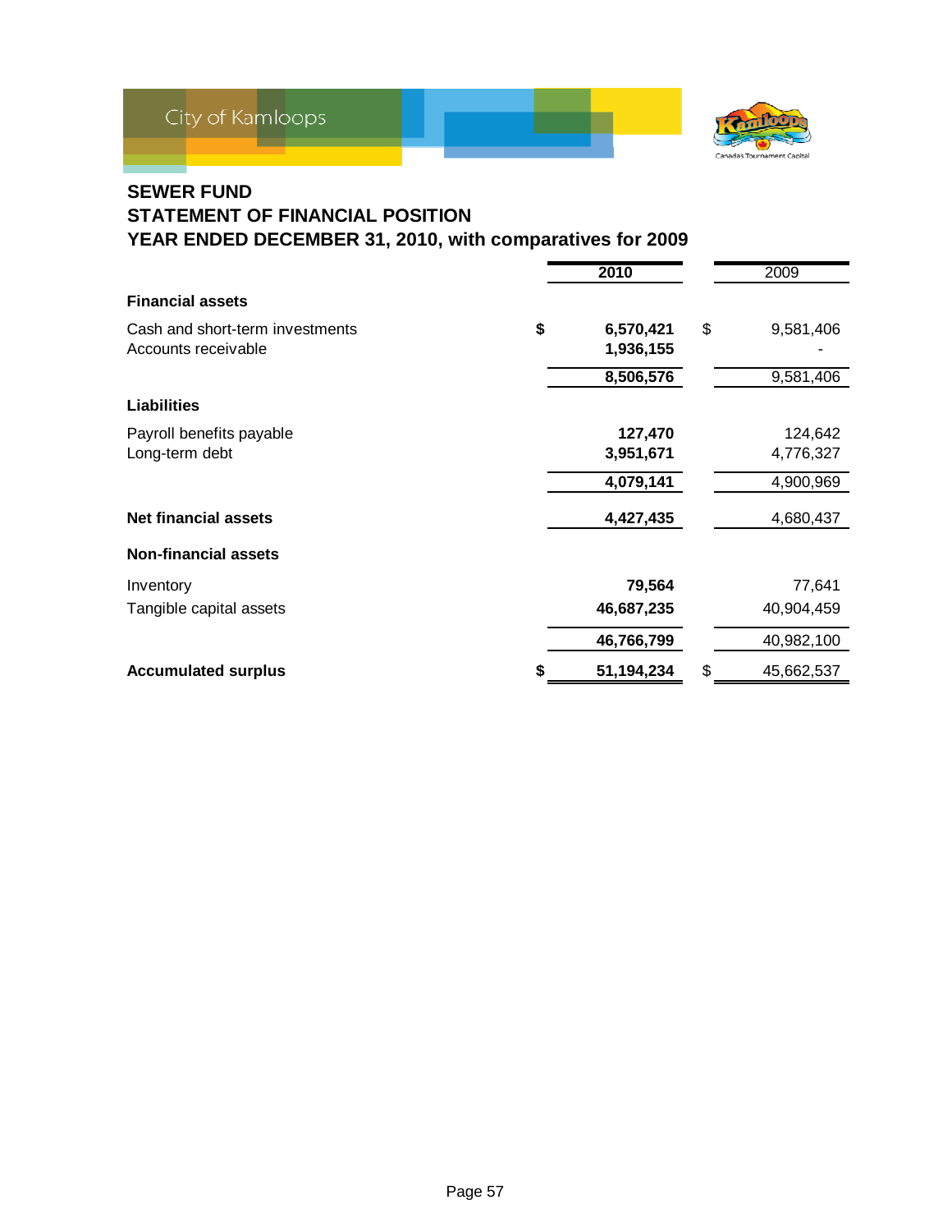# SEWER FUND
## STATEMENT OF FINANCIAL POSITION
## YEAR ENDED DECEMBER 31, 2010, with comparatives for 2009

| | 2010 | 2009 |
|---|---|---|
| **Financial assets** | | |
| Cash and short-term investments | $ 6,570,421 | $ 9,581,406 |
| Accounts receivable | 1,936,155 | - |
| | 8,506,576 | 9,581,406 |
| **Liabilities** | | |
| Payroll benefits payable | 127,470 | 124,642 |
| Long-term debt | 3,951,671 | 4,776,327 |
| | 4,079,141 | 4,900,969 |
| **Net financial assets** | 4,427,435 | 4,680,437 |
| **Non-financial assets** | | |
| Inventory | 79,564 | 77,641 |
| Tangible capital assets | 46,687,235 | 40,904,459 |
| | 46,766,799 | 40,982,100 |
| **Accumulated surplus** | $ 51,194,234 | $ 45,662,537 |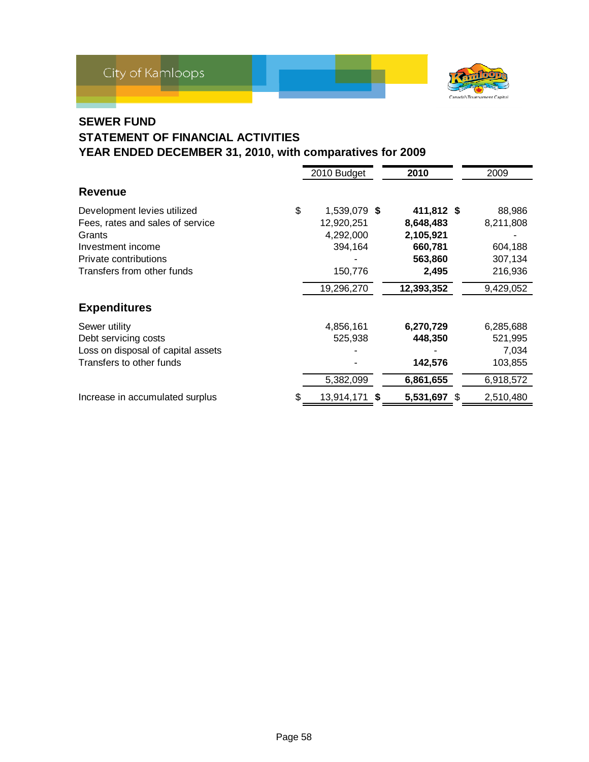# SEWER FUND
## STATEMENT OF FINANCIAL ACTIVITIES
## YEAR ENDED DECEMBER 31, 2010, with comparatives for 2009

| | 2010 Budget | **2010** | 2009 |
|---|---|---|---|
| **Revenue** | | | |
| Development levies utilized | $ 1,539,079 | **$ 411,812** | $ 88,986 |
| Fees, rates and sales of service | 12,920,251 | **8,648,483** | 8,211,808 |
| Grants | 4,292,000 | **2,105,921** | - |
| Investment income | 394,164 | **660,781** | 604,188 |
| Private contributions | - | **563,860** | 307,134 |
| Transfers from other funds | 150,776 | **2,495** | 216,936 |
| | 19,296,270 | **12,393,352** | 9,429,052 |
| **Expenditures** | | | |
| Sewer utility | 4,856,161 | **6,270,729** | 6,285,688 |
| Debt servicing costs | 525,938 | **448,350** | 521,995 |
| Loss on disposal of capital assets | - | **-** | 7,034 |
| Transfers to other funds | - | **142,576** | 103,855 |
| | 5,382,099 | **6,861,655** | 6,918,572 |
| Increase in accumulated surplus | $ 13,914,171 | **$ 5,531,697** | $ 2,510,480 |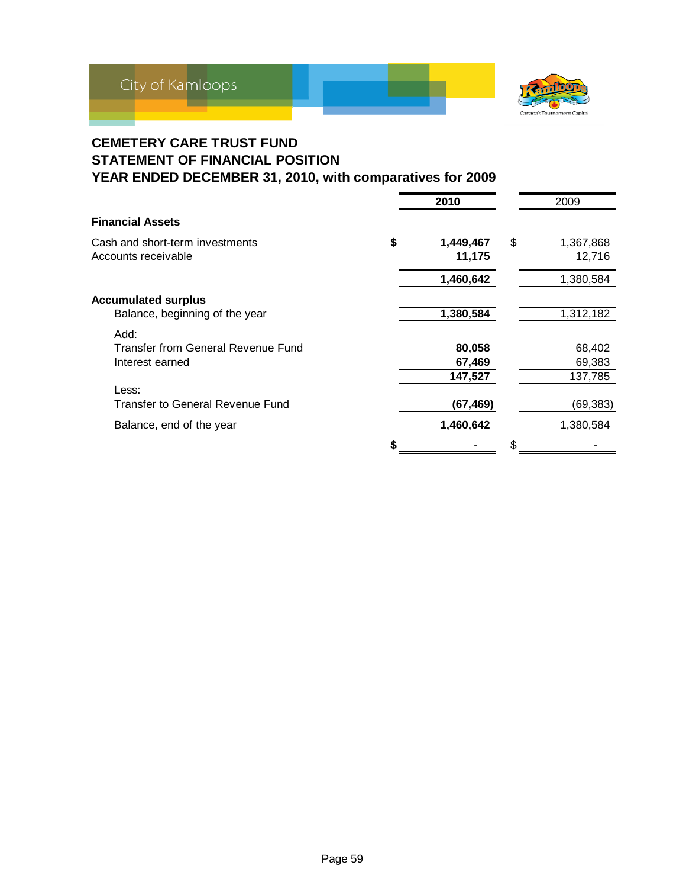# CEMETERY CARE TRUST FUND
## STATEMENT OF FINANCIAL POSITION
## YEAR ENDED DECEMBER 31, 2010, with comparatives for 2009

| | 2010 | 2009 |
|---|---|---|
| **Financial Assets** | | |
| Cash and short-term investments | $ 1,449,467 | $ 1,367,868 |
| Accounts receivable | 11,175 | 12,716 |
| | 1,460,642 | 1,380,584 |
| **Accumulated surplus** | | |
| Balance, beginning of the year | 1,380,584 | 1,312,182 |
| Add: | | |
| Transfer from General Revenue Fund | 80,058 | 68,402 |
| Interest earned | 67,469 | 69,383 |
| | 147,527 | 137,785 |
| Less: | | |
| Transfer to General Revenue Fund | (67,469) | (69,383) |
| Balance, end of the year | 1,460,642 | 1,380,584 |
| | $ - | $ - |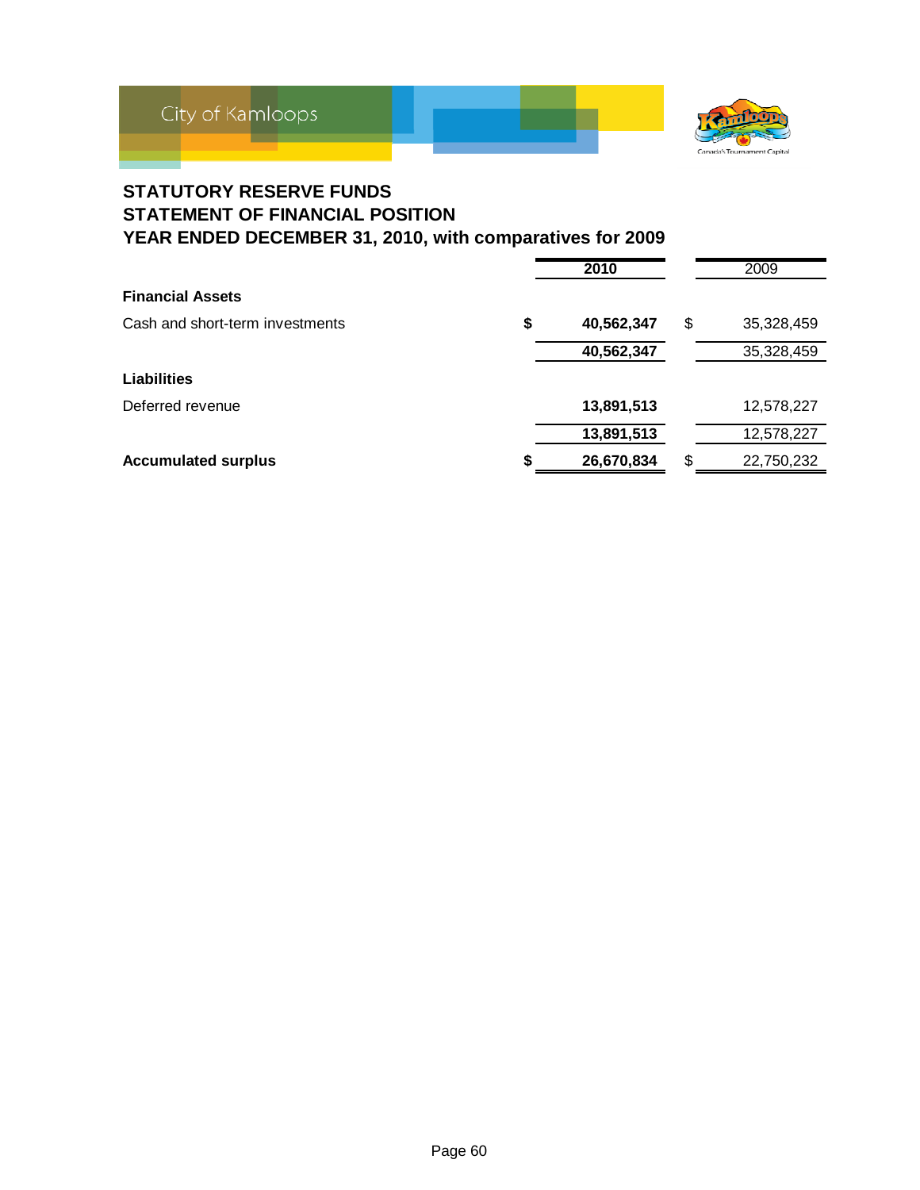## STATUTORY RESERVE FUNDS
## STATEMENT OF FINANCIAL POSITION
## YEAR ENDED DECEMBER 31, 2010, with comparatives for 2009

| | **2010** | 2009 |
|---|---|---|
| **Financial Assets** | | |
| Cash and short-term investments | **$ 40,562,347** | $ 35,328,459 |
| | **40,562,347** | 35,328,459 |
| **Liabilities** | | |
| Deferred revenue | **13,891,513** | 12,578,227 |
| | **13,891,513** | 12,578,227 |
| **Accumulated surplus** | **$ 26,670,834** | $ 22,750,232 |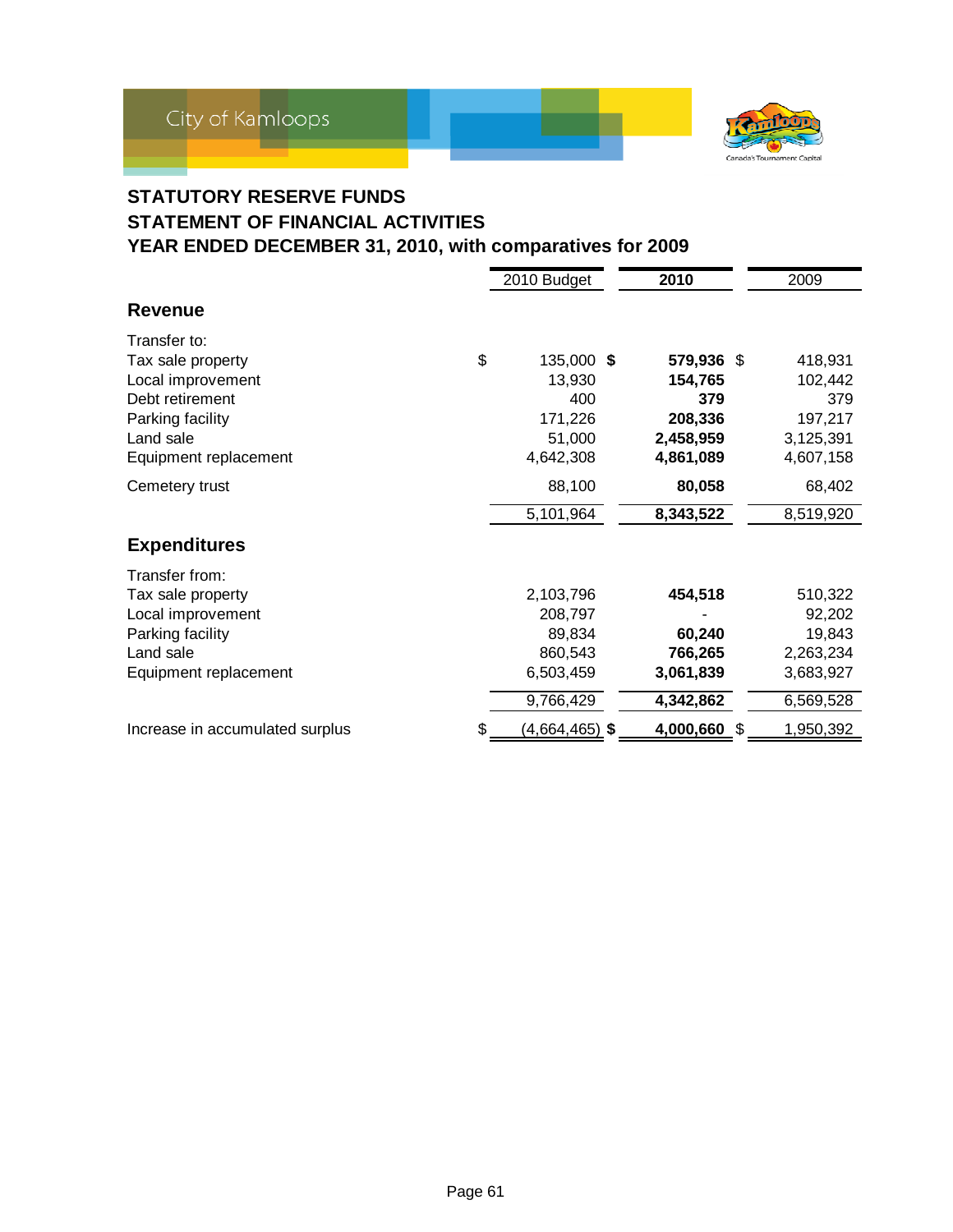## STATUTORY RESERVE FUNDS
## STATEMENT OF FINANCIAL ACTIVITIES
## YEAR ENDED DECEMBER 31, 2010, with comparatives for 2009

| | 2010 Budget | **2010** | 2009 |
|---|---|---|---|
| **Revenue** | | | |
| Transfer to: | | | |
| Tax sale property | $ 135,000 | **$ 579,936** | $ 418,931 |
| Local improvement | 13,930 | **154,765** | 102,442 |
| Debt retirement | 400 | **379** | 379 |
| Parking facility | 171,226 | **208,336** | 197,217 |
| Land sale | 51,000 | **2,458,959** | 3,125,391 |
| Equipment replacement | 4,642,308 | **4,861,089** | 4,607,158 |
| Cemetery trust | 88,100 | **80,058** | 68,402 |
| | 5,101,964 | **8,343,522** | 8,519,920 |
| **Expenditures** | | | |
| Transfer from: | | | |
| Tax sale property | 2,103,796 | **454,518** | 510,322 |
| Local improvement | 208,797 | **-** | 92,202 |
| Parking facility | 89,834 | **60,240** | 19,843 |
| Land sale | 860,543 | **766,265** | 2,263,234 |
| Equipment replacement | 6,503,459 | **3,061,839** | 3,683,927 |
| | 9,766,429 | **4,342,862** | 6,569,528 |
| Increase in accumulated surplus | $ (4,664,465) | **$ 4,000,660** | $ 1,950,392 |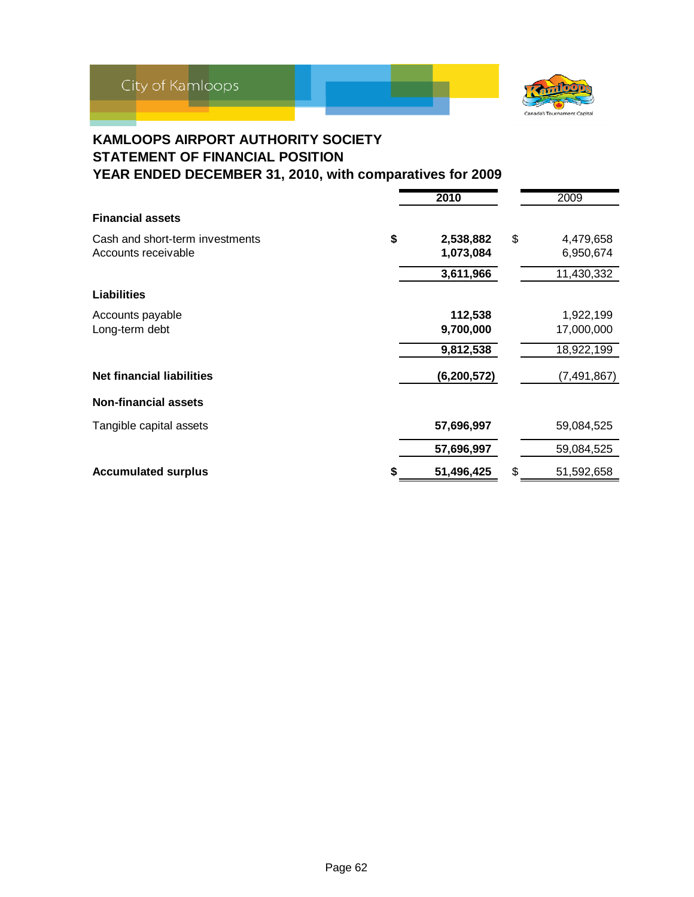## KAMLOOPS AIRPORT AUTHORITY SOCIETY
## STATEMENT OF FINANCIAL POSITION
## YEAR ENDED DECEMBER 31, 2010, with comparatives for 2009

| | 2010 | 2009 |
|---|---|---|
| **Financial assets** | | |
| Cash and short-term investments | $ 2,538,882 | $ 4,479,658 |
| Accounts receivable | 1,073,084 | 6,950,674 |
| | 3,611,966 | 11,430,332 |
| **Liabilities** | | |
| Accounts payable | 112,538 | 1,922,199 |
| Long-term debt | 9,700,000 | 17,000,000 |
| | 9,812,538 | 18,922,199 |
| **Net financial liabilities** | (6,200,572) | (7,491,867) |
| **Non-financial assets** | | |
| Tangible capital assets | 57,696,997 | 59,084,525 |
| | 57,696,997 | 59,084,525 |
| **Accumulated surplus** | $ 51,496,425 | $ 51,592,658 |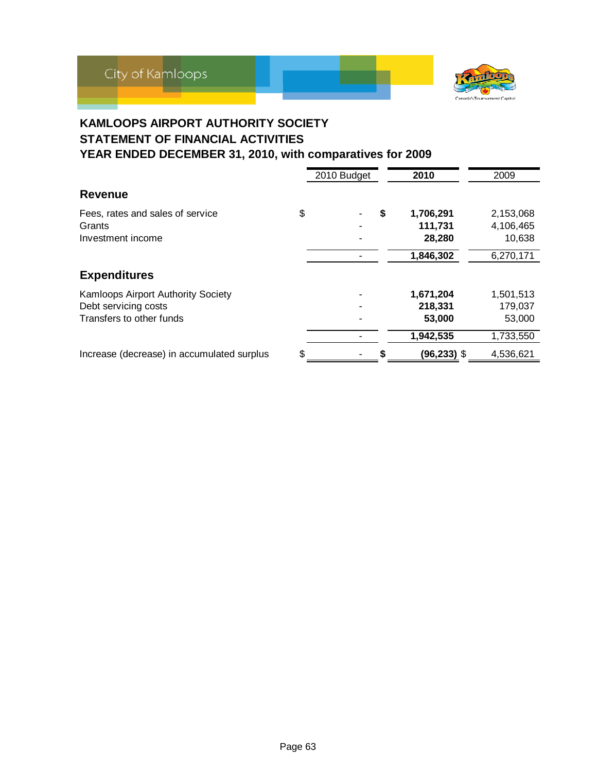# KAMLOOPS AIRPORT AUTHORITY SOCIETY
## STATEMENT OF FINANCIAL ACTIVITIES
## YEAR ENDED DECEMBER 31, 2010, with comparatives for 2009

| | 2010 Budget | **2010** | 2009 |
|---|---|---|---|
| **Revenue** | | | |
| Fees, rates and sales of service | $ - | **$ 1,706,291** | 2,153,068 |
| Grants | - | **111,731** | 4,106,465 |
| Investment income | - | **28,280** | 10,638 |
| | - | **1,846,302** | 6,270,171 |
| **Expenditures** | | | |
| Kamloops Airport Authority Society | - | **1,671,204** | 1,501,513 |
| Debt servicing costs | - | **218,331** | 179,037 |
| Transfers to other funds | - | **53,000** | 53,000 |
| | - | **1,942,535** | 1,733,550 |
| Increase (decrease) in accumulated surplus | $ - | **$ (96,233)** | $ 4,536,621 |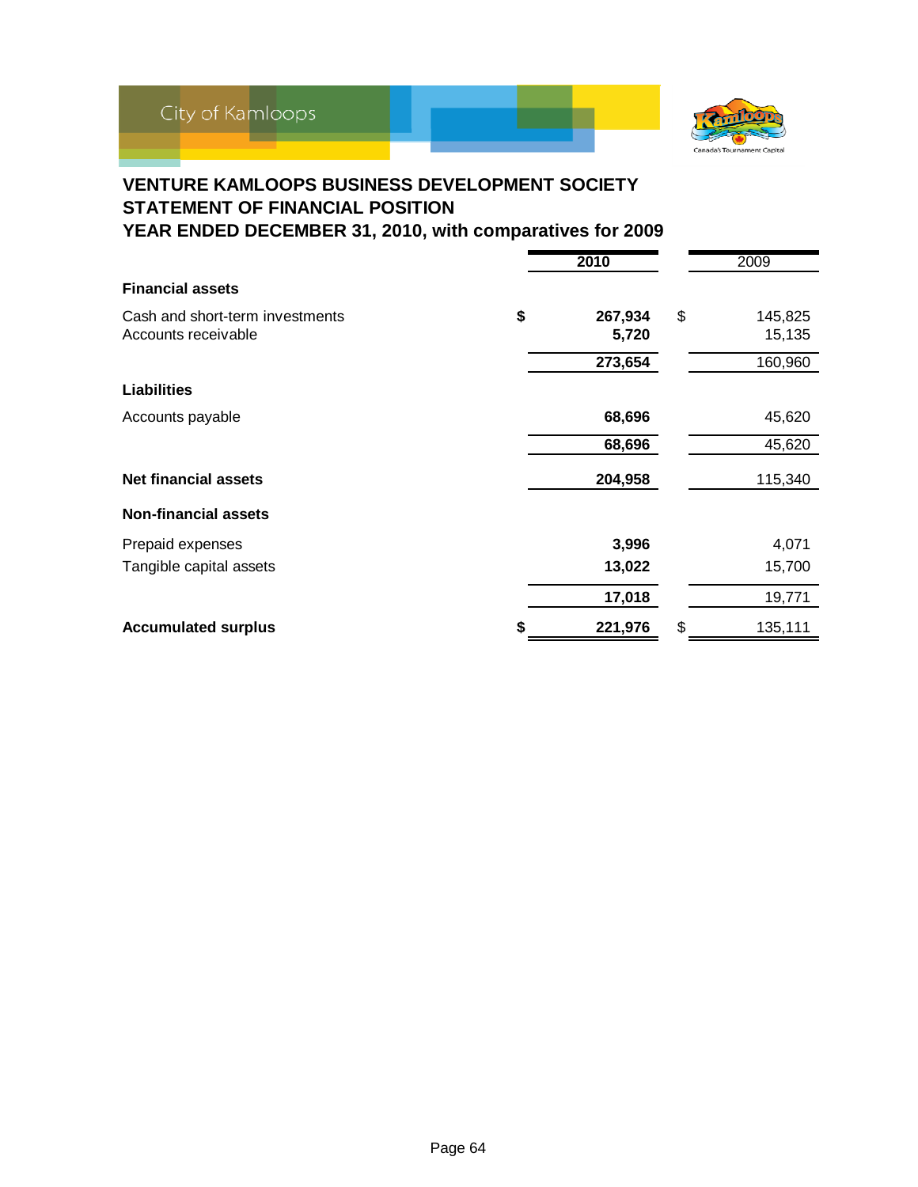# VENTURE KAMLOOPS BUSINESS DEVELOPMENT SOCIETY
## STATEMENT OF FINANCIAL POSITION
## YEAR ENDED DECEMBER 31, 2010, with comparatives for 2009

| | 2010 | 2009 |
|---|---|---|
| **Financial assets** | | |
| Cash and short-term investments | **$ 267,934** | $ 145,825 |
| Accounts receivable | **5,720** | 15,135 |
| | **273,654** | 160,960 |
| **Liabilities** | | |
| Accounts payable | **68,696** | 45,620 |
| | **68,696** | 45,620 |
| **Net financial assets** | **204,958** | 115,340 |
| **Non-financial assets** | | |
| Prepaid expenses | **3,996** | 4,071 |
| Tangible capital assets | **13,022** | 15,700 |
| | **17,018** | 19,771 |
| **Accumulated surplus** | **$ 221,976** | $ 135,111 |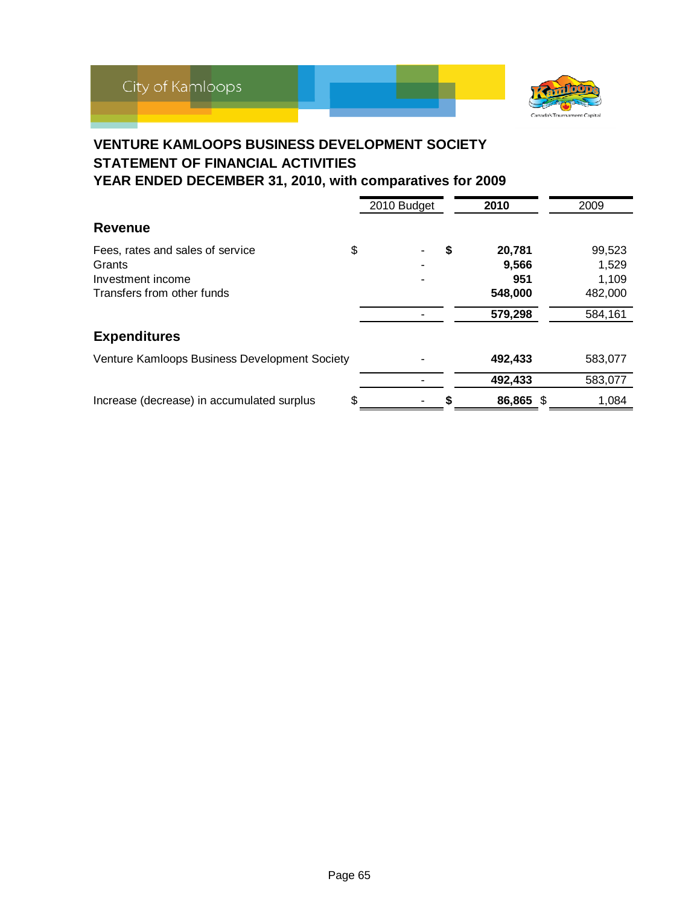# VENTURE KAMLOOPS BUSINESS DEVELOPMENT SOCIETY
## STATEMENT OF FINANCIAL ACTIVITIES
## YEAR ENDED DECEMBER 31, 2010, with comparatives for 2009

| | 2010 Budget | **2010** | 2009 |
|---|---|---|---|
| **Revenue** | | | |
| Fees, rates and sales of service | $ - | **$ 20,781** | 99,523 |
| Grants | - | **9,566** | 1,529 |
| Investment income | - | **951** | 1,109 |
| Transfers from other funds | | **548,000** | 482,000 |
| | - | **579,298** | 584,161 |
| **Expenditures** | | | |
| Venture Kamloops Business Development Society | - | **492,433** | 583,077 |
| | - | **492,433** | 583,077 |
| Increase (decrease) in accumulated surplus | $ - | **$ 86,865** | $ 1,084 |